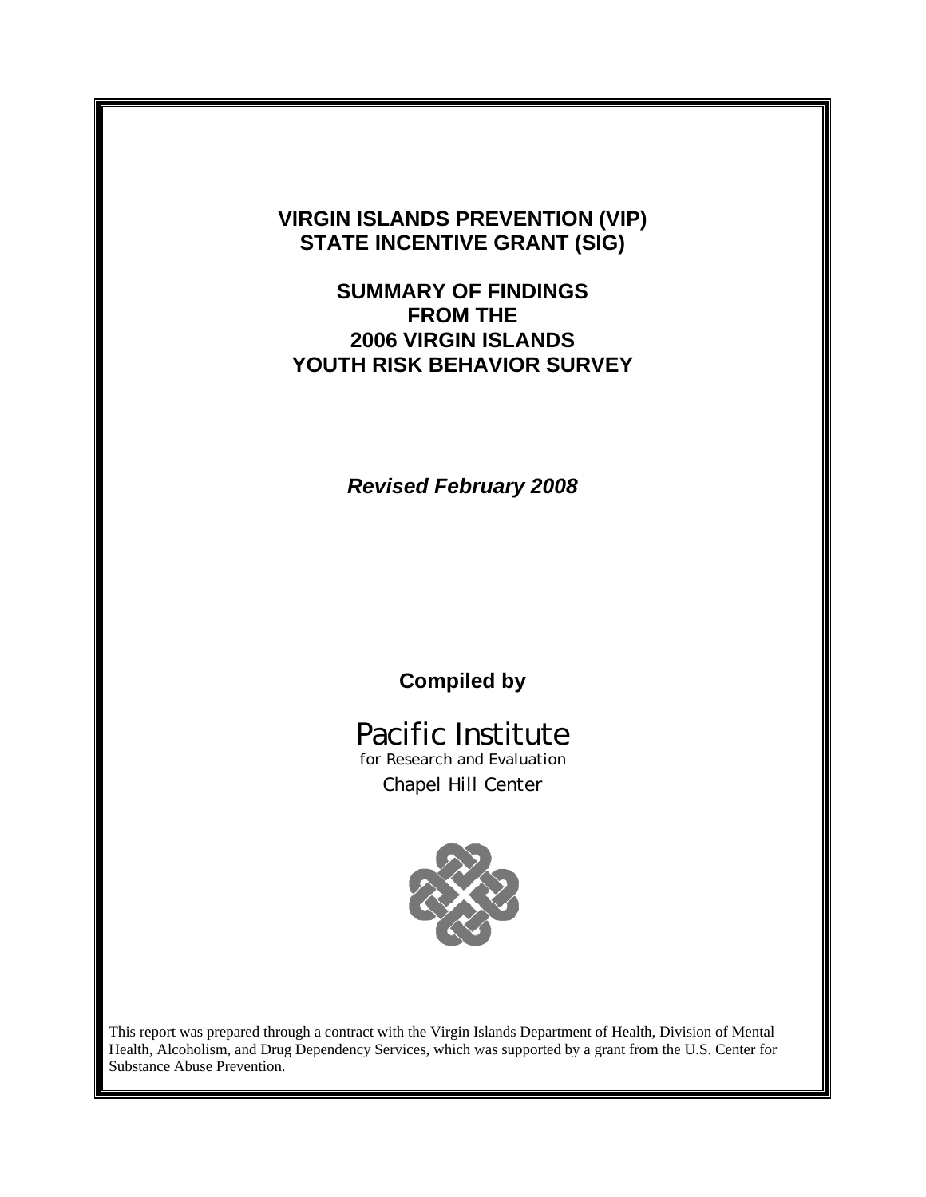# VIRGIN ISLANDS PREVENTION (VIP) STATE INCENTIVE GRANT (SIG)

## SUMMARY OF FINDINGS FROM THE 2006 VIRGIN ISLANDS YOUTH RISK BEHAVIOR SURVEY

***Revised February 2008***

**Compiled by**

Pacific Institute
for Research and Evaluation
Chapel Hill Center

This report was prepared through a contract with the Virgin Islands Department of Health, Division of Mental Health, Alcoholism, and Drug Dependency Services, which was supported by a grant from the U.S. Center for Substance Abuse Prevention.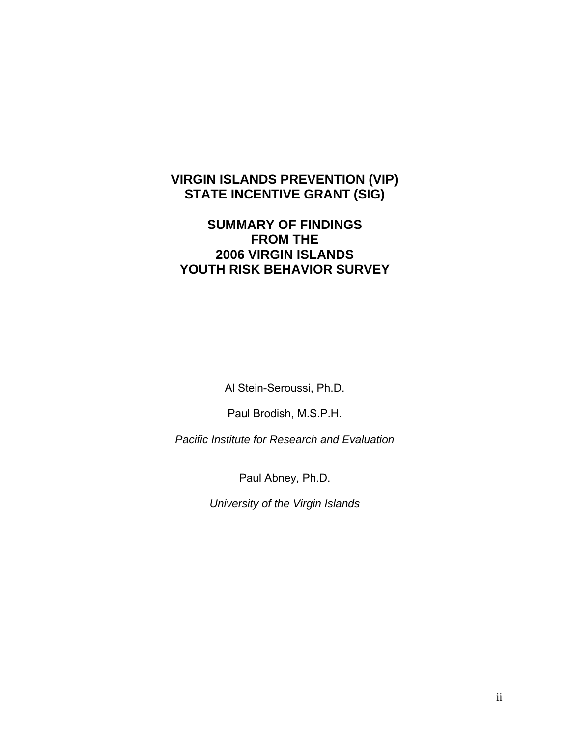# VIRGIN ISLANDS PREVENTION (VIP) STATE INCENTIVE GRANT (SIG)

## SUMMARY OF FINDINGS FROM THE 2006 VIRGIN ISLANDS YOUTH RISK BEHAVIOR SURVEY

Al Stein-Seroussi, Ph.D.

Paul Brodish, M.S.P.H.

*Pacific Institute for Research and Evaluation*

Paul Abney, Ph.D.

*University of the Virgin Islands*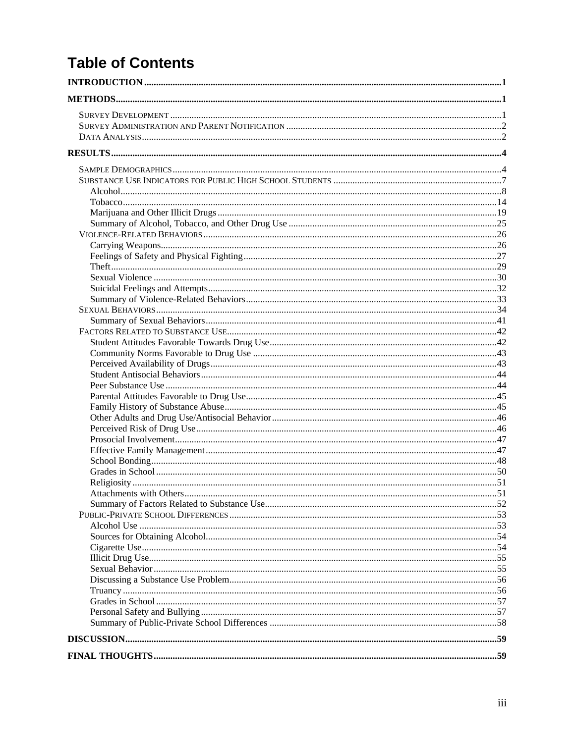# Table of Contents

**INTRODUCTION** ..... 1

**METHODS** ..... 1

- Survey Development ..... 1
- Survey Administration and Parent Notification ..... 2
- Data Analysis ..... 2

**RESULTS** ..... 4

- Sample Demographics ..... 4
- Substance Use Indicators for Public High School Students ..... 7
  - Alcohol ..... 8
  - Tobacco ..... 14
  - Marijuana and Other Illicit Drugs ..... 19
  - Summary of Alcohol, Tobacco, and Other Drug Use ..... 25
- Violence-Related Behaviors ..... 26
  - Carrying Weapons ..... 26
  - Feelings of Safety and Physical Fighting ..... 27
  - Theft ..... 29
  - Sexual Violence ..... 30
  - Suicidal Feelings and Attempts ..... 32
  - Summary of Violence-Related Behaviors ..... 33
- Sexual Behaviors ..... 34
  - Summary of Sexual Behaviors ..... 41
- Factors Related to Substance Use ..... 42
  - Student Attitudes Favorable Towards Drug Use ..... 42
  - Community Norms Favorable to Drug Use ..... 43
  - Perceived Availability of Drugs ..... 43
  - Student Antisocial Behaviors ..... 44
  - Peer Substance Use ..... 44
  - Parental Attitudes Favorable to Drug Use ..... 45
  - Family History of Substance Abuse ..... 45
  - Other Adults and Drug Use/Antisocial Behavior ..... 46
  - Perceived Risk of Drug Use ..... 46
  - Prosocial Involvement ..... 47
  - Effective Family Management ..... 47
  - School Bonding ..... 48
  - Grades in School ..... 50
  - Religiosity ..... 51
  - Attachments with Others ..... 51
  - Summary of Factors Related to Substance Use ..... 52
- Public-Private School Differences ..... 53
  - Alcohol Use ..... 53
  - Sources for Obtaining Alcohol ..... 54
  - Cigarette Use ..... 54
  - Illicit Drug Use ..... 55
  - Sexual Behavior ..... 55
  - Discussing a Substance Use Problem ..... 56
  - Truancy ..... 56
  - Grades in School ..... 57
  - Personal Safety and Bullying ..... 57
  - Summary of Public-Private School Differences ..... 58

**DISCUSSION** ..... 59

**FINAL THOUGHTS** ..... 59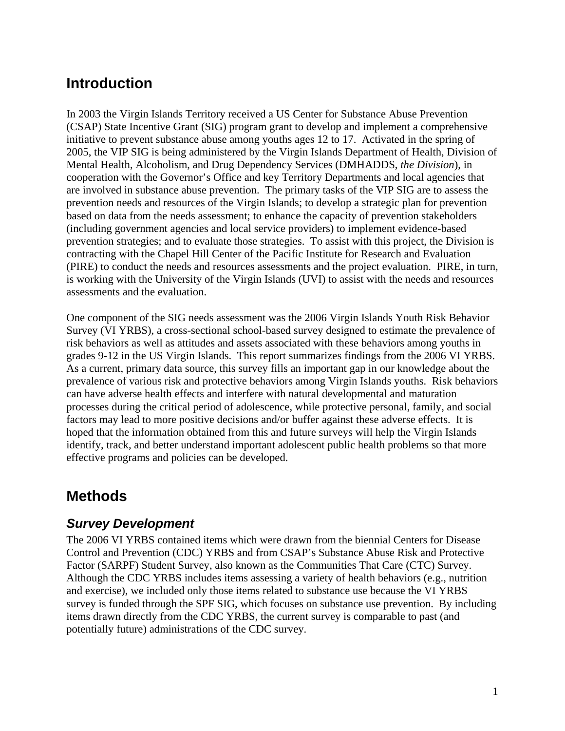## Introduction

In 2003 the Virgin Islands Territory received a US Center for Substance Abuse Prevention (CSAP) State Incentive Grant (SIG) program grant to develop and implement a comprehensive initiative to prevent substance abuse among youths ages 12 to 17. Activated in the spring of 2005, the VIP SIG is being administered by the Virgin Islands Department of Health, Division of Mental Health, Alcoholism, and Drug Dependency Services (DMHADDS, *the Division*), in cooperation with the Governor's Office and key Territory Departments and local agencies that are involved in substance abuse prevention. The primary tasks of the VIP SIG are to assess the prevention needs and resources of the Virgin Islands; to develop a strategic plan for prevention based on data from the needs assessment; to enhance the capacity of prevention stakeholders (including government agencies and local service providers) to implement evidence-based prevention strategies; and to evaluate those strategies. To assist with this project, the Division is contracting with the Chapel Hill Center of the Pacific Institute for Research and Evaluation (PIRE) to conduct the needs and resources assessments and the project evaluation. PIRE, in turn, is working with the University of the Virgin Islands (UVI) to assist with the needs and resources assessments and the evaluation.

One component of the SIG needs assessment was the 2006 Virgin Islands Youth Risk Behavior Survey (VI YRBS), a cross-sectional school-based survey designed to estimate the prevalence of risk behaviors as well as attitudes and assets associated with these behaviors among youths in grades 9-12 in the US Virgin Islands. This report summarizes findings from the 2006 VI YRBS. As a current, primary data source, this survey fills an important gap in our knowledge about the prevalence of various risk and protective behaviors among Virgin Islands youths. Risk behaviors can have adverse health effects and interfere with natural developmental and maturation processes during the critical period of adolescence, while protective personal, family, and social factors may lead to more positive decisions and/or buffer against these adverse effects. It is hoped that the information obtained from this and future surveys will help the Virgin Islands identify, track, and better understand important adolescent public health problems so that more effective programs and policies can be developed.

## Methods

### *Survey Development*

The 2006 VI YRBS contained items which were drawn from the biennial Centers for Disease Control and Prevention (CDC) YRBS and from CSAP's Substance Abuse Risk and Protective Factor (SARPF) Student Survey, also known as the Communities That Care (CTC) Survey. Although the CDC YRBS includes items assessing a variety of health behaviors (e.g., nutrition and exercise), we included only those items related to substance use because the VI YRBS survey is funded through the SPF SIG, which focuses on substance use prevention. By including items drawn directly from the CDC YRBS, the current survey is comparable to past (and potentially future) administrations of the CDC survey.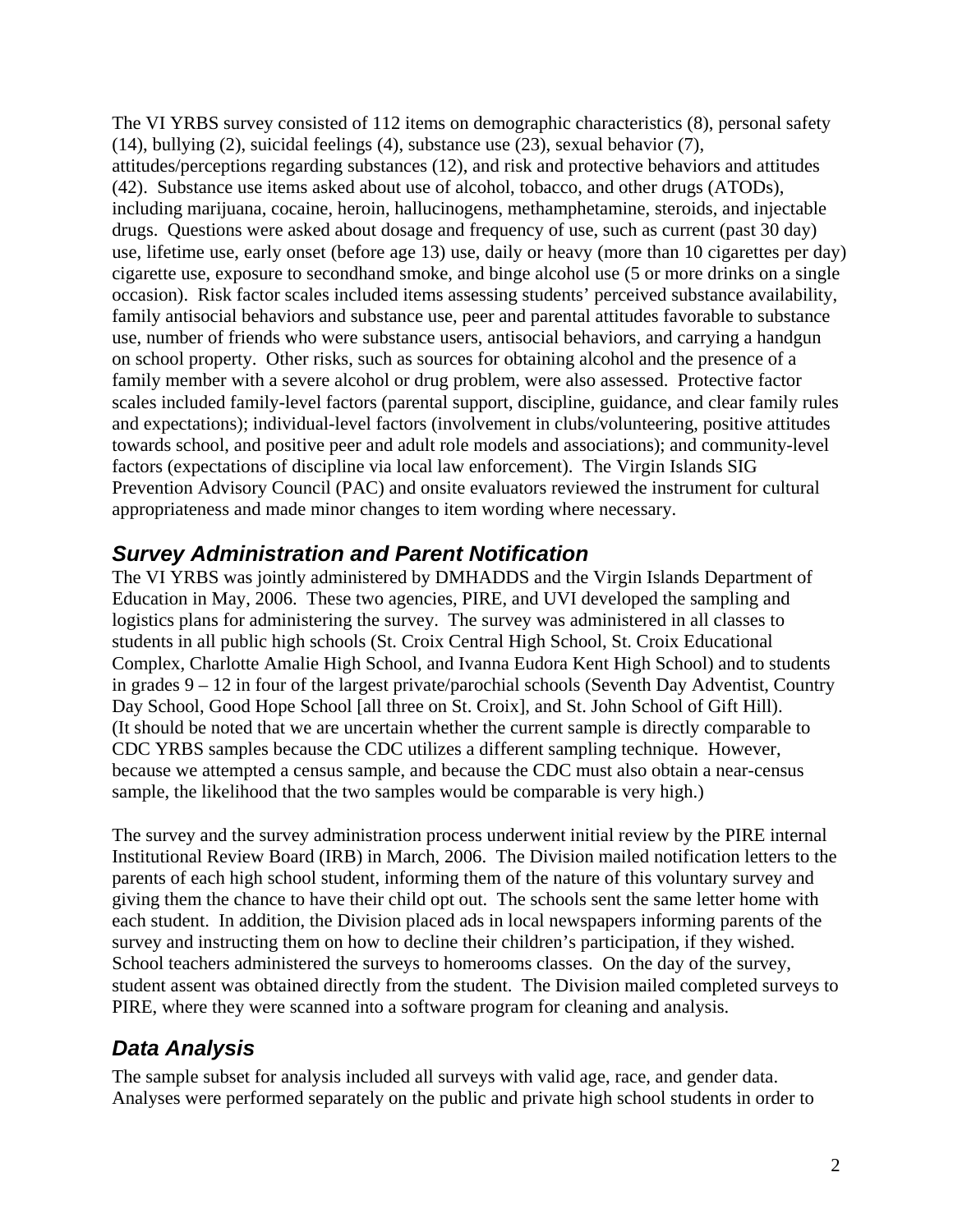The VI YRBS survey consisted of 112 items on demographic characteristics (8), personal safety (14), bullying (2), suicidal feelings (4), substance use (23), sexual behavior (7), attitudes/perceptions regarding substances (12), and risk and protective behaviors and attitudes (42). Substance use items asked about use of alcohol, tobacco, and other drugs (ATODs), including marijuana, cocaine, heroin, hallucinogens, methamphetamine, steroids, and injectable drugs. Questions were asked about dosage and frequency of use, such as current (past 30 day) use, lifetime use, early onset (before age 13) use, daily or heavy (more than 10 cigarettes per day) cigarette use, exposure to secondhand smoke, and binge alcohol use (5 or more drinks on a single occasion). Risk factor scales included items assessing students' perceived substance availability, family antisocial behaviors and substance use, peer and parental attitudes favorable to substance use, number of friends who were substance users, antisocial behaviors, and carrying a handgun on school property. Other risks, such as sources for obtaining alcohol and the presence of a family member with a severe alcohol or drug problem, were also assessed. Protective factor scales included family-level factors (parental support, discipline, guidance, and clear family rules and expectations); individual-level factors (involvement in clubs/volunteering, positive attitudes towards school, and positive peer and adult role models and associations); and community-level factors (expectations of discipline via local law enforcement). The Virgin Islands SIG Prevention Advisory Council (PAC) and onsite evaluators reviewed the instrument for cultural appropriateness and made minor changes to item wording where necessary.

## *Survey Administration and Parent Notification*

The VI YRBS was jointly administered by DMHADDS and the Virgin Islands Department of Education in May, 2006. These two agencies, PIRE, and UVI developed the sampling and logistics plans for administering the survey. The survey was administered in all classes to students in all public high schools (St. Croix Central High School, St. Croix Educational Complex, Charlotte Amalie High School, and Ivanna Eudora Kent High School) and to students in grades 9 – 12 in four of the largest private/parochial schools (Seventh Day Adventist, Country Day School, Good Hope School [all three on St. Croix], and St. John School of Gift Hill). (It should be noted that we are uncertain whether the current sample is directly comparable to CDC YRBS samples because the CDC utilizes a different sampling technique. However, because we attempted a census sample, and because the CDC must also obtain a near-census sample, the likelihood that the two samples would be comparable is very high.)

The survey and the survey administration process underwent initial review by the PIRE internal Institutional Review Board (IRB) in March, 2006. The Division mailed notification letters to the parents of each high school student, informing them of the nature of this voluntary survey and giving them the chance to have their child opt out. The schools sent the same letter home with each student. In addition, the Division placed ads in local newspapers informing parents of the survey and instructing them on how to decline their children's participation, if they wished. School teachers administered the surveys to homerooms classes. On the day of the survey, student assent was obtained directly from the student. The Division mailed completed surveys to PIRE, where they were scanned into a software program for cleaning and analysis.

## *Data Analysis*

The sample subset for analysis included all surveys with valid age, race, and gender data. Analyses were performed separately on the public and private high school students in order to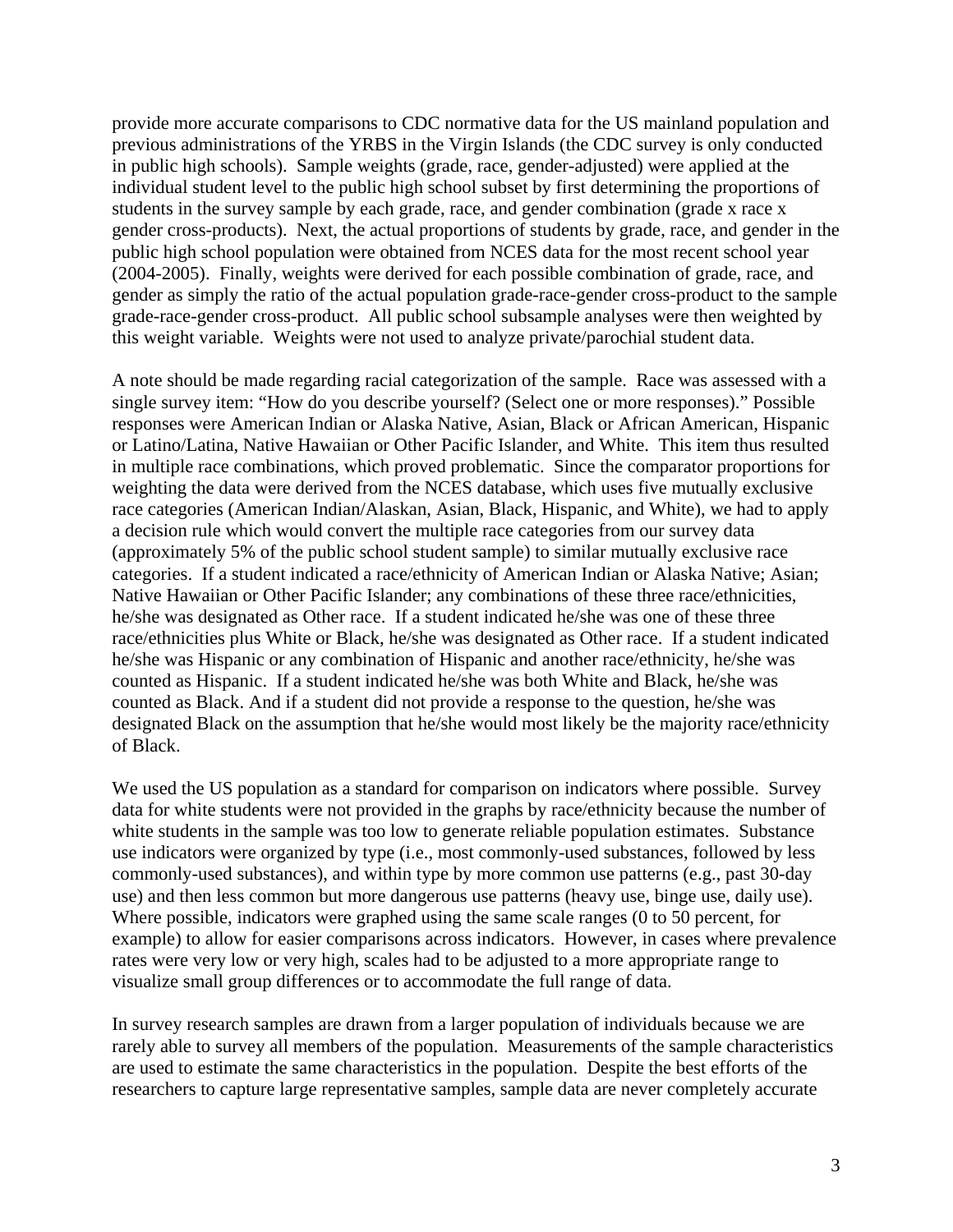provide more accurate comparisons to CDC normative data for the US mainland population and previous administrations of the YRBS in the Virgin Islands (the CDC survey is only conducted in public high schools). Sample weights (grade, race, gender-adjusted) were applied at the individual student level to the public high school subset by first determining the proportions of students in the survey sample by each grade, race, and gender combination (grade x race x gender cross-products). Next, the actual proportions of students by grade, race, and gender in the public high school population were obtained from NCES data for the most recent school year (2004-2005). Finally, weights were derived for each possible combination of grade, race, and gender as simply the ratio of the actual population grade-race-gender cross-product to the sample grade-race-gender cross-product. All public school subsample analyses were then weighted by this weight variable. Weights were not used to analyze private/parochial student data.

A note should be made regarding racial categorization of the sample. Race was assessed with a single survey item: "How do you describe yourself? (Select one or more responses)." Possible responses were American Indian or Alaska Native, Asian, Black or African American, Hispanic or Latino/Latina, Native Hawaiian or Other Pacific Islander, and White. This item thus resulted in multiple race combinations, which proved problematic. Since the comparator proportions for weighting the data were derived from the NCES database, which uses five mutually exclusive race categories (American Indian/Alaskan, Asian, Black, Hispanic, and White), we had to apply a decision rule which would convert the multiple race categories from our survey data (approximately 5% of the public school student sample) to similar mutually exclusive race categories. If a student indicated a race/ethnicity of American Indian or Alaska Native; Asian; Native Hawaiian or Other Pacific Islander; any combinations of these three race/ethnicities, he/she was designated as Other race. If a student indicated he/she was one of these three race/ethnicities plus White or Black, he/she was designated as Other race. If a student indicated he/she was Hispanic or any combination of Hispanic and another race/ethnicity, he/she was counted as Hispanic. If a student indicated he/she was both White and Black, he/she was counted as Black. And if a student did not provide a response to the question, he/she was designated Black on the assumption that he/she would most likely be the majority race/ethnicity of Black.

We used the US population as a standard for comparison on indicators where possible. Survey data for white students were not provided in the graphs by race/ethnicity because the number of white students in the sample was too low to generate reliable population estimates. Substance use indicators were organized by type (i.e., most commonly-used substances, followed by less commonly-used substances), and within type by more common use patterns (e.g., past 30-day use) and then less common but more dangerous use patterns (heavy use, binge use, daily use). Where possible, indicators were graphed using the same scale ranges (0 to 50 percent, for example) to allow for easier comparisons across indicators. However, in cases where prevalence rates were very low or very high, scales had to be adjusted to a more appropriate range to visualize small group differences or to accommodate the full range of data.

In survey research samples are drawn from a larger population of individuals because we are rarely able to survey all members of the population. Measurements of the sample characteristics are used to estimate the same characteristics in the population. Despite the best efforts of the researchers to capture large representative samples, sample data are never completely accurate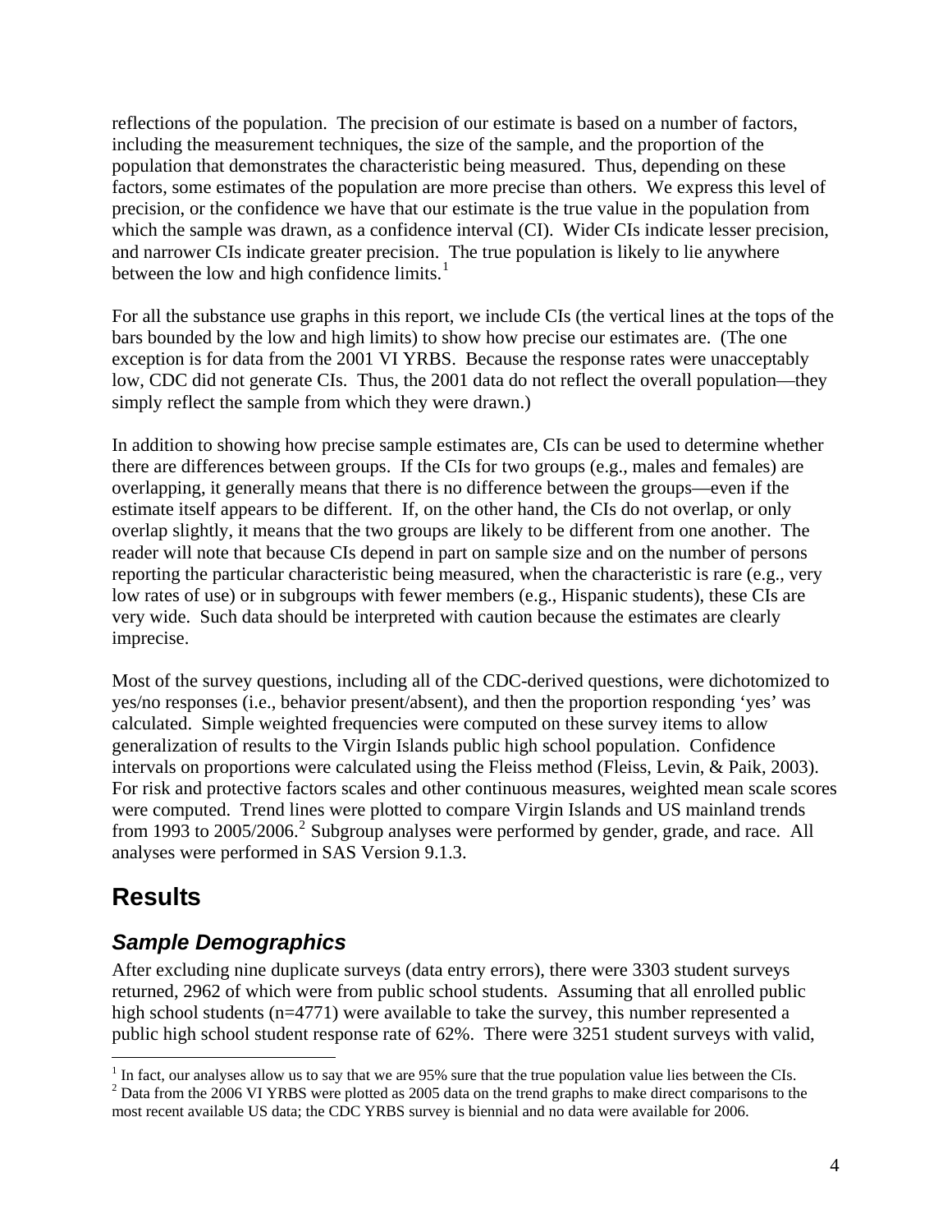reflections of the population. The precision of our estimate is based on a number of factors, including the measurement techniques, the size of the sample, and the proportion of the population that demonstrates the characteristic being measured. Thus, depending on these factors, some estimates of the population are more precise than others. We express this level of precision, or the confidence we have that our estimate is the true value in the population from which the sample was drawn, as a confidence interval (CI). Wider CIs indicate lesser precision, and narrower CIs indicate greater precision. The true population is likely to lie anywhere between the low and high confidence limits.[1]

For all the substance use graphs in this report, we include CIs (the vertical lines at the tops of the bars bounded by the low and high limits) to show how precise our estimates are. (The one exception is for data from the 2001 VI YRBS. Because the response rates were unacceptably low, CDC did not generate CIs. Thus, the 2001 data do not reflect the overall population—they simply reflect the sample from which they were drawn.)

In addition to showing how precise sample estimates are, CIs can be used to determine whether there are differences between groups. If the CIs for two groups (e.g., males and females) are overlapping, it generally means that there is no difference between the groups—even if the estimate itself appears to be different. If, on the other hand, the CIs do not overlap, or only overlap slightly, it means that the two groups are likely to be different from one another. The reader will note that because CIs depend in part on sample size and on the number of persons reporting the particular characteristic being measured, when the characteristic is rare (e.g., very low rates of use) or in subgroups with fewer members (e.g., Hispanic students), these CIs are very wide. Such data should be interpreted with caution because the estimates are clearly imprecise.

Most of the survey questions, including all of the CDC-derived questions, were dichotomized to yes/no responses (i.e., behavior present/absent), and then the proportion responding 'yes' was calculated. Simple weighted frequencies were computed on these survey items to allow generalization of results to the Virgin Islands public high school population. Confidence intervals on proportions were calculated using the Fleiss method (Fleiss, Levin, & Paik, 2003). For risk and protective factors scales and other continuous measures, weighted mean scale scores were computed. Trend lines were plotted to compare Virgin Islands and US mainland trends from 1993 to 2005/2006.[2] Subgroup analyses were performed by gender, grade, and race. All analyses were performed in SAS Version 9.1.3.

# Results

## *Sample Demographics*

After excluding nine duplicate surveys (data entry errors), there were 3303 student surveys returned, 2962 of which were from public school students. Assuming that all enrolled public high school students (n=4771) were available to take the survey, this number represented a public high school student response rate of 62%. There were 3251 student surveys with valid,

---

[1] In fact, our analyses allow us to say that we are 95% sure that the true population value lies between the CIs.

[2] Data from the 2006 VI YRBS were plotted as 2005 data on the trend graphs to make direct comparisons to the most recent available US data; the CDC YRBS survey is biennial and no data were available for 2006.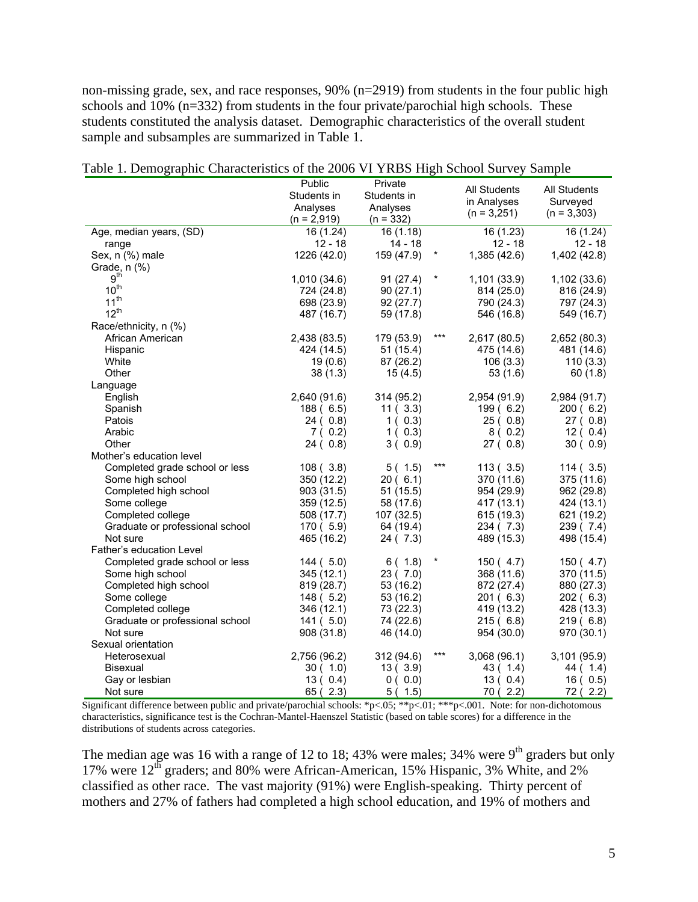non-missing grade, sex, and race responses, 90% (n=2919) from students in the four public high schools and 10% (n=332) from students in the four private/parochial high schools. These students constituted the analysis dataset. Demographic characteristics of the overall student sample and subsamples are summarized in Table 1.

Table 1. Demographic Characteristics of the 2006 VI YRBS High School Survey Sample

| | Public Students in Analyses (n = 2,919) | Private Students in Analyses (n = 332) | | All Students in Analyses (n = 3,251) | All Students Surveyed (n = 3,303) |
|---|---|---|---|---|---|
| Age, median years, (SD) | 16 (1.24) | 16 (1.18) | | 16 (1.23) | 16 (1.24) |
| range | 12 - 18 | 14 - 18 | | 12 - 18 | 12 - 18 |
| Sex, n (%) male | 1226 (42.0) | 159 (47.9) | * | 1,385 (42.6) | 1,402 (42.8) |
| Grade, n (%) | | | | | |
| 9th | 1,010 (34.6) | 91 (27.4) | * | 1,101 (33.9) | 1,102 (33.6) |
| 10th | 724 (24.8) | 90 (27.1) | | 814 (25.0) | 816 (24.9) |
| 11th | 698 (23.9) | 92 (27.7) | | 790 (24.3) | 797 (24.3) |
| 12th | 487 (16.7) | 59 (17.8) | | 546 (16.8) | 549 (16.7) |
| Race/ethnicity, n (%) | | | | | |
| African American | 2,438 (83.5) | 179 (53.9) | *** | 2,617 (80.5) | 2,652 (80.3) |
| Hispanic | 424 (14.5) | 51 (15.4) | | 475 (14.6) | 481 (14.6) |
| White | 19 (0.6) | 87 (26.2) | | 106 (3.3) | 110 (3.3) |
| Other | 38 (1.3) | 15 (4.5) | | 53 (1.6) | 60 (1.8) |
| Language | | | | | |
| English | 2,640 (91.6) | 314 (95.2) | | 2,954 (91.9) | 2,984 (91.7) |
| Spanish | 188 ( 6.5) | 11 ( 3.3) | | 199 ( 6.2) | 200 ( 6.2) |
| Patois | 24 ( 0.8) | 1 ( 0.3) | | 25 ( 0.8) | 27 ( 0.8) |
| Arabic | 7 ( 0.2) | 1 ( 0.3) | | 8 ( 0.2) | 12 ( 0.4) |
| Other | 24 ( 0.8) | 3 ( 0.9) | | 27 ( 0.8) | 30 ( 0.9) |
| Mother's education level | | | | | |
| Completed grade school or less | 108 ( 3.8) | 5 ( 1.5) | *** | 113 ( 3.5) | 114 ( 3.5) |
| Some high school | 350 (12.2) | 20 ( 6.1) | | 370 (11.6) | 375 (11.6) |
| Completed high school | 903 (31.5) | 51 (15.5) | | 954 (29.9) | 962 (29.8) |
| Some college | 359 (12.5) | 58 (17.6) | | 417 (13.1) | 424 (13.1) |
| Completed college | 508 (17.7) | 107 (32.5) | | 615 (19.3) | 621 (19.2) |
| Graduate or professional school | 170 ( 5.9) | 64 (19.4) | | 234 ( 7.3) | 239 ( 7.4) |
| Not sure | 465 (16.2) | 24 ( 7.3) | | 489 (15.3) | 498 (15.4) |
| Father's education Level | | | | | |
| Completed grade school or less | 144 ( 5.0) | 6 ( 1.8) | * | 150 ( 4.7) | 150 ( 4.7) |
| Some high school | 345 (12.1) | 23 ( 7.0) | | 368 (11.6) | 370 (11.5) |
| Completed high school | 819 (28.7) | 53 (16.2) | | 872 (27.4) | 880 (27.3) |
| Some college | 148 ( 5.2) | 53 (16.2) | | 201 ( 6.3) | 202 ( 6.3) |
| Completed college | 346 (12.1) | 73 (22.3) | | 419 (13.2) | 428 (13.3) |
| Graduate or professional school | 141 ( 5.0) | 74 (22.6) | | 215 ( 6.8) | 219 ( 6.8) |
| Not sure | 908 (31.8) | 46 (14.0) | | 954 (30.0) | 970 (30.1) |
| Sexual orientation | | | | | |
| Heterosexual | 2,756 (96.2) | 312 (94.6) | *** | 3,068 (96.1) | 3,101 (95.9) |
| Bisexual | 30 ( 1.0) | 13 ( 3.9) | | 43 ( 1.4) | 44 ( 1.4) |
| Gay or lesbian | 13 ( 0.4) | 0 ( 0.0) | | 13 ( 0.4) | 16 ( 0.5) |
| Not sure | 65 ( 2.3) | 5 ( 1.5) | | 70 ( 2.2) | 72 ( 2.2) |

Significant difference between public and private/parochial schools: *p<.05; **p<.01; ***p<.001. Note: for non-dichotomous characteristics, significance test is the Cochran-Mantel-Haenszel Statistic (based on table scores) for a difference in the distributions of students across categories.

The median age was 16 with a range of 12 to 18; 43% were males; 34% were 9th graders but only 17% were 12th graders; and 80% were African-American, 15% Hispanic, 3% White, and 2% classified as other race. The vast majority (91%) were English-speaking. Thirty percent of mothers and 27% of fathers had completed a high school education, and 19% of mothers and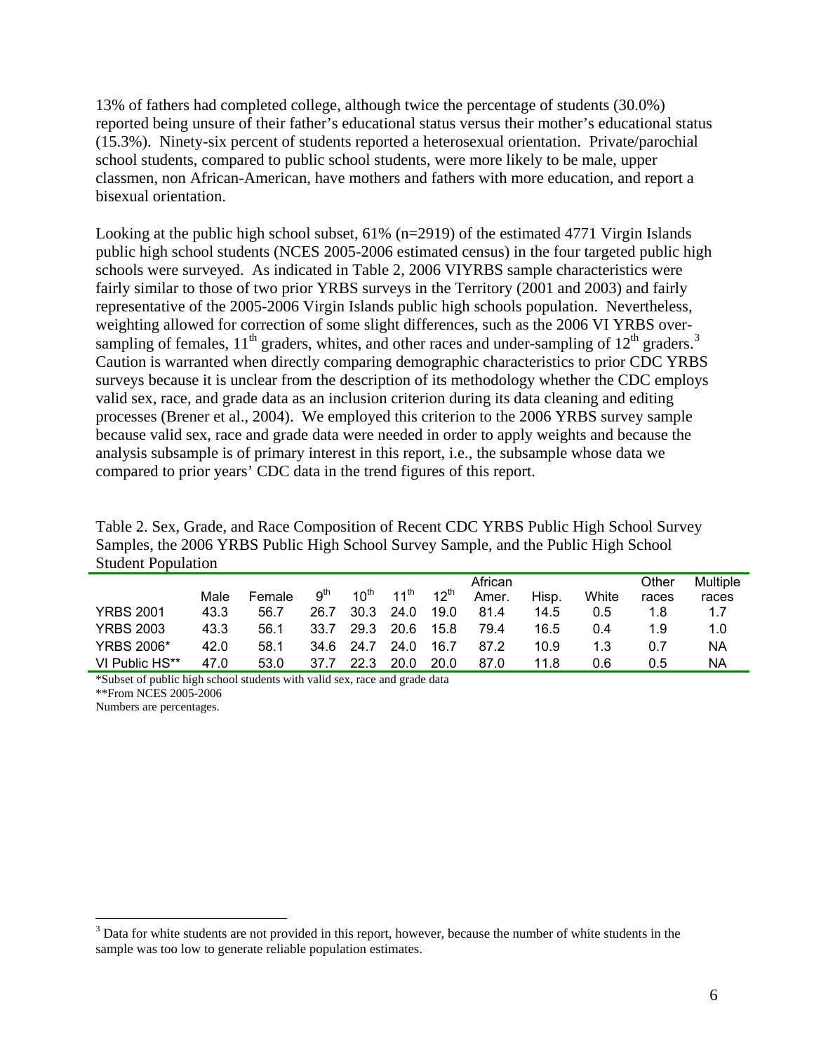13% of fathers had completed college, although twice the percentage of students (30.0%) reported being unsure of their father's educational status versus their mother's educational status (15.3%). Ninety-six percent of students reported a heterosexual orientation. Private/parochial school students, compared to public school students, were more likely to be male, upper classmen, non African-American, have mothers and fathers with more education, and report a bisexual orientation.

Looking at the public high school subset, 61% (n=2919) of the estimated 4771 Virgin Islands public high school students (NCES 2005-2006 estimated census) in the four targeted public high schools were surveyed. As indicated in Table 2, 2006 VIYRBS sample characteristics were fairly similar to those of two prior YRBS surveys in the Territory (2001 and 2003) and fairly representative of the 2005-2006 Virgin Islands public high schools population. Nevertheless, weighting allowed for correction of some slight differences, such as the 2006 VI YRBS over-sampling of females, 11th graders, whites, and other races and under-sampling of 12th graders.[3] Caution is warranted when directly comparing demographic characteristics to prior CDC YRBS surveys because it is unclear from the description of its methodology whether the CDC employs valid sex, race, and grade data as an inclusion criterion during its data cleaning and editing processes (Brener et al., 2004). We employed this criterion to the 2006 YRBS survey sample because valid sex, race and grade data were needed in order to apply weights and because the analysis subsample is of primary interest in this report, i.e., the subsample whose data we compared to prior years' CDC data in the trend figures of this report.

Table 2. Sex, Grade, and Race Composition of Recent CDC YRBS Public High School Survey Samples, the 2006 YRBS Public High School Survey Sample, and the Public High School Student Population

| | Male | Female | 9th | 10th | 11th | 12th | African Amer. | Hisp. | White | Other races | Multiple races |
|---|---|---|---|---|---|---|---|---|---|---|---|
| YRBS 2001 | 43.3 | 56.7 | 26.7 | 30.3 | 24.0 | 19.0 | 81.4 | 14.5 | 0.5 | 1.8 | 1.7 |
| YRBS 2003 | 43.3 | 56.1 | 33.7 | 29.3 | 20.6 | 15.8 | 79.4 | 16.5 | 0.4 | 1.9 | 1.0 |
| YRBS 2006* | 42.0 | 58.1 | 34.6 | 24.7 | 24.0 | 16.7 | 87.2 | 10.9 | 1.3 | 0.7 | NA |
| VI Public HS** | 47.0 | 53.0 | 37.7 | 22.3 | 20.0 | 20.0 | 87.0 | 11.8 | 0.6 | 0.5 | NA |

*Subset of public high school students with valid sex, race and grade data

**From NCES 2005-2006

Numbers are percentages.

[3] Data for white students are not provided in this report, however, because the number of white students in the sample was too low to generate reliable population estimates.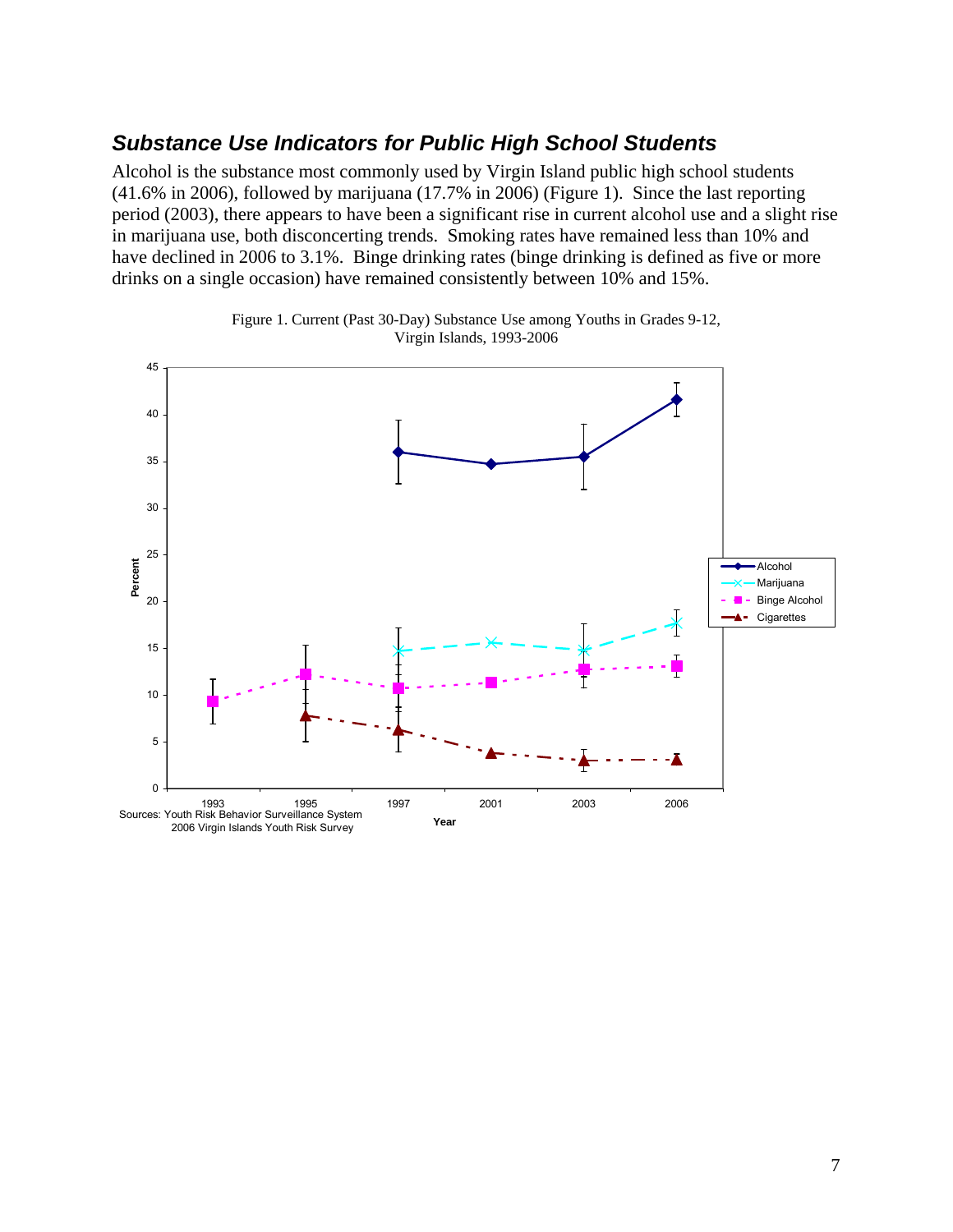## *Substance Use Indicators for Public High School Students*

Alcohol is the substance most commonly used by Virgin Island public high school students (41.6% in 2006), followed by marijuana (17.7% in 2006) (Figure 1). Since the last reporting period (2003), there appears to have been a significant rise in current alcohol use and a slight rise in marijuana use, both disconcerting trends. Smoking rates have remained less than 10% and have declined in 2006 to 3.1%. Binge drinking rates (binge drinking is defined as five or more drinks on a single occasion) have remained consistently between 10% and 15%.

Figure 1. Current (Past 30-Day) Substance Use among Youths in Grades 9-12, Virgin Islands, 1993-2006

Sources: Youth Risk Behavior Surveillance System
2006 Virgin Islands Youth Risk Survey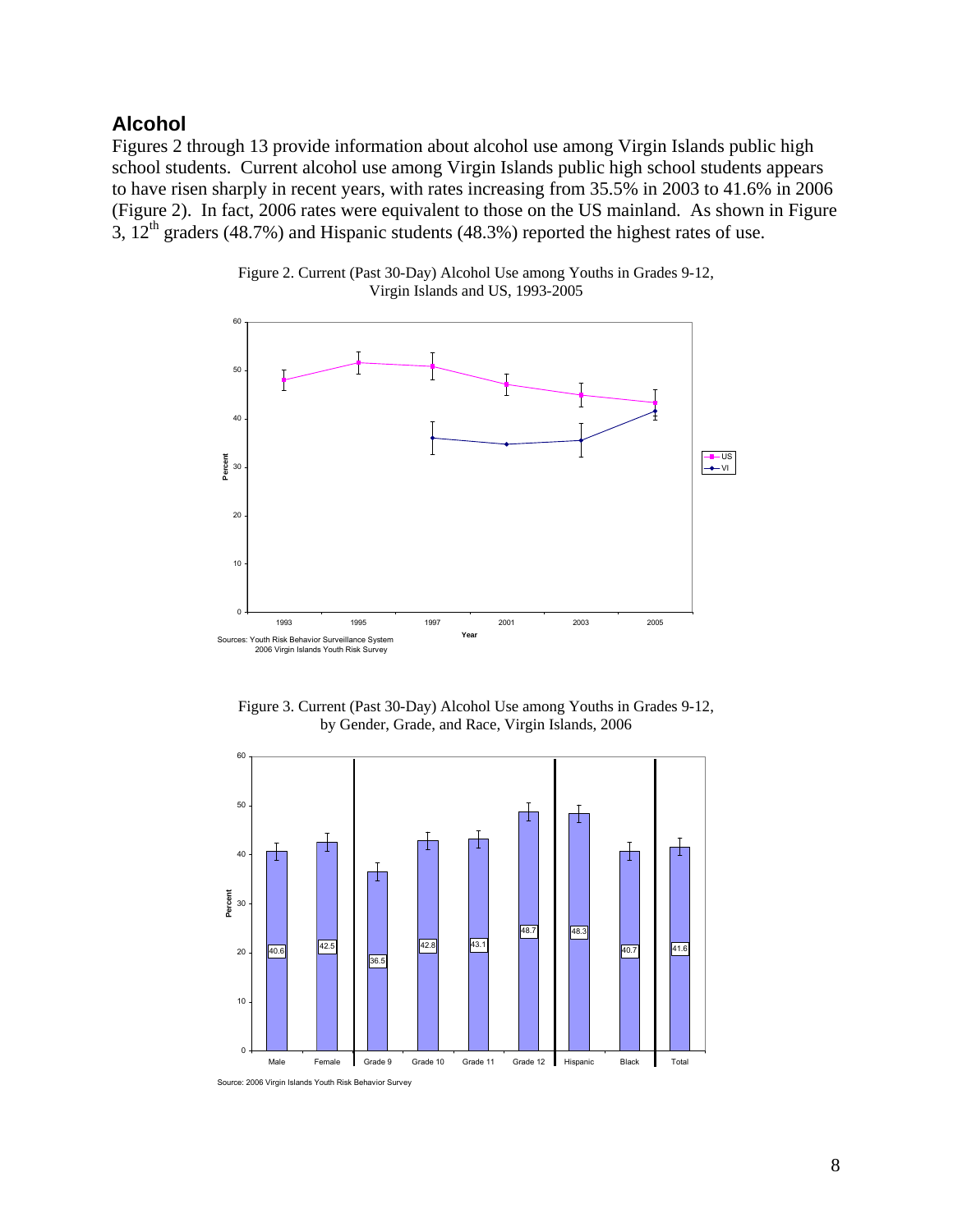## Alcohol

Figures 2 through 13 provide information about alcohol use among Virgin Islands public high school students. Current alcohol use among Virgin Islands public high school students appears to have risen sharply in recent years, with rates increasing from 35.5% in 2003 to 41.6% in 2006 (Figure 2). In fact, 2006 rates were equivalent to those on the US mainland. As shown in Figure 3, 12th graders (48.7%) and Hispanic students (48.3%) reported the highest rates of use.

Figure 2. Current (Past 30-Day) Alcohol Use among Youths in Grades 9-12, Virgin Islands and US, 1993-2005

Sources: Youth Risk Behavior Surveillance System
2006 Virgin Islands Youth Risk Survey

Figure 3. Current (Past 30-Day) Alcohol Use among Youths in Grades 9-12, by Gender, Grade, and Race, Virgin Islands, 2006

| Group | Percent |
|---|---|
| Male | 40.6 |
| Female | 42.5 |
| Grade 9 | 36.5 |
| Grade 10 | 42.8 |
| Grade 11 | 43.1 |
| Grade 12 | 48.7 |
| Hispanic | 48.3 |
| Black | 40.7 |
| Total | 41.6 |

Source: 2006 Virgin Islands Youth Risk Behavior Survey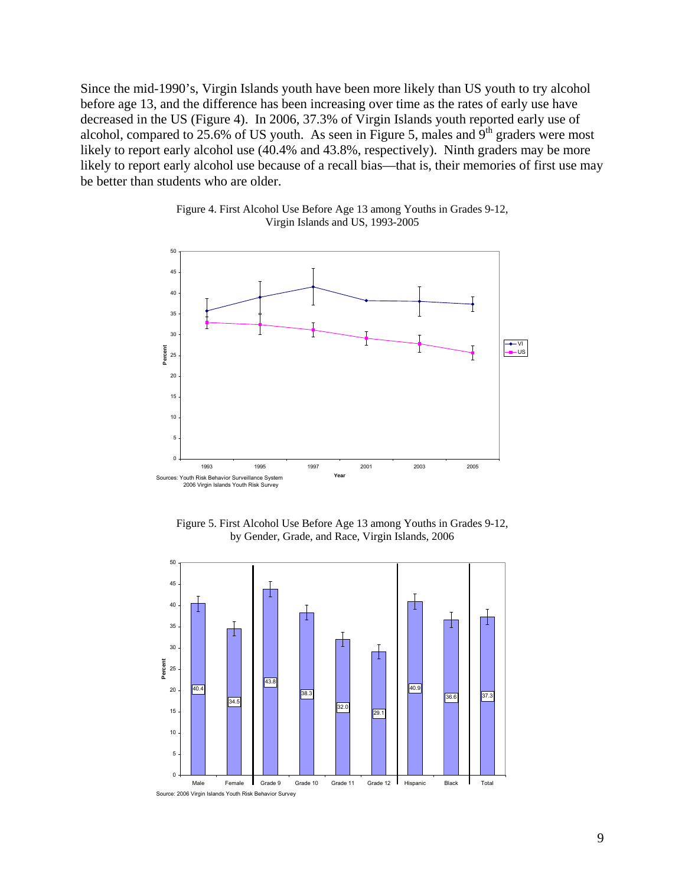Since the mid-1990's, Virgin Islands youth have been more likely than US youth to try alcohol before age 13, and the difference has been increasing over time as the rates of early use have decreased in the US (Figure 4). In 2006, 37.3% of Virgin Islands youth reported early use of alcohol, compared to 25.6% of US youth. As seen in Figure 5, males and 9th graders were most likely to report early alcohol use (40.4% and 43.8%, respectively). Ninth graders may be more likely to report early alcohol use because of a recall bias—that is, their memories of first use may be better than students who are older.

Figure 4. First Alcohol Use Before Age 13 among Youths in Grades 9-12, Virgin Islands and US, 1993-2005

Sources: Youth Risk Behavior Surveillance System
2006 Virgin Islands Youth Risk Survey

Figure 5. First Alcohol Use Before Age 13 among Youths in Grades 9-12, by Gender, Grade, and Race, Virgin Islands, 2006

| Male | Female | Grade 9 | Grade 10 | Grade 11 | Grade 12 | Hispanic | Black | Total |
|---|---|---|---|---|---|---|---|---|
| 40.4 | 34.5 | 43.8 | 38.3 | 32.0 | 29.1 | 40.9 | 36.6 | 37.3 |

Source: 2006 Virgin Islands Youth Risk Behavior Survey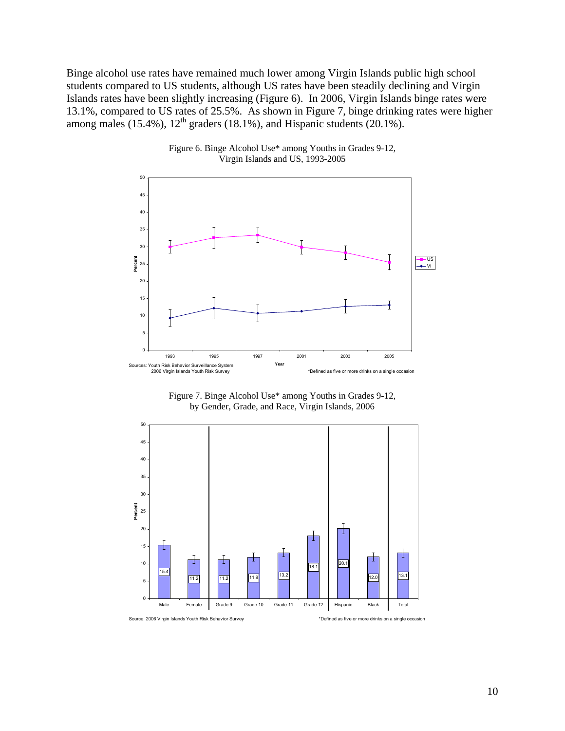Binge alcohol use rates have remained much lower among Virgin Islands public high school students compared to US students, although US rates have been steadily declining and Virgin Islands rates have been slightly increasing (Figure 6). In 2006, Virgin Islands binge rates were 13.1%, compared to US rates of 25.5%. As shown in Figure 7, binge drinking rates were higher among males (15.4%), 12th graders (18.1%), and Hispanic students (20.1%).

Figure 6. Binge Alcohol Use* among Youths in Grades 9-12, Virgin Islands and US, 1993-2005

Sources: Youth Risk Behavior Surveillance System
2006 Virgin Islands Youth Risk Survey

*Defined as five or more drinks on a single occasion

Figure 7. Binge Alcohol Use* among Youths in Grades 9-12, by Gender, Grade, and Race, Virgin Islands, 2006

| Male | Female | Grade 9 | Grade 10 | Grade 11 | Grade 12 | Hispanic | Black | Total |
|---|---|---|---|---|---|---|---|---|
| 15.4 | 11.2 | 11.2 | 11.9 | 13.2 | 18.1 | 20.1 | 12.0 | 13.1 |

Source: 2006 Virgin Islands Youth Risk Behavior Survey

*Defined as five or more drinks on a single occasion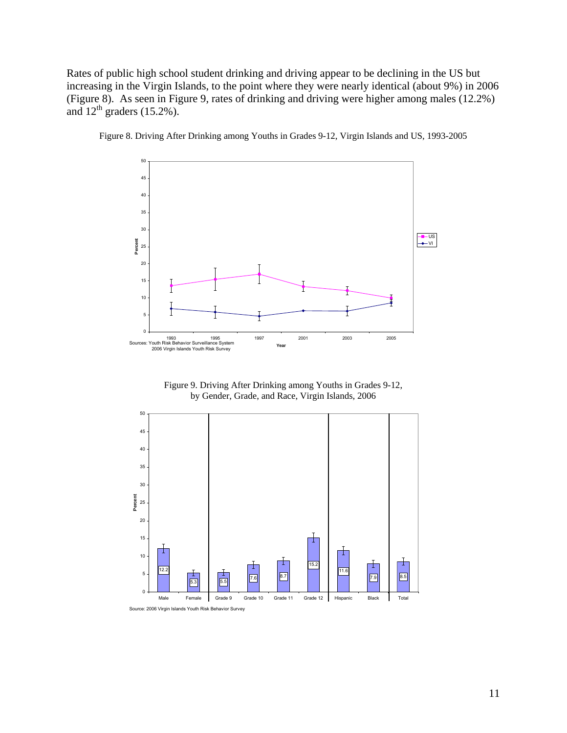Rates of public high school student drinking and driving appear to be declining in the US but increasing in the Virgin Islands, to the point where they were nearly identical (about 9%) in 2006 (Figure 8). As seen in Figure 9, rates of drinking and driving were higher among males (12.2%) and 12th graders (15.2%).

Figure 8. Driving After Drinking among Youths in Grades 9-12, Virgin Islands and US, 1993-2005

Sources: Youth Risk Behavior Surveillance System
2006 Virgin Islands Youth Risk Survey

Figure 9. Driving After Drinking among Youths in Grades 9-12, by Gender, Grade, and Race, Virgin Islands, 2006

| Group | Percent |
|---|---|
| Male | 12.2 |
| Female | 5.3 |
| Grade 9 | 5.5 |
| Grade 10 | 7.6 |
| Grade 11 | 8.7 |
| Grade 12 | 15.2 |
| Hispanic | 11.6 |
| Black | 7.9 |
| Total | 8.5 |

Source: 2006 Virgin Islands Youth Risk Behavior Survey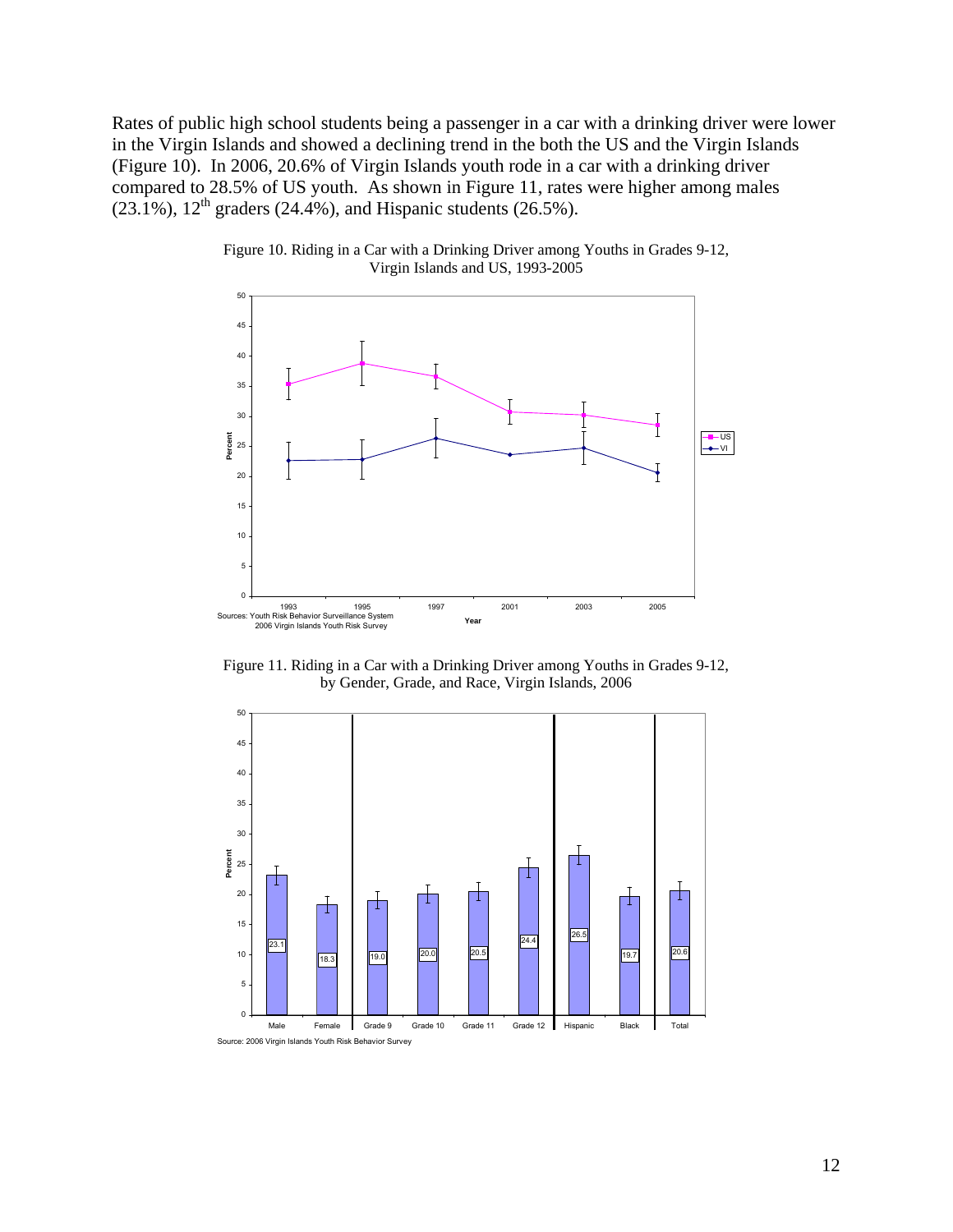Rates of public high school students being a passenger in a car with a drinking driver were lower in the Virgin Islands and showed a declining trend in the both the US and the Virgin Islands (Figure 10). In 2006, 20.6% of Virgin Islands youth rode in a car with a drinking driver compared to 28.5% of US youth. As shown in Figure 11, rates were higher among males (23.1%), 12th graders (24.4%), and Hispanic students (26.5%).

Figure 10. Riding in a Car with a Drinking Driver among Youths in Grades 9-12, Virgin Islands and US, 1993-2005

Sources: Youth Risk Behavior Surveillance System
2006 Virgin Islands Youth Risk Survey

Figure 11. Riding in a Car with a Drinking Driver among Youths in Grades 9-12, by Gender, Grade, and Race, Virgin Islands, 2006

| Male | Female | Grade 9 | Grade 10 | Grade 11 | Grade 12 | Hispanic | Black | Total |
| --- | --- | --- | --- | --- | --- | --- | --- | --- |
| 23.1 | 18.3 | 19.0 | 20.0 | 20.5 | 24.4 | 26.5 | 19.7 | 20.6 |

Source: 2006 Virgin Islands Youth Risk Behavior Survey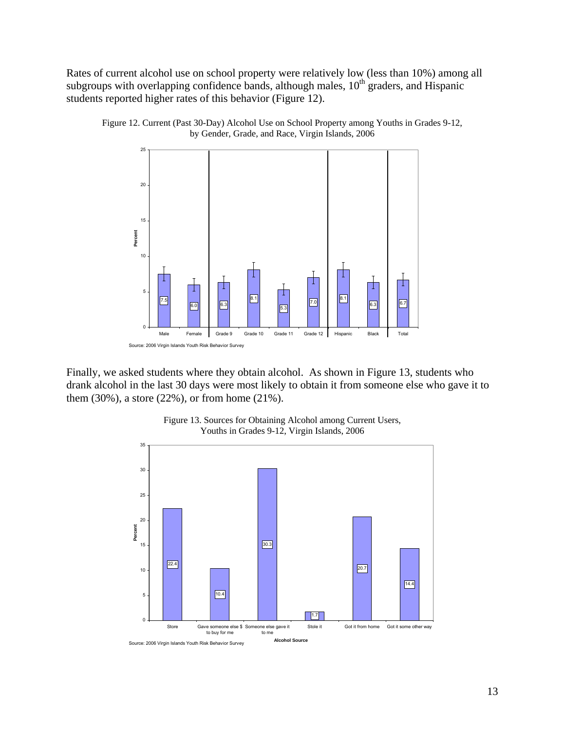Rates of current alcohol use on school property were relatively low (less than 10%) among all subgroups with overlapping confidence bands, although males, 10th graders, and Hispanic students reported higher rates of this behavior (Figure 12).

Figure 12. Current (Past 30-Day) Alcohol Use on School Property among Youths in Grades 9-12, by Gender, Grade, and Race, Virgin Islands, 2006

| | Male | Female | Grade 9 | Grade 10 | Grade 11 | Grade 12 | Hispanic | Black | Total |
|---|---|---|---|---|---|---|---|---|---|
| Percent | 7.5 | 6.0 | 6.3 | 8.1 | 5.3 | 7.0 | 8.1 | 6.3 | 6.7 |

Source: 2006 Virgin Islands Youth Risk Behavior Survey

Finally, we asked students where they obtain alcohol. As shown in Figure 13, students who drank alcohol in the last 30 days were most likely to obtain it from someone else who gave it to them (30%), a store (22%), or from home (21%).

Figure 13. Sources for Obtaining Alcohol among Current Users, Youths in Grades 9-12, Virgin Islands, 2006

| Alcohol Source | Store | Gave someone else $ to buy for me | Someone else gave it to me | Stole it | Got it from home | Got it some other way |
|---|---|---|---|---|---|---|
| Percent | 22.4 | 10.4 | 30.3 | 1.7 | 20.7 | 14.4 |

Source: 2006 Virgin Islands Youth Risk Behavior Survey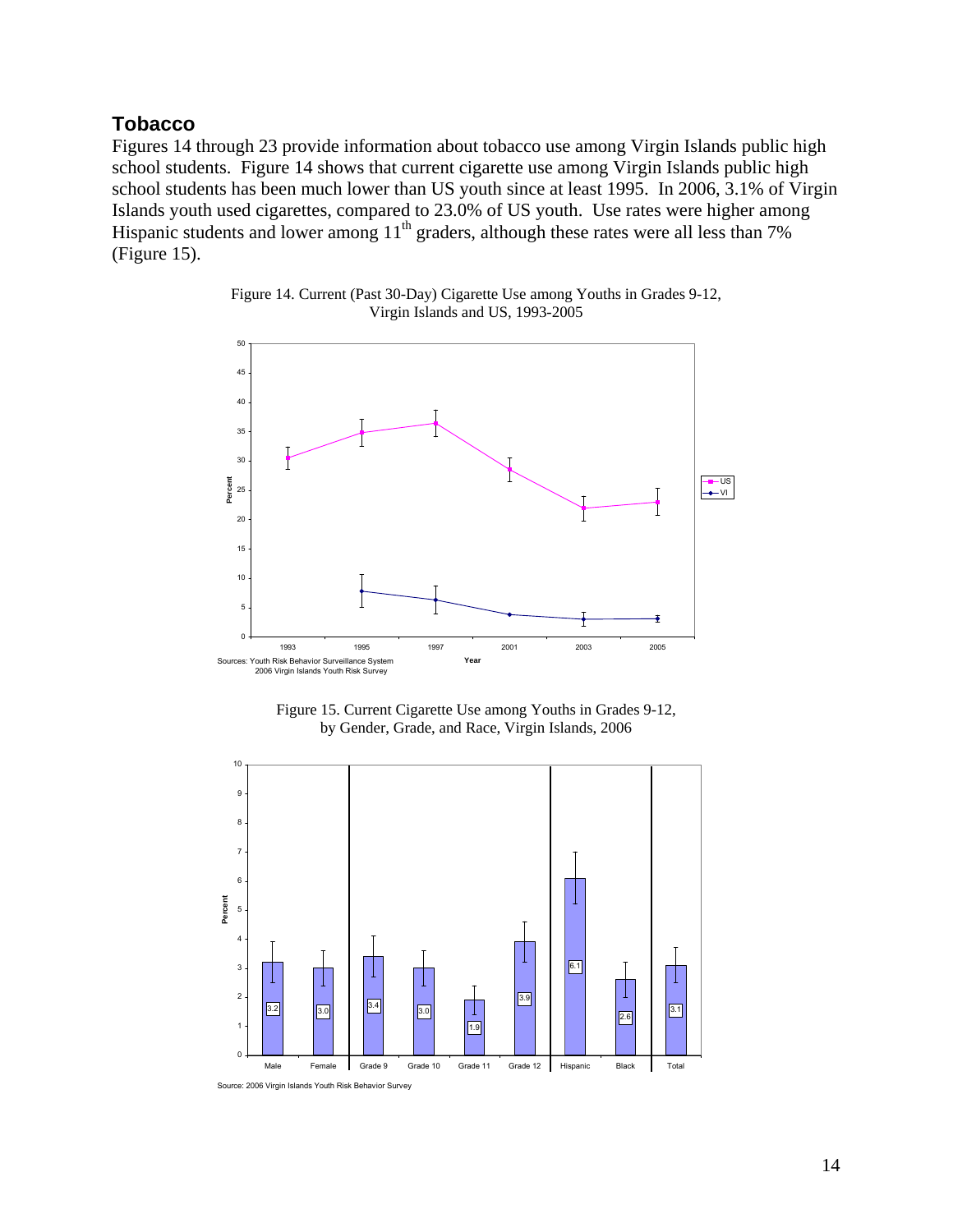## Tobacco

Figures 14 through 23 provide information about tobacco use among Virgin Islands public high school students. Figure 14 shows that current cigarette use among Virgin Islands public high school students has been much lower than US youth since at least 1995. In 2006, 3.1% of Virgin Islands youth used cigarettes, compared to 23.0% of US youth. Use rates were higher among Hispanic students and lower among 11th graders, although these rates were all less than 7% (Figure 15).

Figure 14. Current (Past 30-Day) Cigarette Use among Youths in Grades 9-12, Virgin Islands and US, 1993-2005

Sources: Youth Risk Behavior Surveillance System
2006 Virgin Islands Youth Risk Survey

Figure 15. Current Cigarette Use among Youths in Grades 9-12, by Gender, Grade, and Race, Virgin Islands, 2006

| Male | Female | Grade 9 | Grade 10 | Grade 11 | Grade 12 | Hispanic | Black | Total |
|---|---|---|---|---|---|---|---|---|
| 3.2 | 3.0 | 3.4 | 3.0 | 1.9 | 3.9 | 6.1 | 2.6 | 3.1 |

Source: 2006 Virgin Islands Youth Risk Behavior Survey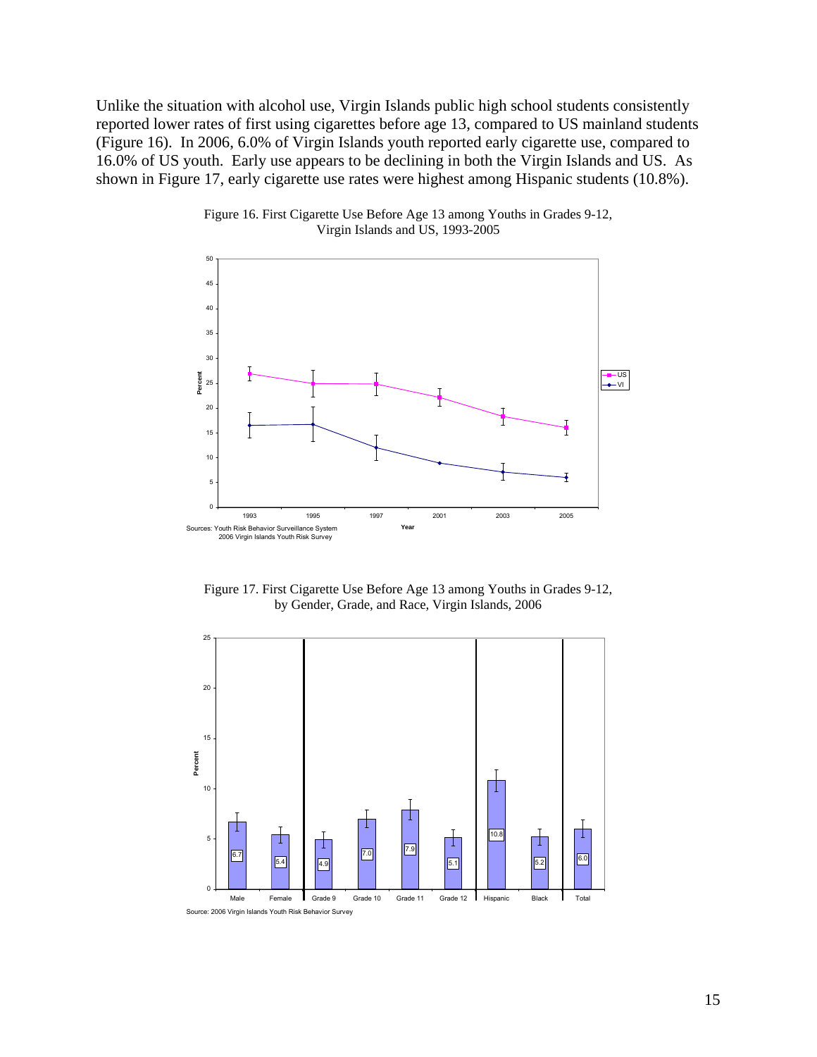Unlike the situation with alcohol use, Virgin Islands public high school students consistently reported lower rates of first using cigarettes before age 13, compared to US mainland students (Figure 16). In 2006, 6.0% of Virgin Islands youth reported early cigarette use, compared to 16.0% of US youth. Early use appears to be declining in both the Virgin Islands and US. As shown in Figure 17, early cigarette use rates were highest among Hispanic students (10.8%).

Figure 16. First Cigarette Use Before Age 13 among Youths in Grades 9-12, Virgin Islands and US, 1993-2005

Sources: Youth Risk Behavior Surveillance System
2006 Virgin Islands Youth Risk Survey

Figure 17. First Cigarette Use Before Age 13 among Youths in Grades 9-12, by Gender, Grade, and Race, Virgin Islands, 2006

Source: 2006 Virgin Islands Youth Risk Behavior Survey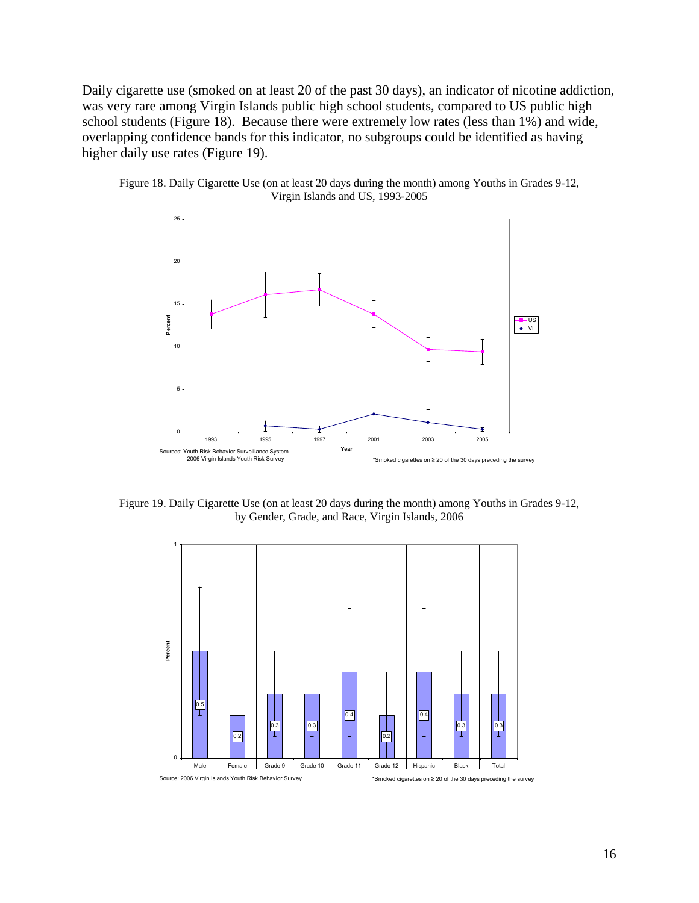Daily cigarette use (smoked on at least 20 of the past 30 days), an indicator of nicotine addiction, was very rare among Virgin Islands public high school students, compared to US public high school students (Figure 18). Because there were extremely low rates (less than 1%) and wide, overlapping confidence bands for this indicator, no subgroups could be identified as having higher daily use rates (Figure 19).

Figure 18. Daily Cigarette Use (on at least 20 days during the month) among Youths in Grades 9-12, Virgin Islands and US, 1993-2005

Sources: Youth Risk Behavior Surveillance System
2006 Virgin Islands Youth Risk Survey

*Smoked cigarettes on ≥ 20 of the 30 days preceding the survey

Figure 19. Daily Cigarette Use (on at least 20 days during the month) among Youths in Grades 9-12, by Gender, Grade, and Race, Virgin Islands, 2006

Source: 2006 Virgin Islands Youth Risk Behavior Survey

*Smoked cigarettes on ≥ 20 of the 30 days preceding the survey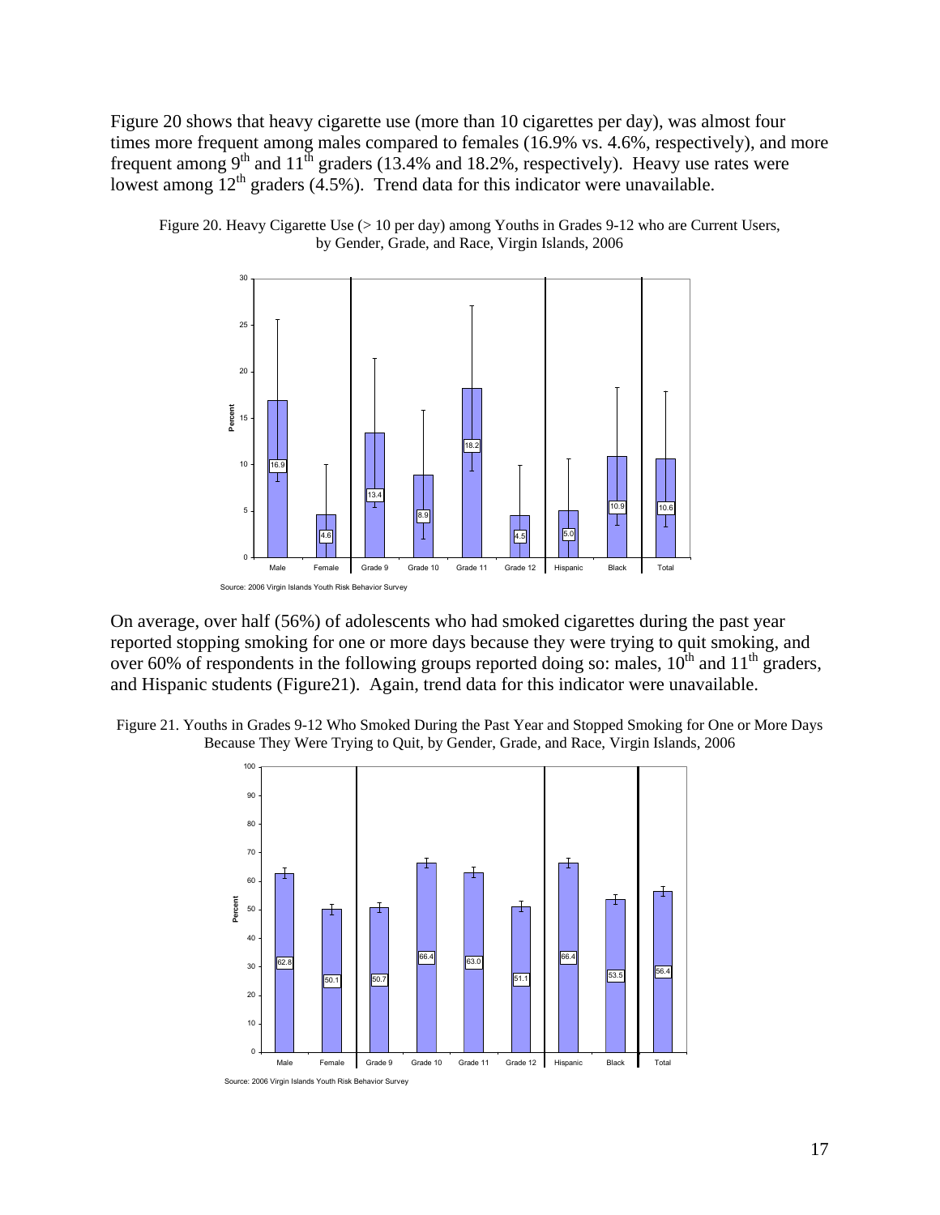Figure 20 shows that heavy cigarette use (more than 10 cigarettes per day), was almost four times more frequent among males compared to females (16.9% vs. 4.6%, respectively), and more frequent among 9th and 11th graders (13.4% and 18.2%, respectively). Heavy use rates were lowest among 12th graders (4.5%). Trend data for this indicator were unavailable.

Figure 20. Heavy Cigarette Use (> 10 per day) among Youths in Grades 9-12 who are Current Users, by Gender, Grade, and Race, Virgin Islands, 2006

| Group | Percent |
|---|---|
| Male | 16.9 |
| Female | 4.6 |
| Grade 9 | 13.4 |
| Grade 10 | 8.9 |
| Grade 11 | 18.2 |
| Grade 12 | 4.5 |
| Hispanic | 5.0 |
| Black | 10.9 |
| Total | 10.6 |

Source: 2006 Virgin Islands Youth Risk Behavior Survey

On average, over half (56%) of adolescents who had smoked cigarettes during the past year reported stopping smoking for one or more days because they were trying to quit smoking, and over 60% of respondents in the following groups reported doing so: males, 10th and 11th graders, and Hispanic students (Figure21). Again, trend data for this indicator were unavailable.

Figure 21. Youths in Grades 9-12 Who Smoked During the Past Year and Stopped Smoking for One or More Days Because They Were Trying to Quit, by Gender, Grade, and Race, Virgin Islands, 2006

| Group | Percent |
|---|---|
| Male | 62.8 |
| Female | 50.1 |
| Grade 9 | 50.7 |
| Grade 10 | 66.4 |
| Grade 11 | 63.0 |
| Grade 12 | 51.1 |
| Hispanic | 66.4 |
| Black | 53.5 |
| Total | 56.4 |

Source: 2006 Virgin Islands Youth Risk Behavior Survey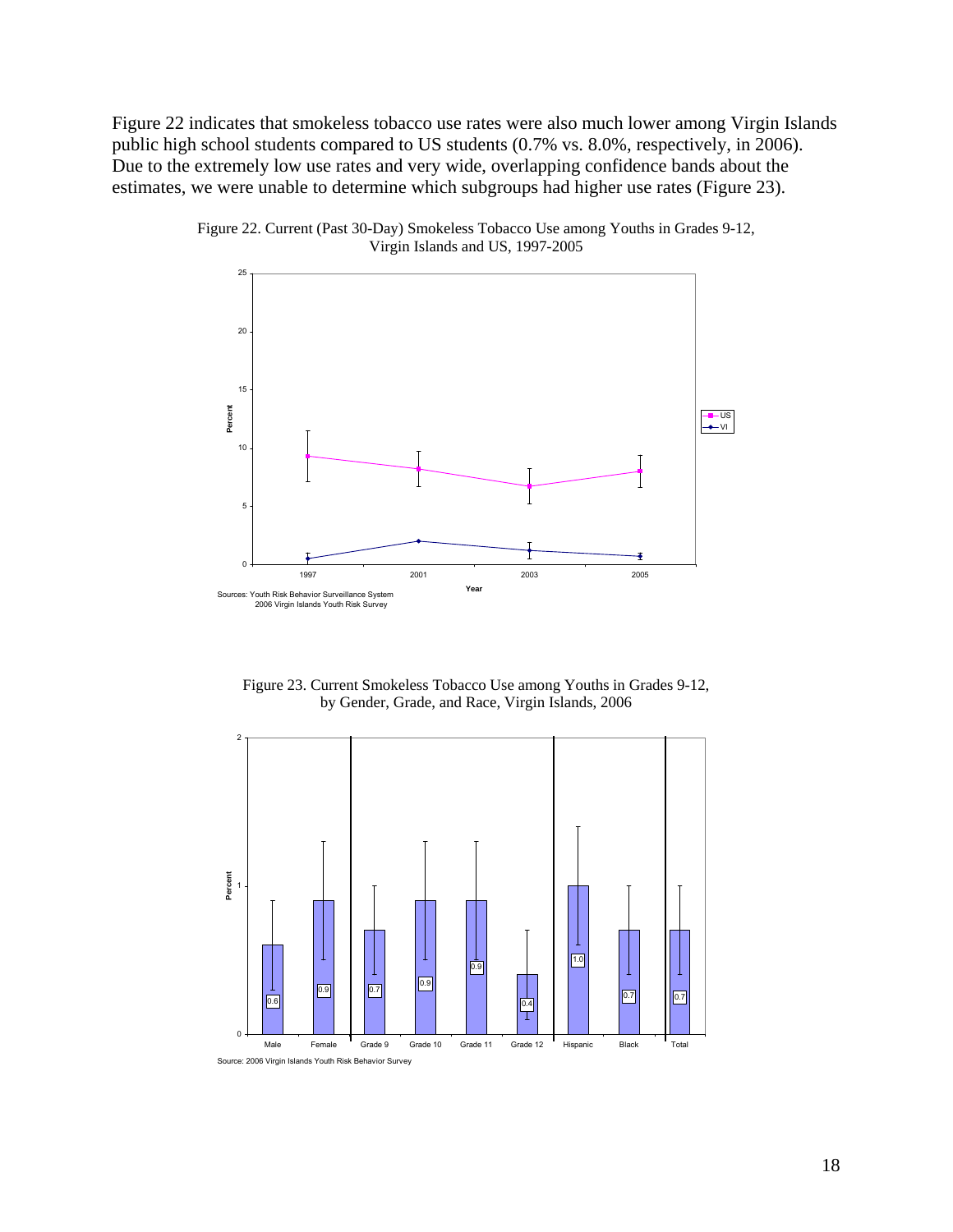Figure 22 indicates that smokeless tobacco use rates were also much lower among Virgin Islands public high school students compared to US students (0.7% vs. 8.0%, respectively, in 2006). Due to the extremely low use rates and very wide, overlapping confidence bands about the estimates, we were unable to determine which subgroups had higher use rates (Figure 23).

Figure 22. Current (Past 30-Day) Smokeless Tobacco Use among Youths in Grades 9-12, Virgin Islands and US, 1997-2005

Sources: Youth Risk Behavior Surveillance System
2006 Virgin Islands Youth Risk Survey

Figure 23. Current Smokeless Tobacco Use among Youths in Grades 9-12, by Gender, Grade, and Race, Virgin Islands, 2006

| Male | Female | Grade 9 | Grade 10 | Grade 11 | Grade 12 | Hispanic | Black | Total |
|---|---|---|---|---|---|---|---|---|
| 0.6 | 0.9 | 0.7 | 0.9 | 0.9 | 0.4 | 1.0 | 0.7 | 0.7 |

Source: 2006 Virgin Islands Youth Risk Behavior Survey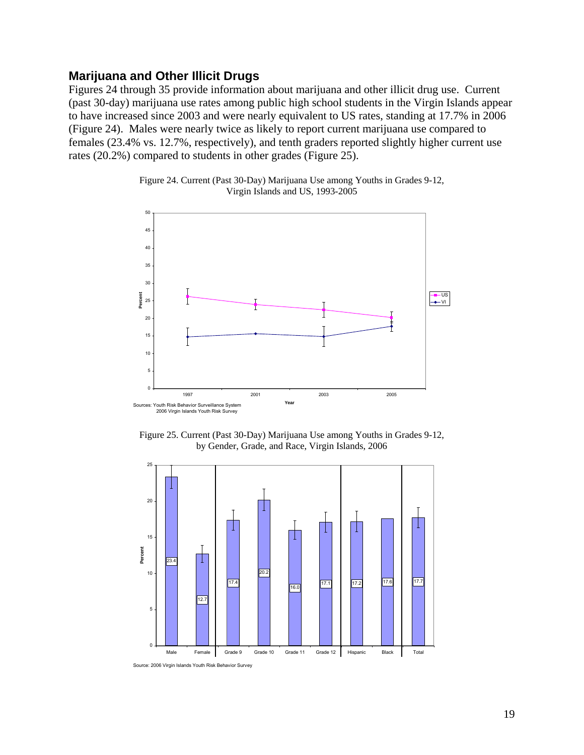## Marijuana and Other Illicit Drugs

Figures 24 through 35 provide information about marijuana and other illicit drug use. Current (past 30-day) marijuana use rates among public high school students in the Virgin Islands appear to have increased since 2003 and were nearly equivalent to US rates, standing at 17.7% in 2006 (Figure 24). Males were nearly twice as likely to report current marijuana use compared to females (23.4% vs. 12.7%, respectively), and tenth graders reported slightly higher current use rates (20.2%) compared to students in other grades (Figure 25).

Figure 24. Current (Past 30-Day) Marijuana Use among Youths in Grades 9-12, Virgin Islands and US, 1993-2005

Sources: Youth Risk Behavior Surveillance System
2006 Virgin Islands Youth Risk Survey

Figure 25. Current (Past 30-Day) Marijuana Use among Youths in Grades 9-12, by Gender, Grade, and Race, Virgin Islands, 2006

| Group | Percent |
|---|---|
| Male | 23.4 |
| Female | 12.7 |
| Grade 9 | 17.4 |
| Grade 10 | 20.2 |
| Grade 11 | 16.0 |
| Grade 12 | 17.1 |
| Hispanic | 17.2 |
| Black | 17.6 |
| Total | 17.7 |

Source: 2006 Virgin Islands Youth Risk Behavior Survey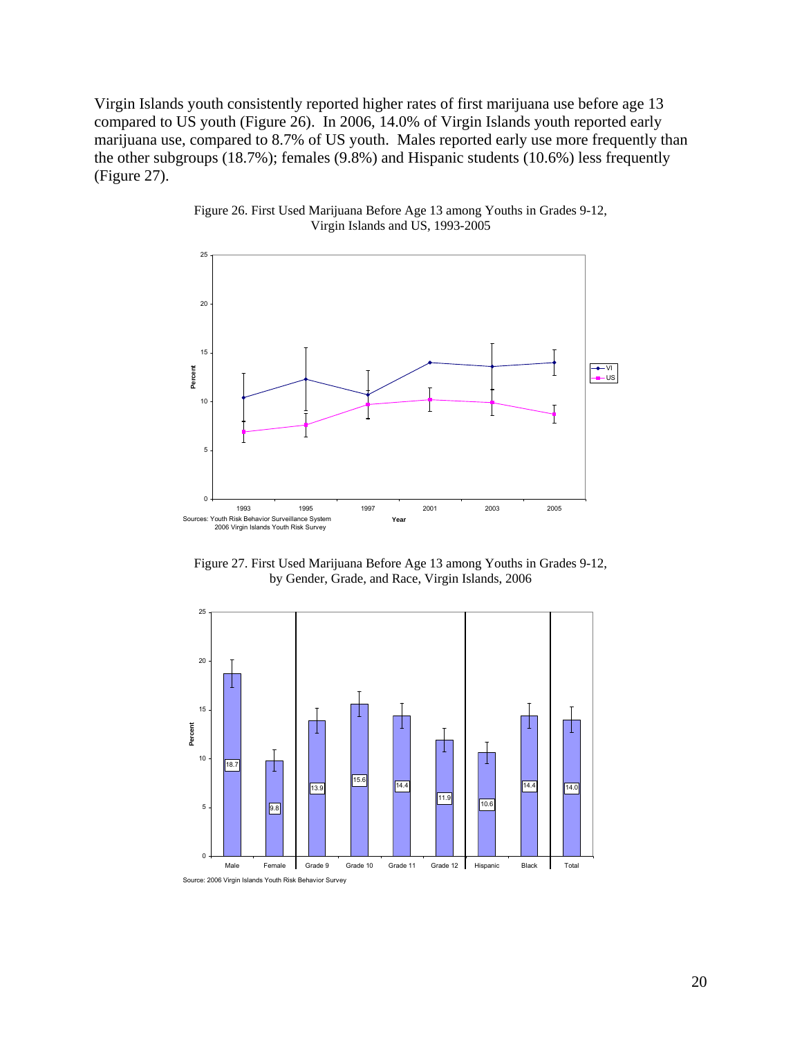Virgin Islands youth consistently reported higher rates of first marijuana use before age 13 compared to US youth (Figure 26). In 2006, 14.0% of Virgin Islands youth reported early marijuana use, compared to 8.7% of US youth. Males reported early use more frequently than the other subgroups (18.7%); females (9.8%) and Hispanic students (10.6%) less frequently (Figure 27).

Figure 26. First Used Marijuana Before Age 13 among Youths in Grades 9-12, Virgin Islands and US, 1993-2005

Sources: Youth Risk Behavior Surveillance System
2006 Virgin Islands Youth Risk Survey

Figure 27. First Used Marijuana Before Age 13 among Youths in Grades 9-12, by Gender, Grade, and Race, Virgin Islands, 2006

Source: 2006 Virgin Islands Youth Risk Behavior Survey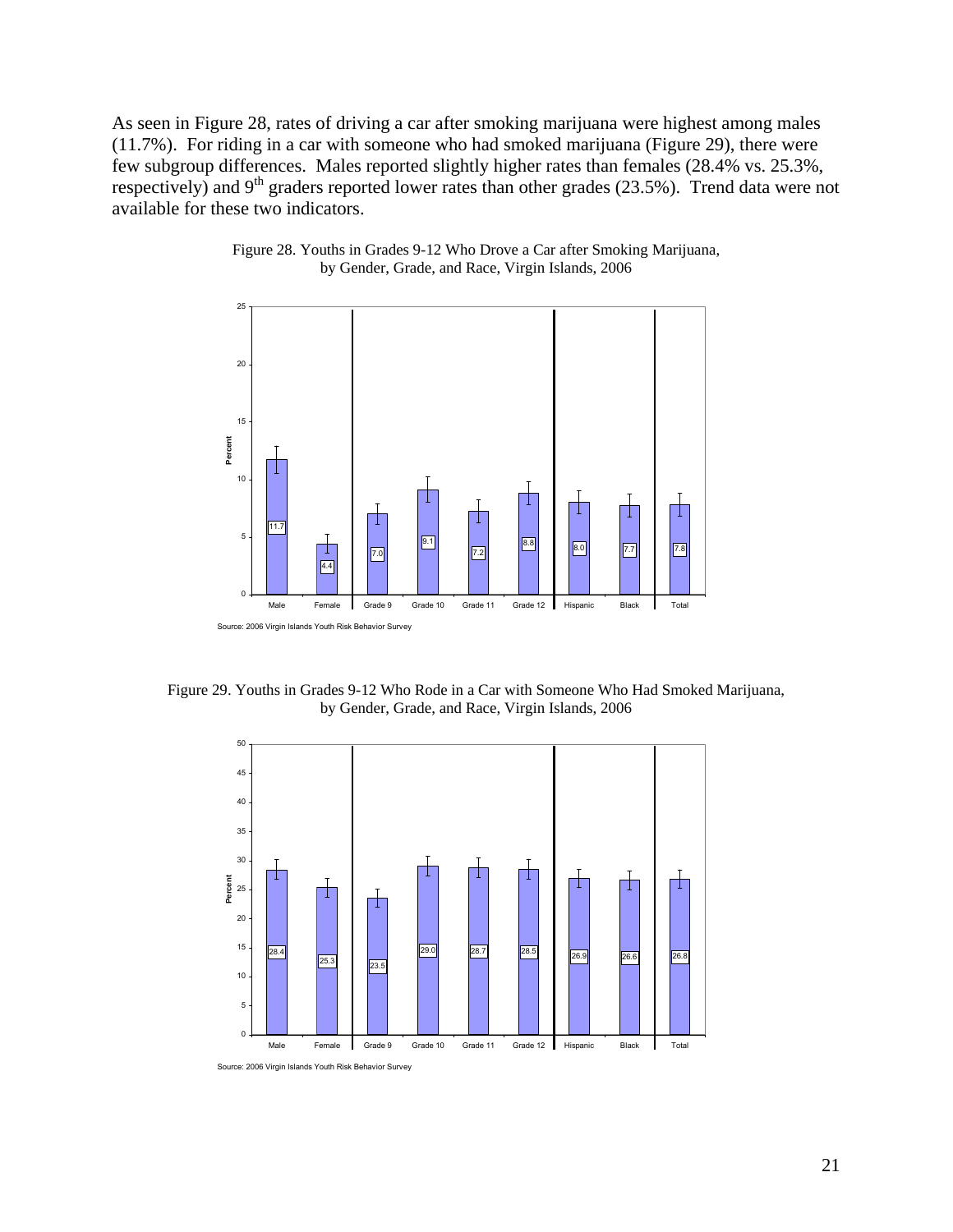As seen in Figure 28, rates of driving a car after smoking marijuana were highest among males (11.7%). For riding in a car with someone who had smoked marijuana (Figure 29), there were few subgroup differences. Males reported slightly higher rates than females (28.4% vs. 25.3%, respectively) and 9th graders reported lower rates than other grades (23.5%). Trend data were not available for these two indicators.

Figure 28. Youths in Grades 9-12 Who Drove a Car after Smoking Marijuana, by Gender, Grade, and Race, Virgin Islands, 2006

| | Male | Female | Grade 9 | Grade 10 | Grade 11 | Grade 12 | Hispanic | Black | Total |
|---|---|---|---|---|---|---|---|---|---|
| Percent | 11.7 | 4.4 | 7.0 | 9.1 | 7.2 | 8.8 | 8.0 | 7.7 | 7.8 |

Source: 2006 Virgin Islands Youth Risk Behavior Survey

Figure 29. Youths in Grades 9-12 Who Rode in a Car with Someone Who Had Smoked Marijuana, by Gender, Grade, and Race, Virgin Islands, 2006

| | Male | Female | Grade 9 | Grade 10 | Grade 11 | Grade 12 | Hispanic | Black | Total |
|---|---|---|---|---|---|---|---|---|---|
| Percent | 28.4 | 25.3 | 23.5 | 29.0 | 28.7 | 28.5 | 26.9 | 26.6 | 26.8 |

Source: 2006 Virgin Islands Youth Risk Behavior Survey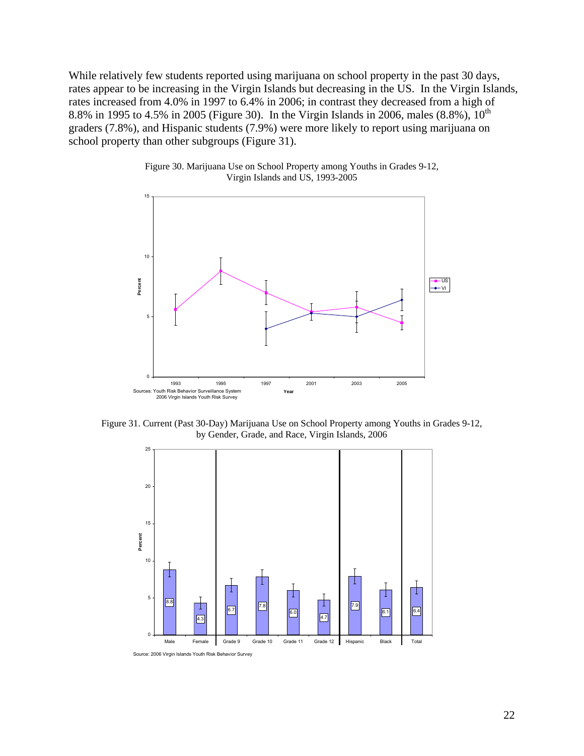While relatively few students reported using marijuana on school property in the past 30 days, rates appear to be increasing in the Virgin Islands but decreasing in the US. In the Virgin Islands, rates increased from 4.0% in 1997 to 6.4% in 2006; in contrast they decreased from a high of 8.8% in 1995 to 4.5% in 2005 (Figure 30). In the Virgin Islands in 2006, males (8.8%), 10th graders (7.8%), and Hispanic students (7.9%) were more likely to report using marijuana on school property than other subgroups (Figure 31).

Figure 30. Marijuana Use on School Property among Youths in Grades 9-12, Virgin Islands and US, 1993-2005

Sources: Youth Risk Behavior Surveillance System
2006 Virgin Islands Youth Risk Survey

Figure 31. Current (Past 30-Day) Marijuana Use on School Property among Youths in Grades 9-12, by Gender, Grade, and Race, Virgin Islands, 2006

| Male | Female | Grade 9 | Grade 10 | Grade 11 | Grade 12 | Hispanic | Black | Total |
|---|---|---|---|---|---|---|---|---|
| 8.8 | 4.3 | 6.7 | 7.8 | 6.0 | 4.7 | 7.9 | 6.1 | 6.4 |

Source: 2006 Virgin Islands Youth Risk Behavior Survey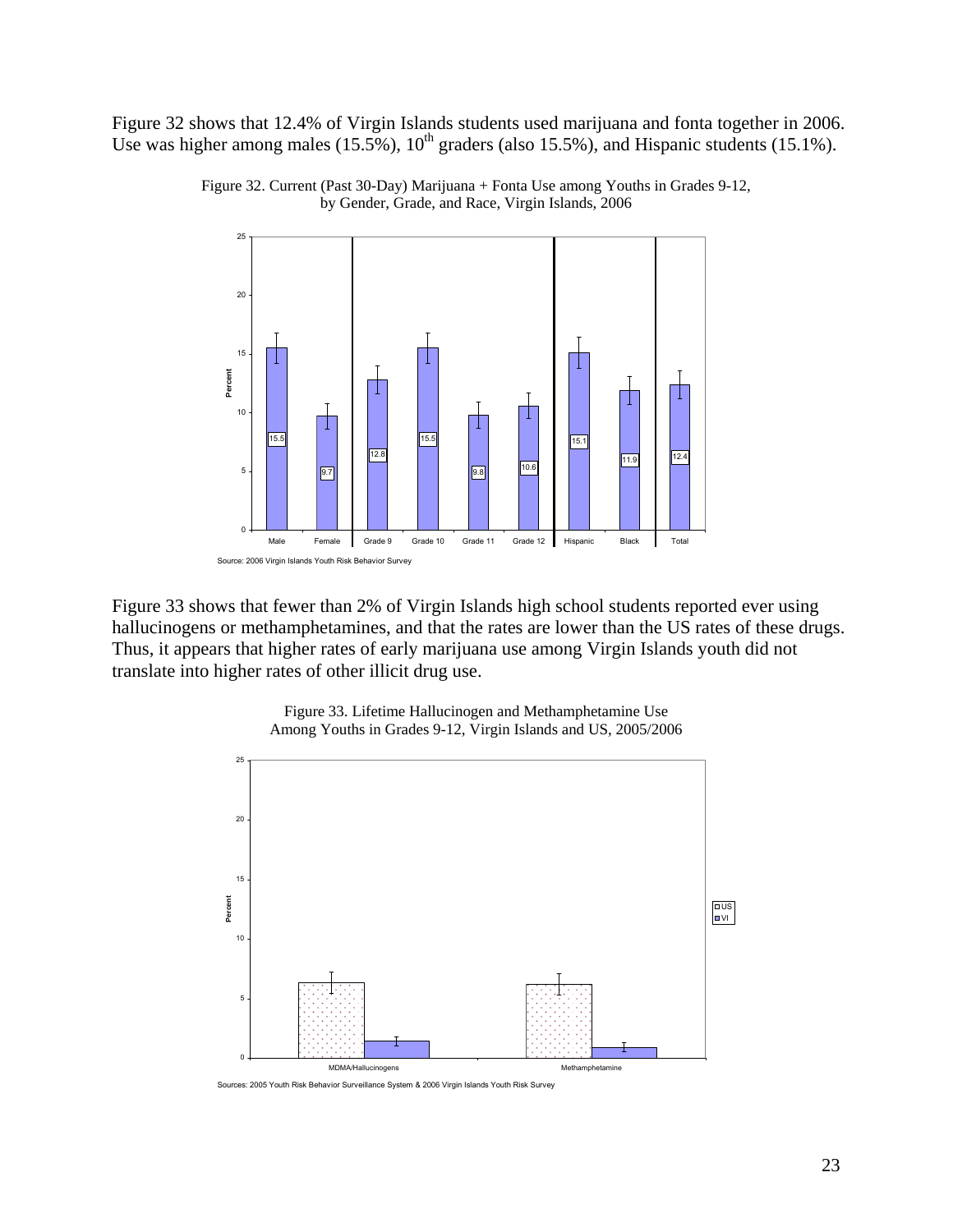Figure 32 shows that 12.4% of Virgin Islands students used marijuana and fonta together in 2006. Use was higher among males (15.5%), 10th graders (also 15.5%), and Hispanic students (15.1%).

Figure 32. Current (Past 30-Day) Marijuana + Fonta Use among Youths in Grades 9-12, by Gender, Grade, and Race, Virgin Islands, 2006

| | Male | Female | Grade 9 | Grade 10 | Grade 11 | Grade 12 | Hispanic | Black | Total |
|---|---|---|---|---|---|---|---|---|---|
| Percent | 15.5 | 9.7 | 12.8 | 15.5 | 9.8 | 10.6 | 15.1 | 11.9 | 12.4 |

Source: 2006 Virgin Islands Youth Risk Behavior Survey

Figure 33 shows that fewer than 2% of Virgin Islands high school students reported ever using hallucinogens or methamphetamines, and that the rates are lower than the US rates of these drugs. Thus, it appears that higher rates of early marijuana use among Virgin Islands youth did not translate into higher rates of other illicit drug use.

Figure 33. Lifetime Hallucinogen and Methamphetamine Use Among Youths in Grades 9-12, Virgin Islands and US, 2005/2006

Sources: 2005 Youth Risk Behavior Surveillance System & 2006 Virgin Islands Youth Risk Survey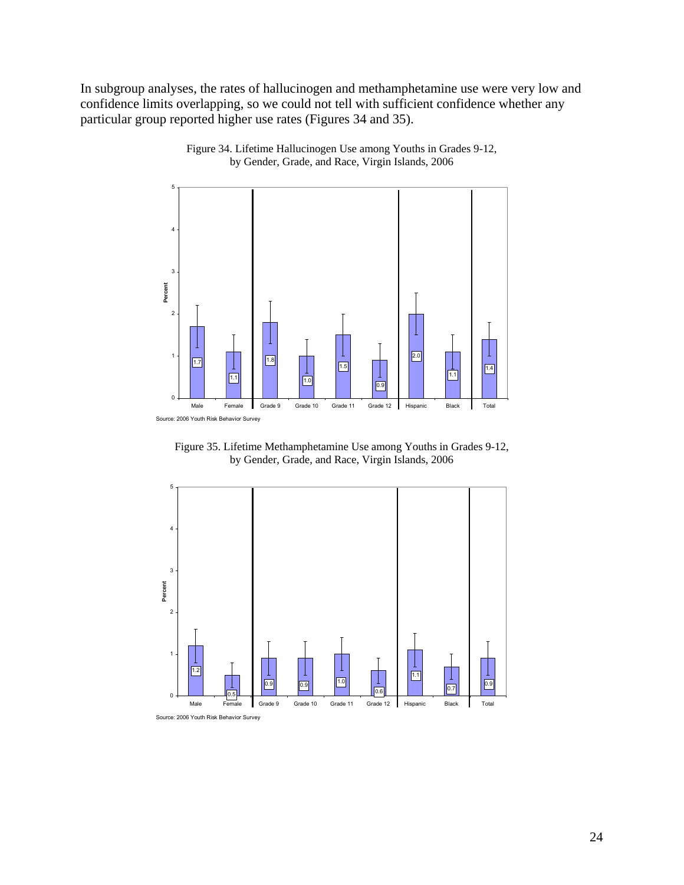In subgroup analyses, the rates of hallucinogen and methamphetamine use were very low and confidence limits overlapping, so we could not tell with sufficient confidence whether any particular group reported higher use rates (Figures 34 and 35).

Figure 34. Lifetime Hallucinogen Use among Youths in Grades 9-12, by Gender, Grade, and Race, Virgin Islands, 2006

| Group | Percent |
|---|---|
| Male | 1.7 |
| Female | 1.1 |
| Grade 9 | 1.8 |
| Grade 10 | 1.0 |
| Grade 11 | 1.5 |
| Grade 12 | 0.9 |
| Hispanic | 2.0 |
| Black | 1.1 |
| Total | 1.4 |

Source: 2006 Youth Risk Behavior Survey

Figure 35. Lifetime Methamphetamine Use among Youths in Grades 9-12, by Gender, Grade, and Race, Virgin Islands, 2006

| Group | Percent |
|---|---|
| Male | 1.2 |
| Female | 0.5 |
| Grade 9 | 0.9 |
| Grade 10 | 0.9 |
| Grade 11 | 1.0 |
| Grade 12 | 0.6 |
| Hispanic | 1.1 |
| Black | 0.7 |
| Total | 0.9 |

Source: 2006 Youth Risk Behavior Survey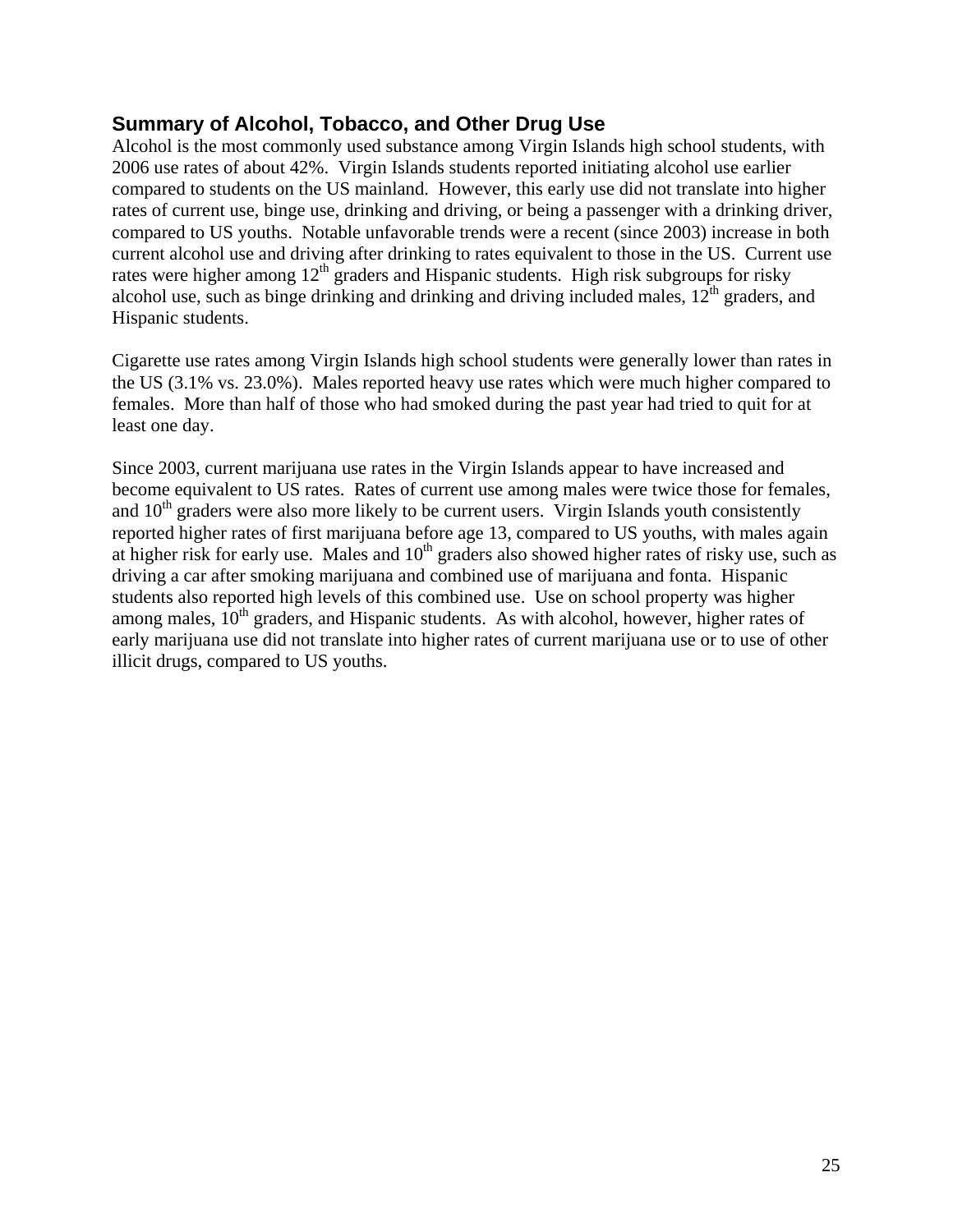## Summary of Alcohol, Tobacco, and Other Drug Use

Alcohol is the most commonly used substance among Virgin Islands high school students, with 2006 use rates of about 42%. Virgin Islands students reported initiating alcohol use earlier compared to students on the US mainland. However, this early use did not translate into higher rates of current use, binge use, drinking and driving, or being a passenger with a drinking driver, compared to US youths. Notable unfavorable trends were a recent (since 2003) increase in both current alcohol use and driving after drinking to rates equivalent to those in the US. Current use rates were higher among 12th graders and Hispanic students. High risk subgroups for risky alcohol use, such as binge drinking and drinking and driving included males, 12th graders, and Hispanic students.

Cigarette use rates among Virgin Islands high school students were generally lower than rates in the US (3.1% vs. 23.0%). Males reported heavy use rates which were much higher compared to females. More than half of those who had smoked during the past year had tried to quit for at least one day.

Since 2003, current marijuana use rates in the Virgin Islands appear to have increased and become equivalent to US rates. Rates of current use among males were twice those for females, and 10th graders were also more likely to be current users. Virgin Islands youth consistently reported higher rates of first marijuana before age 13, compared to US youths, with males again at higher risk for early use. Males and 10th graders also showed higher rates of risky use, such as driving a car after smoking marijuana and combined use of marijuana and fonta. Hispanic students also reported high levels of this combined use. Use on school property was higher among males, 10th graders, and Hispanic students. As with alcohol, however, higher rates of early marijuana use did not translate into higher rates of current marijuana use or to use of other illicit drugs, compared to US youths.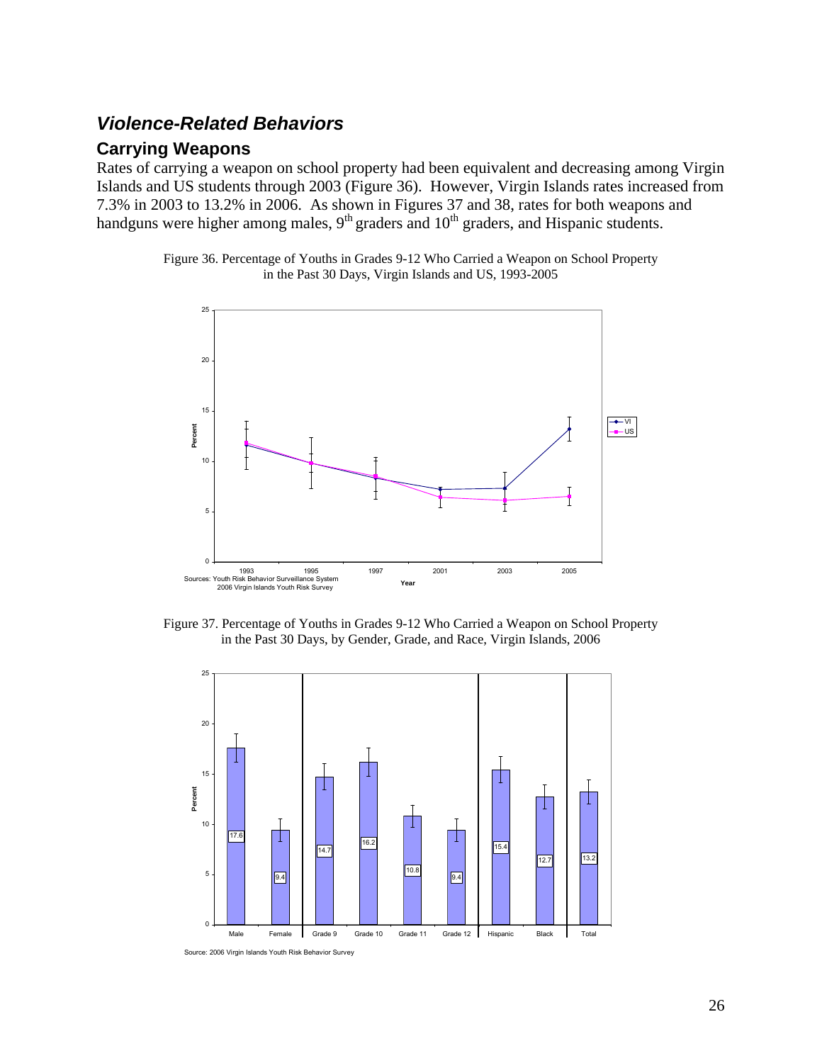## *Violence-Related Behaviors*

### Carrying Weapons

Rates of carrying a weapon on school property had been equivalent and decreasing among Virgin Islands and US students through 2003 (Figure 36). However, Virgin Islands rates increased from 7.3% in 2003 to 13.2% in 2006. As shown in Figures 37 and 38, rates for both weapons and handguns were higher among males, 9[th] graders and 10[th] graders, and Hispanic students.

Figure 36. Percentage of Youths in Grades 9-12 Who Carried a Weapon on School Property in the Past 30 Days, Virgin Islands and US, 1993-2005

Sources: Youth Risk Behavior Surveillance System
2006 Virgin Islands Youth Risk Survey

Figure 37. Percentage of Youths in Grades 9-12 Who Carried a Weapon on School Property in the Past 30 Days, by Gender, Grade, and Race, Virgin Islands, 2006

Source: 2006 Virgin Islands Youth Risk Behavior Survey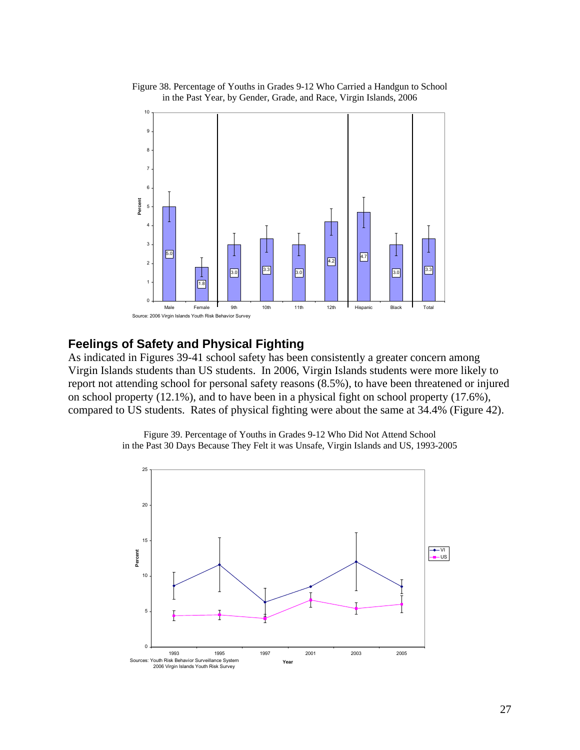Figure 38. Percentage of Youths in Grades 9-12 Who Carried a Handgun to School in the Past Year, by Gender, Grade, and Race, Virgin Islands, 2006

| Group | Percent |
|---|---|
| Male | 5.0 |
| Female | 1.8 |
| 9th | 3.0 |
| 10th | 3.3 |
| 11th | 3.0 |
| 12th | 4.2 |
| Hispanic | 4.7 |
| Black | 3.0 |
| Total | 3.3 |

Source: 2006 Virgin Islands Youth Risk Behavior Survey

## Feelings of Safety and Physical Fighting

As indicated in Figures 39-41 school safety has been consistently a greater concern among Virgin Islands students than US students. In 2006, Virgin Islands students were more likely to report not attending school for personal safety reasons (8.5%), to have been threatened or injured on school property (12.1%), and to have been in a physical fight on school property (17.6%), compared to US students. Rates of physical fighting were about the same at 34.4% (Figure 42).

Figure 39. Percentage of Youths in Grades 9-12 Who Did Not Attend School in the Past 30 Days Because They Felt it was Unsafe, Virgin Islands and US, 1993-2005

Sources: Youth Risk Behavior Surveillance System
2006 Virgin Islands Youth Risk Survey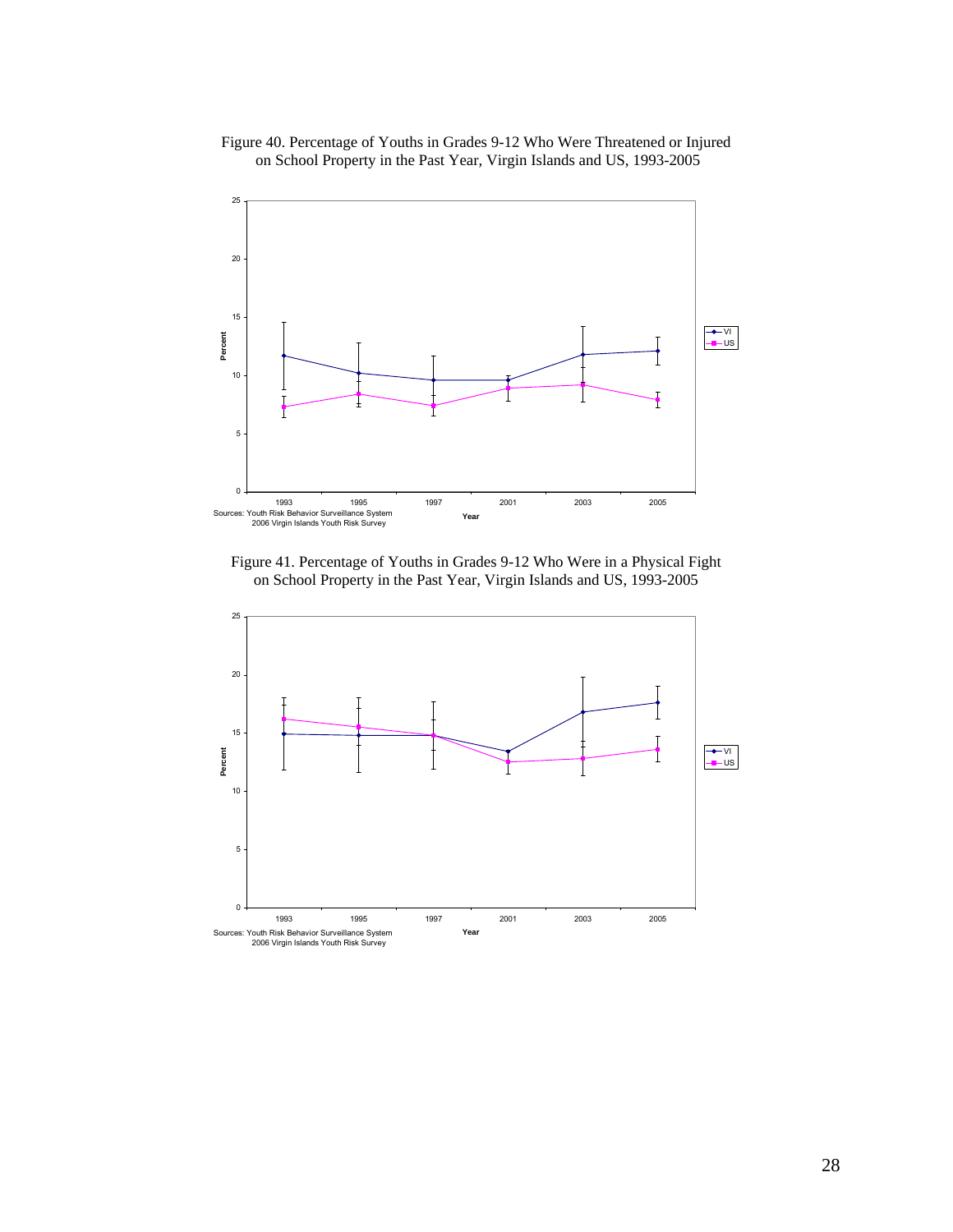Figure 40. Percentage of Youths in Grades 9-12 Who Were Threatened or Injured on School Property in the Past Year, Virgin Islands and US, 1993-2005

Sources: Youth Risk Behavior Surveillance System
2006 Virgin Islands Youth Risk Survey

Figure 41. Percentage of Youths in Grades 9-12 Who Were in a Physical Fight on School Property in the Past Year, Virgin Islands and US, 1993-2005

Sources: Youth Risk Behavior Surveillance System
2006 Virgin Islands Youth Risk Survey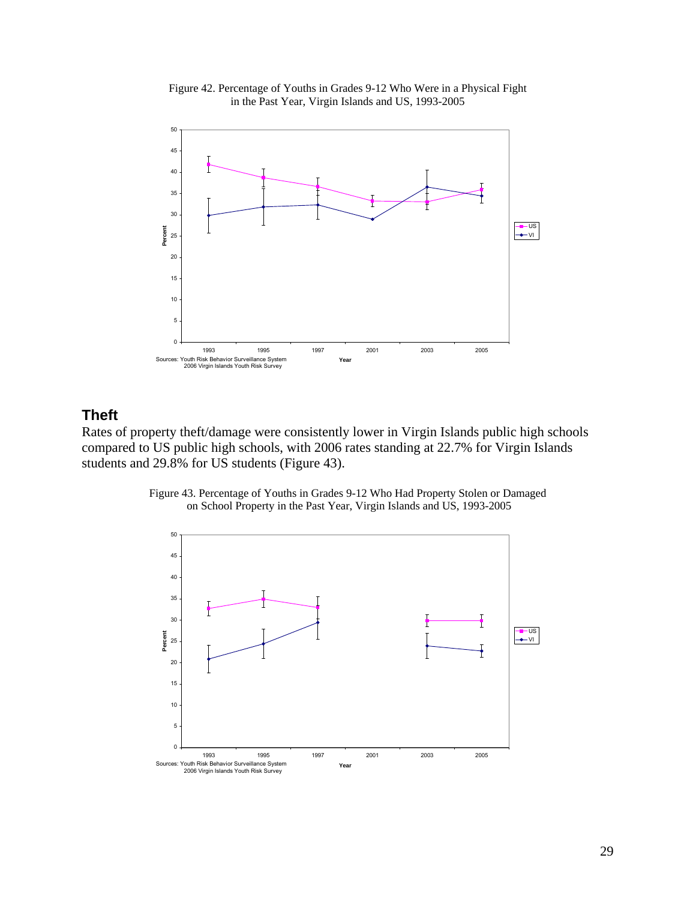Figure 42. Percentage of Youths in Grades 9-12 Who Were in a Physical Fight in the Past Year, Virgin Islands and US, 1993-2005

Sources: Youth Risk Behavior Surveillance System
2006 Virgin Islands Youth Risk Survey

## Theft

Rates of property theft/damage were consistently lower in Virgin Islands public high schools compared to US public high schools, with 2006 rates standing at 22.7% for Virgin Islands students and 29.8% for US students (Figure 43).

Figure 43. Percentage of Youths in Grades 9-12 Who Had Property Stolen or Damaged on School Property in the Past Year, Virgin Islands and US, 1993-2005

Sources: Youth Risk Behavior Surveillance System
2006 Virgin Islands Youth Risk Survey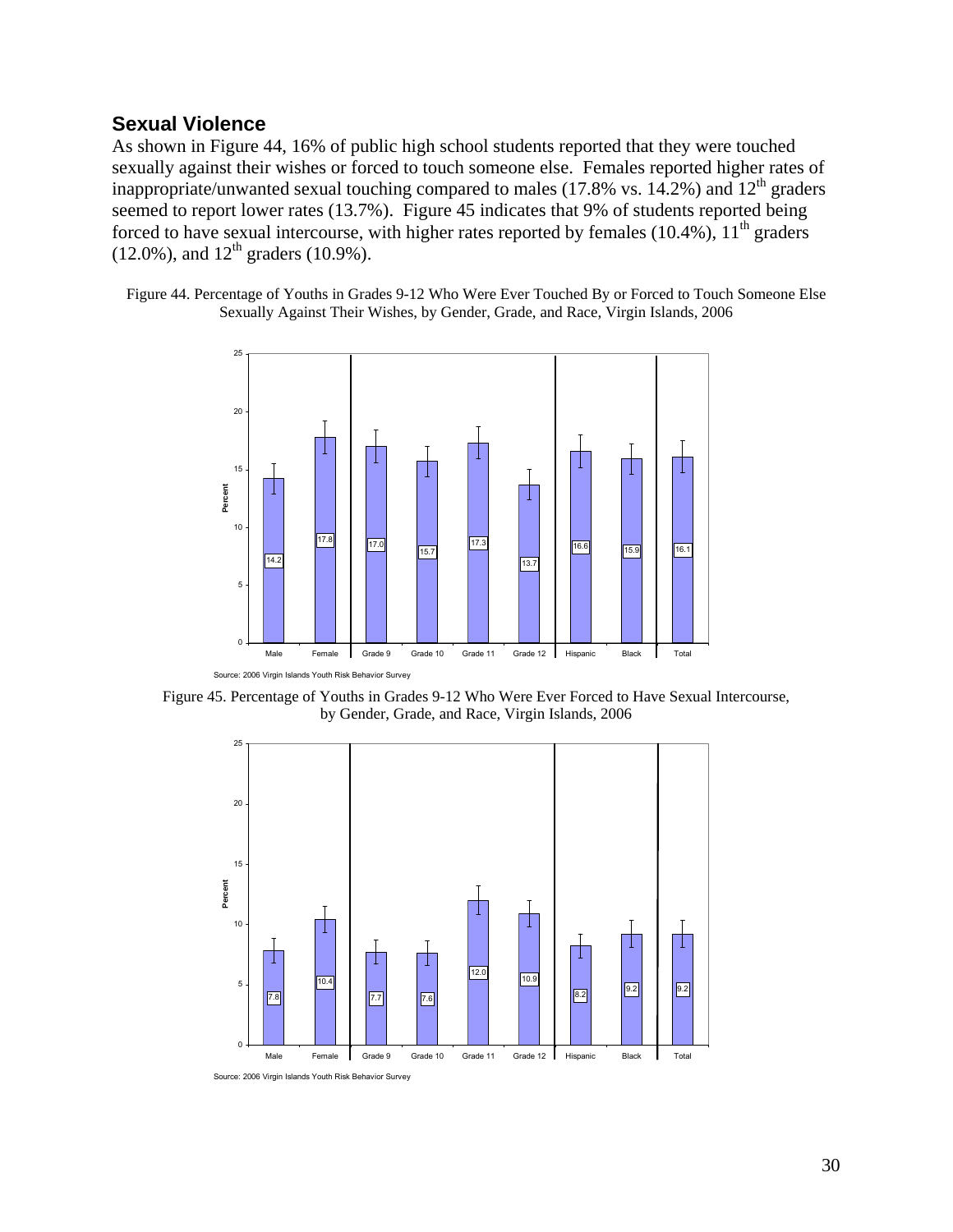## Sexual Violence

As shown in Figure 44, 16% of public high school students reported that they were touched sexually against their wishes or forced to touch someone else. Females reported higher rates of inappropriate/unwanted sexual touching compared to males (17.8% vs. 14.2%) and 12th graders seemed to report lower rates (13.7%). Figure 45 indicates that 9% of students reported being forced to have sexual intercourse, with higher rates reported by females (10.4%), 11th graders (12.0%), and 12th graders (10.9%).

Figure 44. Percentage of Youths in Grades 9-12 Who Were Ever Touched By or Forced to Touch Someone Else Sexually Against Their Wishes, by Gender, Grade, and Race, Virgin Islands, 2006

| Male | Female | Grade 9 | Grade 10 | Grade 11 | Grade 12 | Hispanic | Black | Total |
|---|---|---|---|---|---|---|---|---|
| 14.2 | 17.8 | 17.0 | 15.7 | 17.3 | 13.7 | 16.6 | 15.9 | 16.1 |

Source: 2006 Virgin Islands Youth Risk Behavior Survey

Figure 45. Percentage of Youths in Grades 9-12 Who Were Ever Forced to Have Sexual Intercourse, by Gender, Grade, and Race, Virgin Islands, 2006

| Male | Female | Grade 9 | Grade 10 | Grade 11 | Grade 12 | Hispanic | Black | Total |
|---|---|---|---|---|---|---|---|---|
| 7.8 | 10.4 | 7.7 | 7.6 | 12.0 | 10.9 | 8.2 | 9.2 | 9.2 |

Source: 2006 Virgin Islands Youth Risk Behavior Survey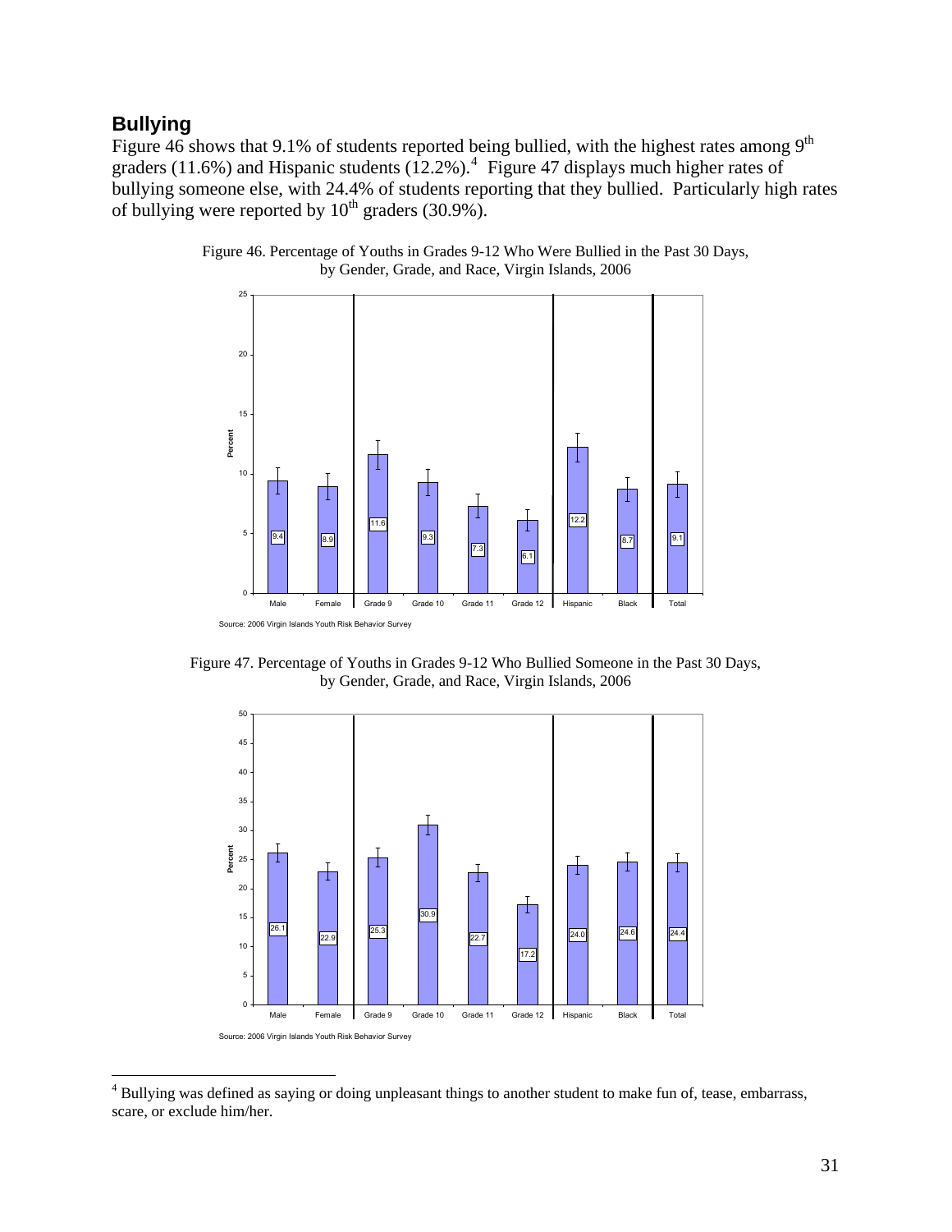## Bullying

Figure 46 shows that 9.1% of students reported being bullied, with the highest rates among 9th graders (11.6%) and Hispanic students (12.2%).[4] Figure 47 displays much higher rates of bullying someone else, with 24.4% of students reporting that they bullied. Particularly high rates of bullying were reported by 10th graders (30.9%).

Figure 46. Percentage of Youths in Grades 9-12 Who Were Bullied in the Past 30 Days, by Gender, Grade, and Race, Virgin Islands, 2006

| Male | Female | Grade 9 | Grade 10 | Grade 11 | Grade 12 | Hispanic | Black | Total |
|---|---|---|---|---|---|---|---|---|
| 9.4 | 8.9 | 11.6 | 9.3 | 7.3 | 6.1 | 12.2 | 8.7 | 9.1 |

Source: 2006 Virgin Islands Youth Risk Behavior Survey

Figure 47. Percentage of Youths in Grades 9-12 Who Bullied Someone in the Past 30 Days, by Gender, Grade, and Race, Virgin Islands, 2006

| Male | Female | Grade 9 | Grade 10 | Grade 11 | Grade 12 | Hispanic | Black | Total |
|---|---|---|---|---|---|---|---|---|
| 26.1 | 22.9 | 25.3 | 30.9 | 22.7 | 17.2 | 24.0 | 24.6 | 24.4 |

Source: 2006 Virgin Islands Youth Risk Behavior Survey

[4] Bullying was defined as saying or doing unpleasant things to another student to make fun of, tease, embarrass, scare, or exclude him/her.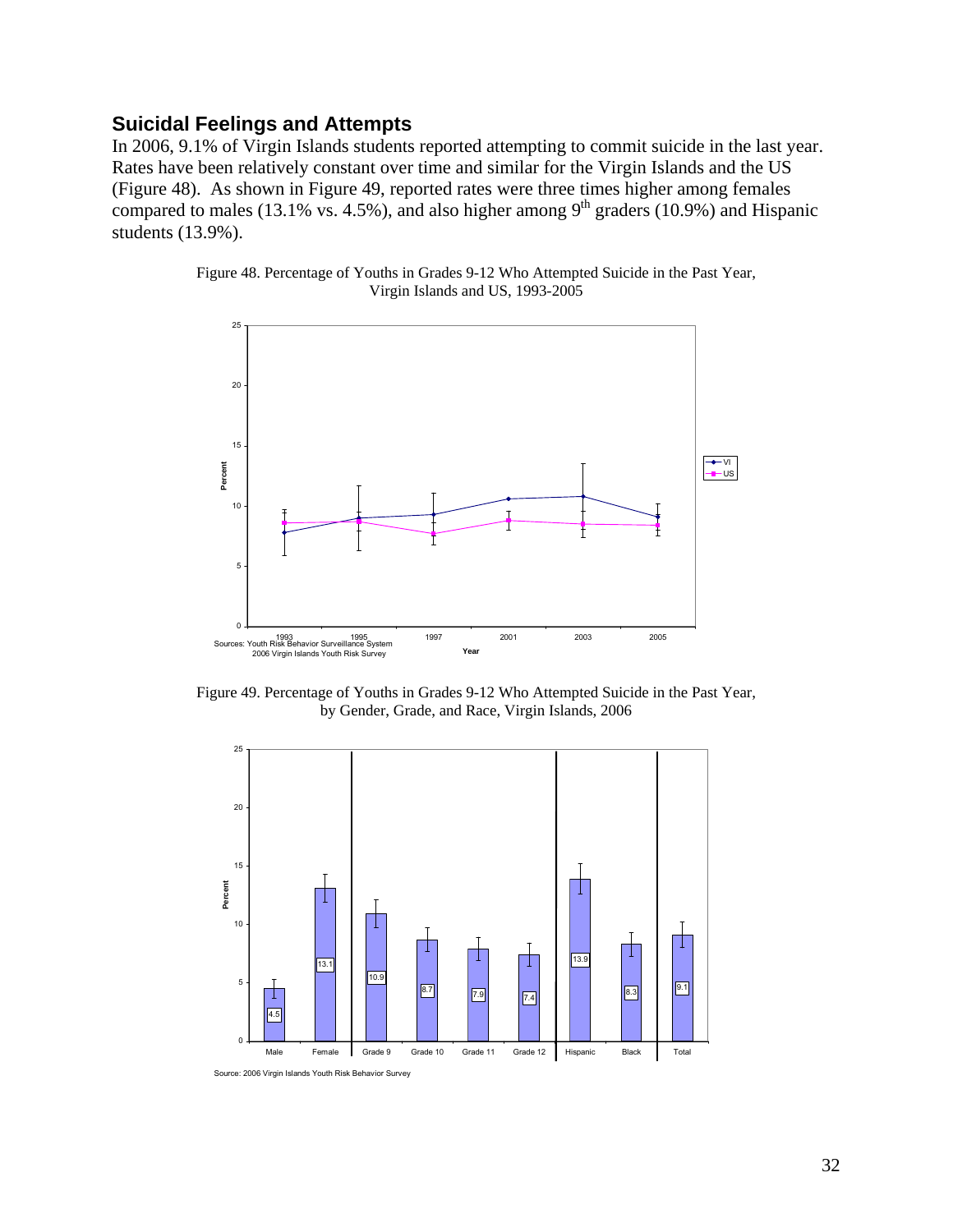## Suicidal Feelings and Attempts

In 2006, 9.1% of Virgin Islands students reported attempting to commit suicide in the last year. Rates have been relatively constant over time and similar for the Virgin Islands and the US (Figure 48). As shown in Figure 49, reported rates were three times higher among females compared to males (13.1% vs. 4.5%), and also higher among 9th graders (10.9%) and Hispanic students (13.9%).

Figure 48. Percentage of Youths in Grades 9-12 Who Attempted Suicide in the Past Year, Virgin Islands and US, 1993-2005

Sources: Youth Risk Behavior Surveillance System
2006 Virgin Islands Youth Risk Survey

Figure 49. Percentage of Youths in Grades 9-12 Who Attempted Suicide in the Past Year, by Gender, Grade, and Race, Virgin Islands, 2006

Source: 2006 Virgin Islands Youth Risk Behavior Survey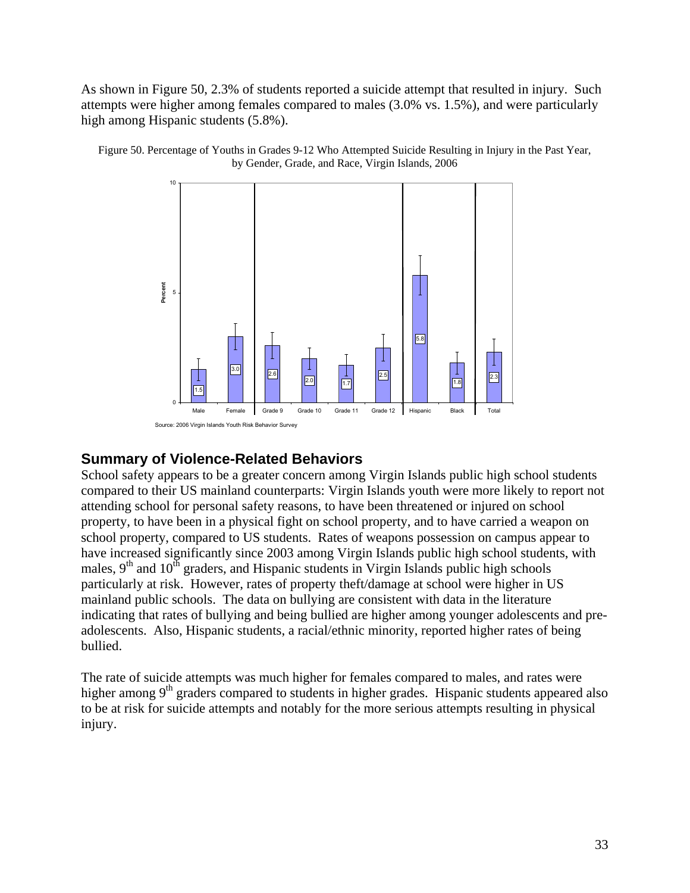As shown in Figure 50, 2.3% of students reported a suicide attempt that resulted in injury. Such attempts were higher among females compared to males (3.0% vs. 1.5%), and were particularly high among Hispanic students (5.8%).

Figure 50. Percentage of Youths in Grades 9-12 Who Attempted Suicide Resulting in Injury in the Past Year, by Gender, Grade, and Race, Virgin Islands, 2006

| Group | Percent |
| --- | --- |
| Male | 1.5 |
| Female | 3.0 |
| Grade 9 | 2.6 |
| Grade 10 | 2.0 |
| Grade 11 | 1.7 |
| Grade 12 | 2.5 |
| Hispanic | 5.8 |
| Black | 1.8 |
| Total | 2.3 |

Source: 2006 Virgin Islands Youth Risk Behavior Survey

## Summary of Violence-Related Behaviors

School safety appears to be a greater concern among Virgin Islands public high school students compared to their US mainland counterparts: Virgin Islands youth were more likely to report not attending school for personal safety reasons, to have been threatened or injured on school property, to have been in a physical fight on school property, and to have carried a weapon on school property, compared to US students. Rates of weapons possession on campus appear to have increased significantly since 2003 among Virgin Islands public high school students, with males, 9th and 10th graders, and Hispanic students in Virgin Islands public high schools particularly at risk. However, rates of property theft/damage at school were higher in US mainland public schools. The data on bullying are consistent with data in the literature indicating that rates of bullying and being bullied are higher among younger adolescents and pre-adolescents. Also, Hispanic students, a racial/ethnic minority, reported higher rates of being bullied.

The rate of suicide attempts was much higher for females compared to males, and rates were higher among 9th graders compared to students in higher grades. Hispanic students appeared also to be at risk for suicide attempts and notably for the more serious attempts resulting in physical injury.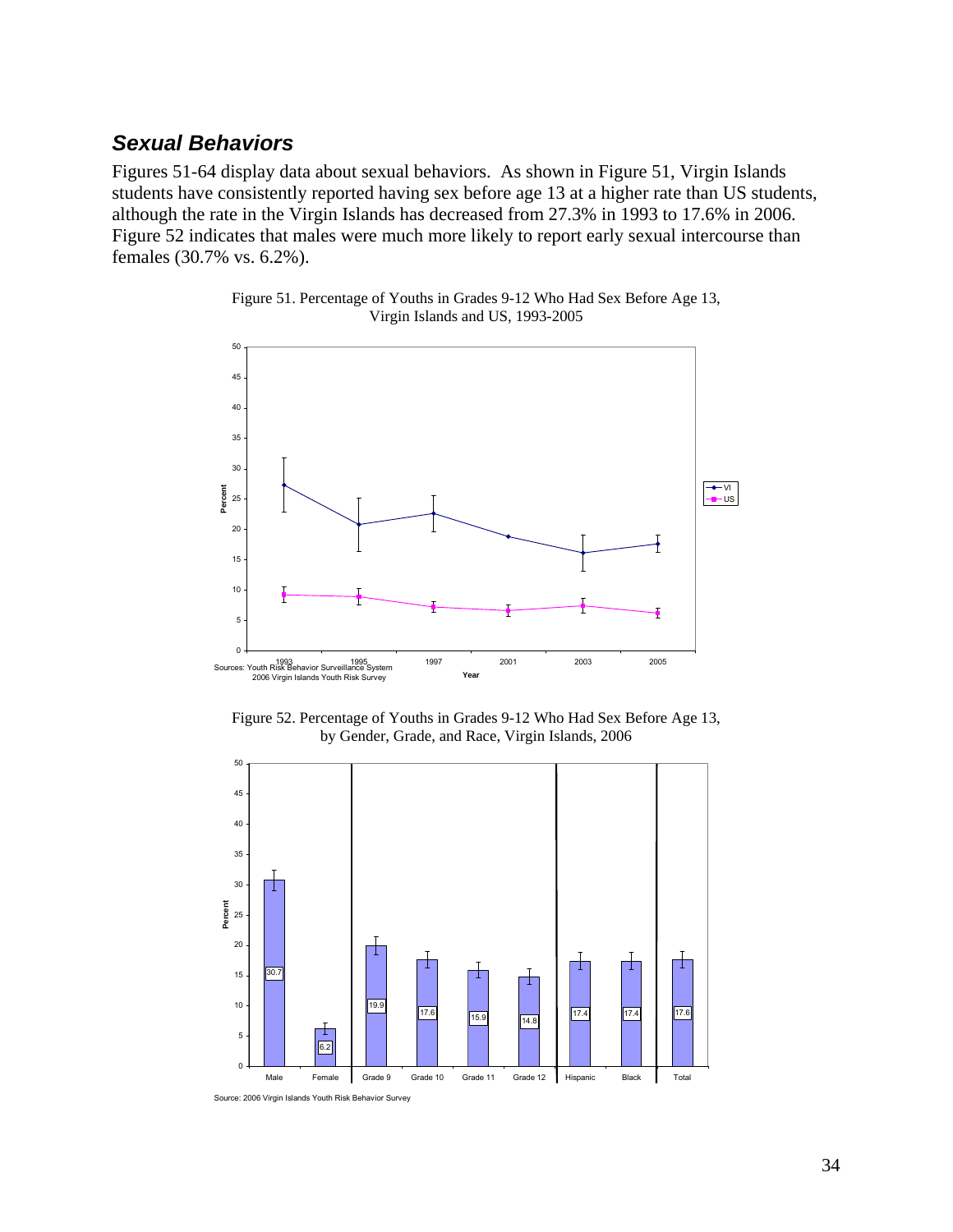## *Sexual Behaviors*

Figures 51-64 display data about sexual behaviors. As shown in Figure 51, Virgin Islands students have consistently reported having sex before age 13 at a higher rate than US students, although the rate in the Virgin Islands has decreased from 27.3% in 1993 to 17.6% in 2006. Figure 52 indicates that males were much more likely to report early sexual intercourse than females (30.7% vs. 6.2%).

Figure 51. Percentage of Youths in Grades 9-12 Who Had Sex Before Age 13, Virgin Islands and US, 1993-2005

Sources: Youth Risk Behavior Surveillance System
2006 Virgin Islands Youth Risk Survey

Figure 52. Percentage of Youths in Grades 9-12 Who Had Sex Before Age 13, by Gender, Grade, and Race, Virgin Islands, 2006

| Group | Percent |
|---|---|
| Male | 30.7 |
| Female | 6.2 |
| Grade 9 | 19.9 |
| Grade 10 | 17.6 |
| Grade 11 | 15.9 |
| Grade 12 | 14.8 |
| Hispanic | 17.4 |
| Black | 17.4 |
| Total | 17.6 |

Source: 2006 Virgin Islands Youth Risk Behavior Survey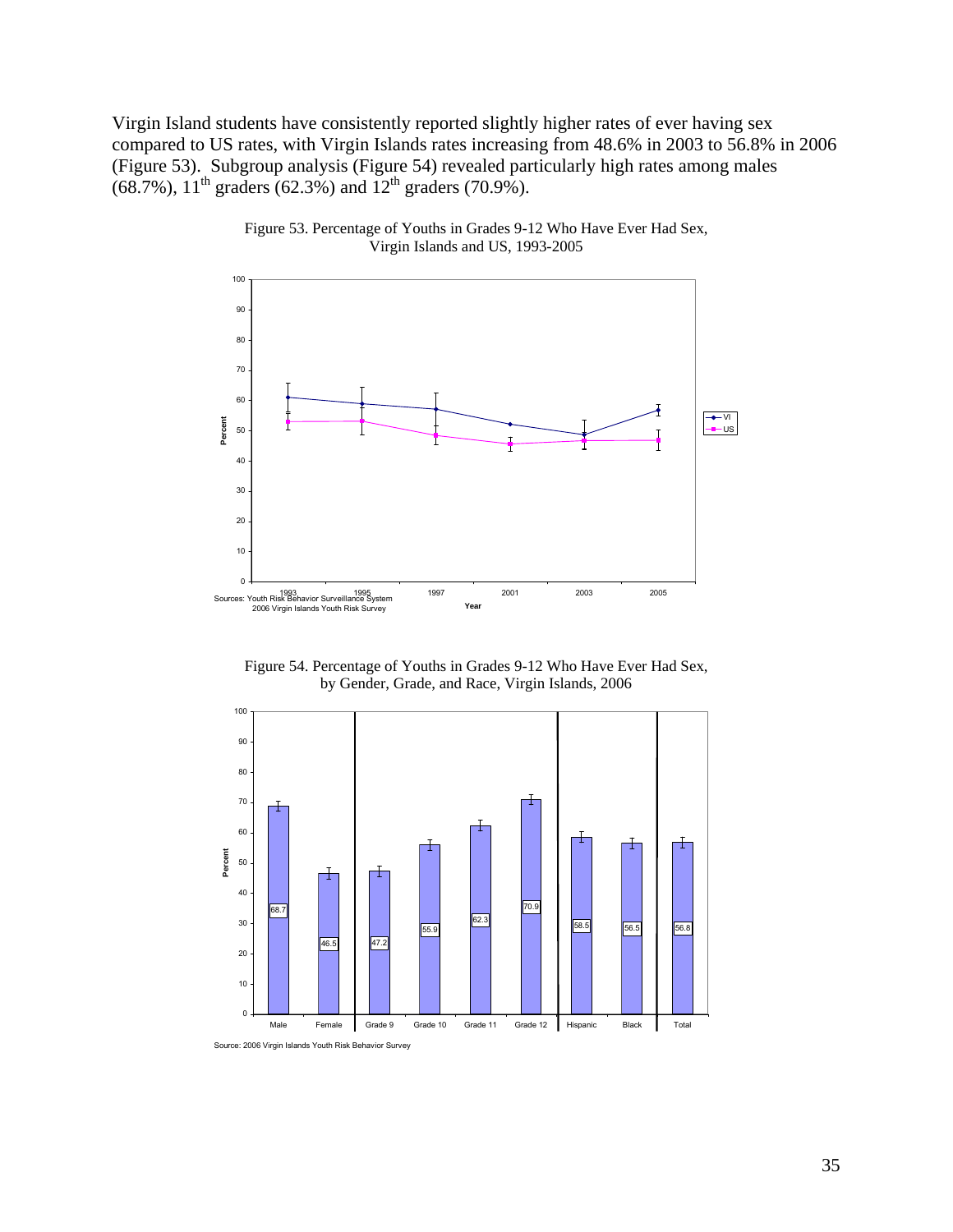Virgin Island students have consistently reported slightly higher rates of ever having sex compared to US rates, with Virgin Islands rates increasing from 48.6% in 2003 to 56.8% in 2006 (Figure 53). Subgroup analysis (Figure 54) revealed particularly high rates among males (68.7%), 11[th] graders (62.3%) and 12[th] graders (70.9%).

Figure 53. Percentage of Youths in Grades 9-12 Who Have Ever Had Sex, Virgin Islands and US, 1993-2005

Sources: Youth Risk Behavior Surveillance System
2006 Virgin Islands Youth Risk Survey

Figure 54. Percentage of Youths in Grades 9-12 Who Have Ever Had Sex, by Gender, Grade, and Race, Virgin Islands, 2006

| Group | Percent |
|---|---|
| Male | 68.7 |
| Female | 46.5 |
| Grade 9 | 47.2 |
| Grade 10 | 55.9 |
| Grade 11 | 62.3 |
| Grade 12 | 70.9 |
| Hispanic | 58.5 |
| Black | 56.5 |
| Total | 56.8 |

Source: 2006 Virgin Islands Youth Risk Behavior Survey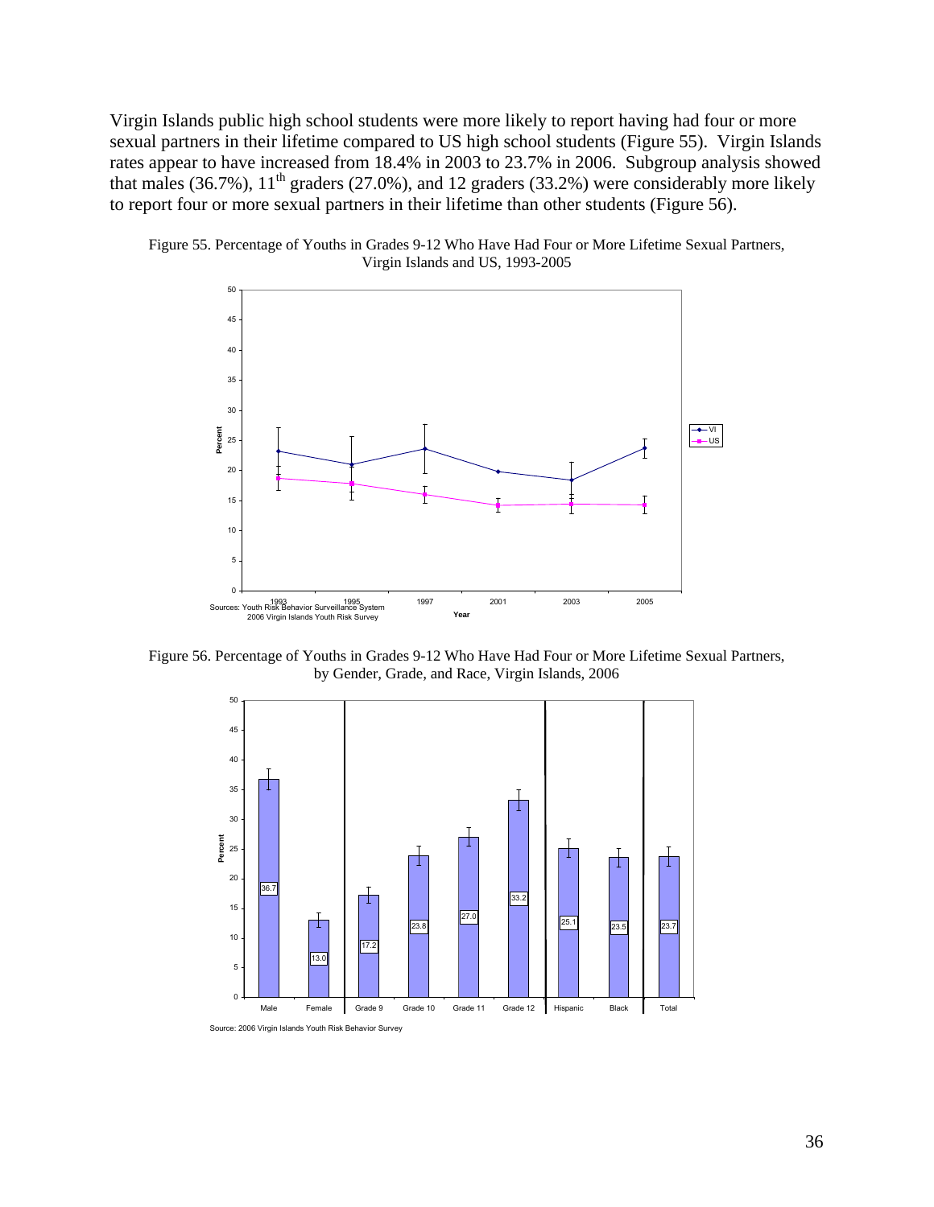Virgin Islands public high school students were more likely to report having had four or more sexual partners in their lifetime compared to US high school students (Figure 55). Virgin Islands rates appear to have increased from 18.4% in 2003 to 23.7% in 2006. Subgroup analysis showed that males (36.7%), 11th graders (27.0%), and 12 graders (33.2%) were considerably more likely to report four or more sexual partners in their lifetime than other students (Figure 56).

Figure 55. Percentage of Youths in Grades 9-12 Who Have Had Four or More Lifetime Sexual Partners, Virgin Islands and US, 1993-2005

Sources: Youth Risk Behavior Surveillance System
2006 Virgin Islands Youth Risk Survey

Figure 56. Percentage of Youths in Grades 9-12 Who Have Had Four or More Lifetime Sexual Partners, by Gender, Grade, and Race, Virgin Islands, 2006

| Group | Percent |
|---|---|
| Male | 36.7 |
| Female | 13.0 |
| Grade 9 | 17.2 |
| Grade 10 | 23.8 |
| Grade 11 | 27.0 |
| Grade 12 | 33.2 |
| Hispanic | 25.1 |
| Black | 23.5 |
| Total | 23.7 |

Source: 2006 Virgin Islands Youth Risk Behavior Survey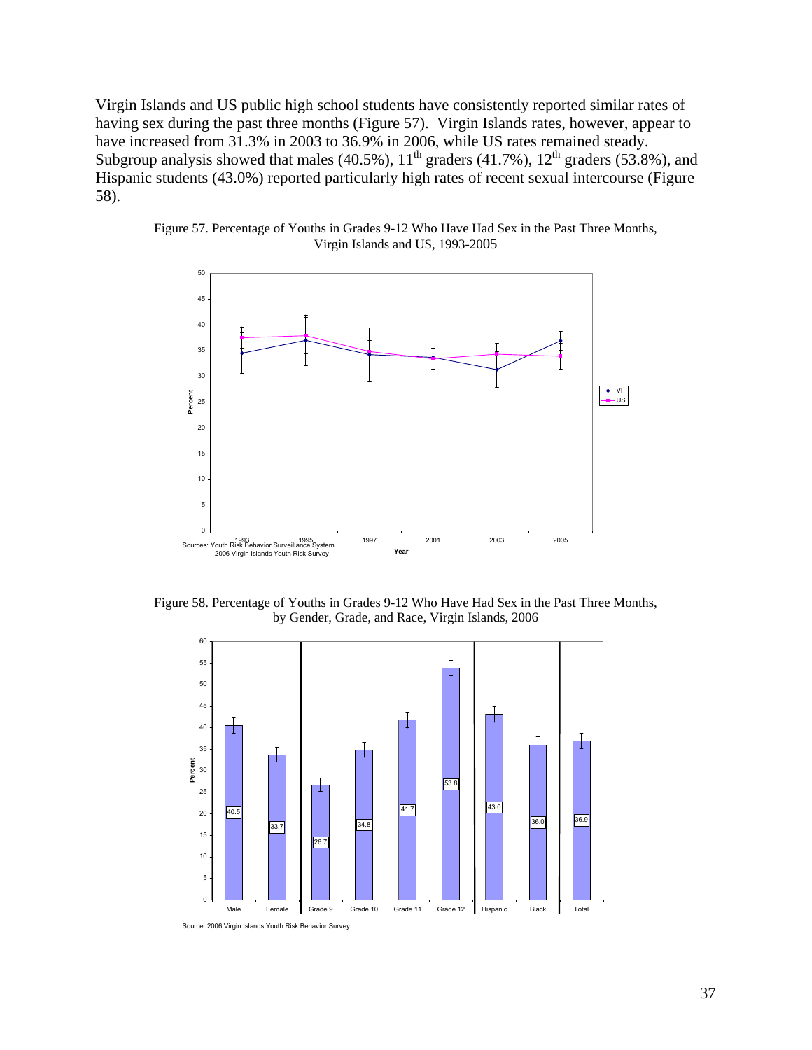Virgin Islands and US public high school students have consistently reported similar rates of having sex during the past three months (Figure 57). Virgin Islands rates, however, appear to have increased from 31.3% in 2003 to 36.9% in 2006, while US rates remained steady. Subgroup analysis showed that males (40.5%), 11th graders (41.7%), 12th graders (53.8%), and Hispanic students (43.0%) reported particularly high rates of recent sexual intercourse (Figure 58).

Figure 57. Percentage of Youths in Grades 9-12 Who Have Had Sex in the Past Three Months, Virgin Islands and US, 1993-2005

Sources: Youth Risk Behavior Surveillance System
2006 Virgin Islands Youth Risk Survey

Figure 58. Percentage of Youths in Grades 9-12 Who Have Had Sex in the Past Three Months, by Gender, Grade, and Race, Virgin Islands, 2006

| Group | Percent |
|---|---|
| Male | 40.5 |
| Female | 33.7 |
| Grade 9 | 26.7 |
| Grade 10 | 34.8 |
| Grade 11 | 41.7 |
| Grade 12 | 53.8 |
| Hispanic | 43.0 |
| Black | 36.0 |
| Total | 36.9 |

Source: 2006 Virgin Islands Youth Risk Behavior Survey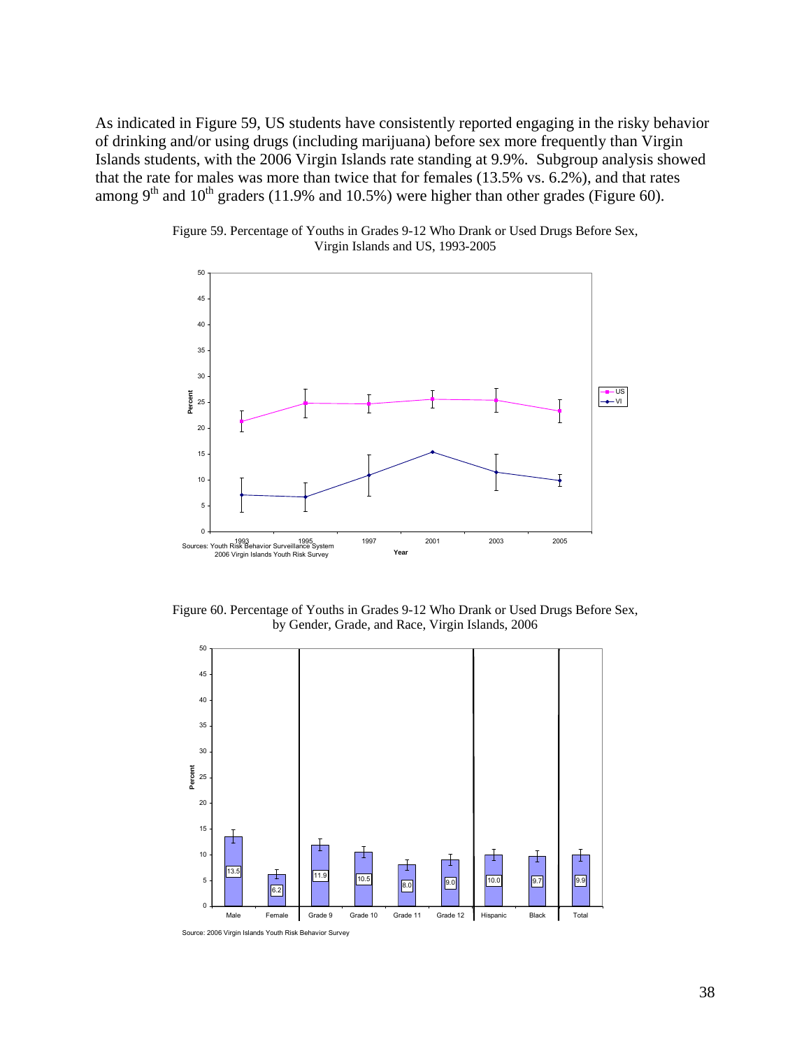As indicated in Figure 59, US students have consistently reported engaging in the risky behavior of drinking and/or using drugs (including marijuana) before sex more frequently than Virgin Islands students, with the 2006 Virgin Islands rate standing at 9.9%. Subgroup analysis showed that the rate for males was more than twice that for females (13.5% vs. 6.2%), and that rates among 9th and 10th graders (11.9% and 10.5%) were higher than other grades (Figure 60).

Figure 59. Percentage of Youths in Grades 9-12 Who Drank or Used Drugs Before Sex, Virgin Islands and US, 1993-2005

Sources: Youth Risk Behavior Surveillance System
2006 Virgin Islands Youth Risk Survey

Figure 60. Percentage of Youths in Grades 9-12 Who Drank or Used Drugs Before Sex, by Gender, Grade, and Race, Virgin Islands, 2006

| Male | Female | Grade 9 | Grade 10 | Grade 11 | Grade 12 | Hispanic | Black | Total |
|---|---|---|---|---|---|---|---|---|
| 13.5 | 6.2 | 11.9 | 10.5 | 8.0 | 9.0 | 10.0 | 9.7 | 9.9 |

Source: 2006 Virgin Islands Youth Risk Behavior Survey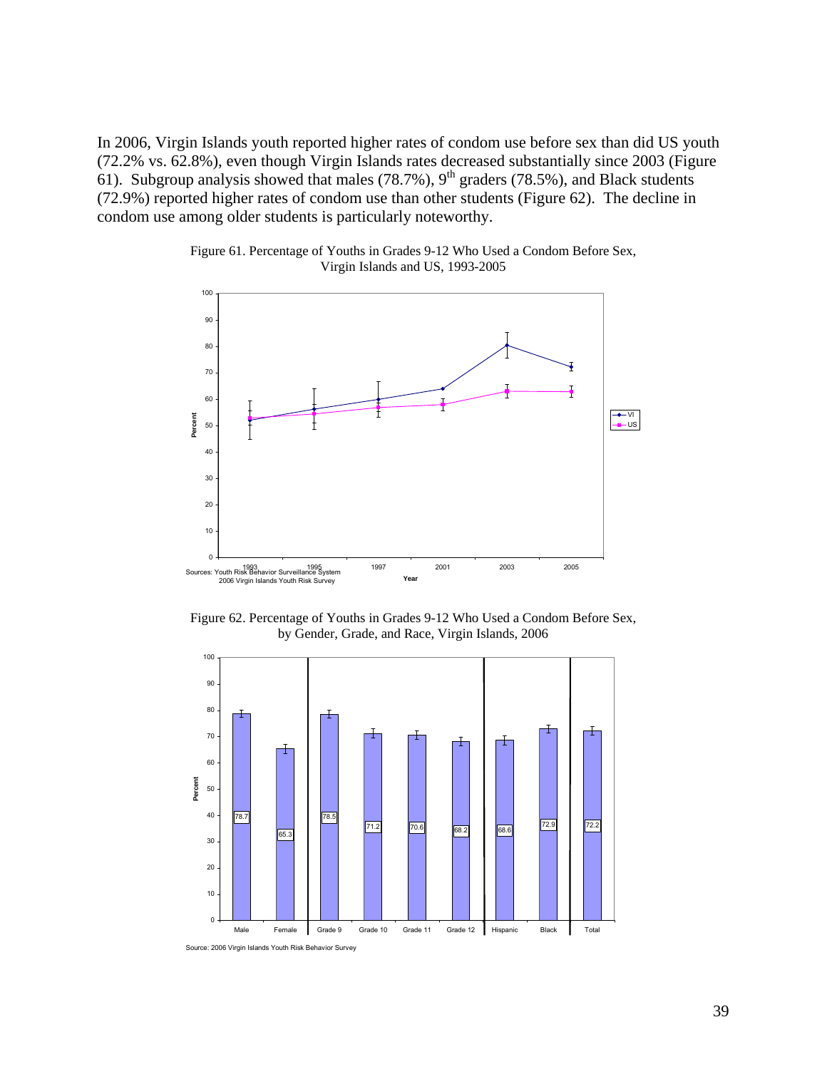In 2006, Virgin Islands youth reported higher rates of condom use before sex than did US youth (72.2% vs. 62.8%), even though Virgin Islands rates decreased substantially since 2003 (Figure 61). Subgroup analysis showed that males (78.7%), 9th graders (78.5%), and Black students (72.9%) reported higher rates of condom use than other students (Figure 62). The decline in condom use among older students is particularly noteworthy.

Figure 61. Percentage of Youths in Grades 9-12 Who Used a Condom Before Sex, Virgin Islands and US, 1993-2005

Sources: Youth Risk Behavior Surveillance System
2006 Virgin Islands Youth Risk Survey

Figure 62. Percentage of Youths in Grades 9-12 Who Used a Condom Before Sex, by Gender, Grade, and Race, Virgin Islands, 2006

| Male | Female | Grade 9 | Grade 10 | Grade 11 | Grade 12 | Hispanic | Black | Total |
|---|---|---|---|---|---|---|---|---|
| 78.7 | 65.3 | 78.5 | 71.2 | 70.6 | 68.2 | 68.6 | 72.9 | 72.2 |

Source: 2006 Virgin Islands Youth Risk Behavior Survey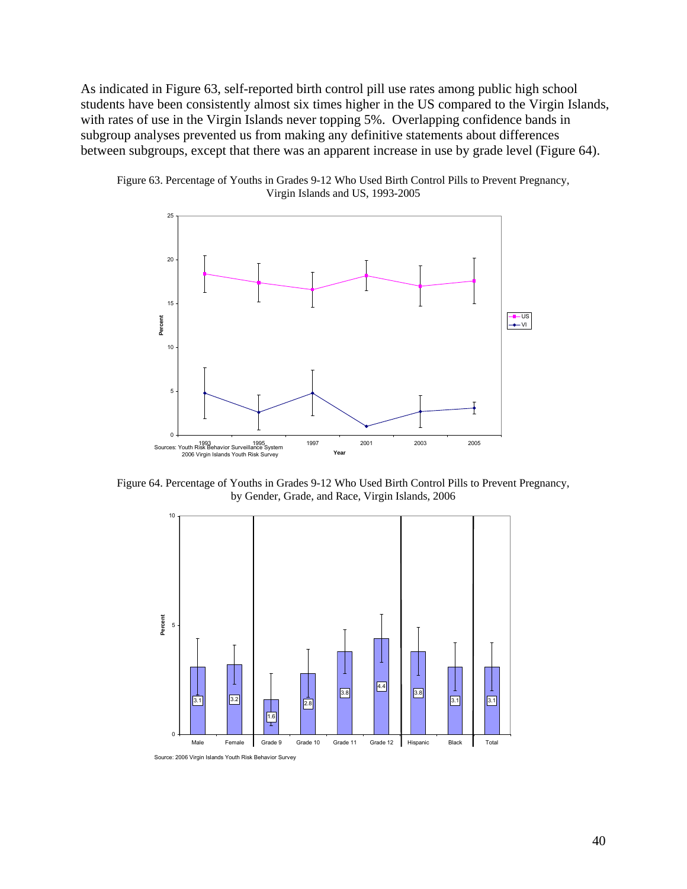As indicated in Figure 63, self-reported birth control pill use rates among public high school students have been consistently almost six times higher in the US compared to the Virgin Islands, with rates of use in the Virgin Islands never topping 5%. Overlapping confidence bands in subgroup analyses prevented us from making any definitive statements about differences between subgroups, except that there was an apparent increase in use by grade level (Figure 64).

Figure 63. Percentage of Youths in Grades 9-12 Who Used Birth Control Pills to Prevent Pregnancy, Virgin Islands and US, 1993-2005

Sources: Youth Risk Behavior Surveillance System
2006 Virgin Islands Youth Risk Survey

Figure 64. Percentage of Youths in Grades 9-12 Who Used Birth Control Pills to Prevent Pregnancy, by Gender, Grade, and Race, Virgin Islands, 2006

Source: 2006 Virgin Islands Youth Risk Behavior Survey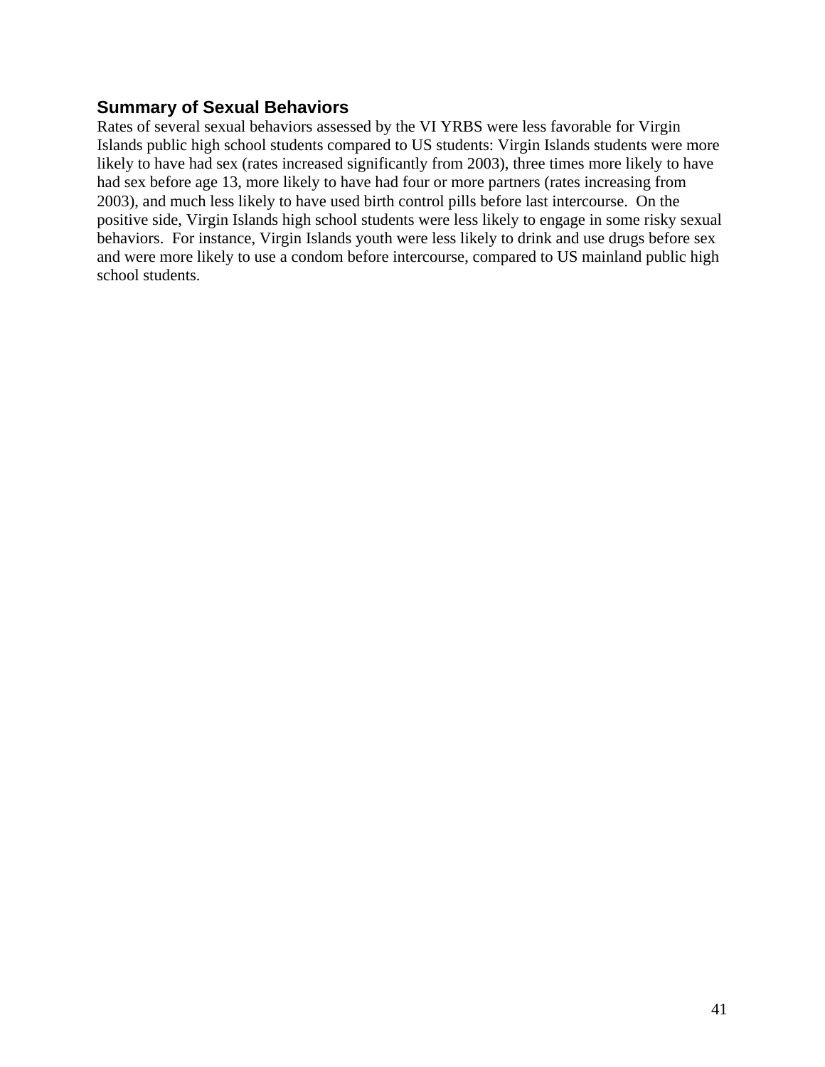## Summary of Sexual Behaviors

Rates of several sexual behaviors assessed by the VI YRBS were less favorable for Virgin Islands public high school students compared to US students: Virgin Islands students were more likely to have had sex (rates increased significantly from 2003), three times more likely to have had sex before age 13, more likely to have had four or more partners (rates increasing from 2003), and much less likely to have used birth control pills before last intercourse. On the positive side, Virgin Islands high school students were less likely to engage in some risky sexual behaviors. For instance, Virgin Islands youth were less likely to drink and use drugs before sex and were more likely to use a condom before intercourse, compared to US mainland public high school students.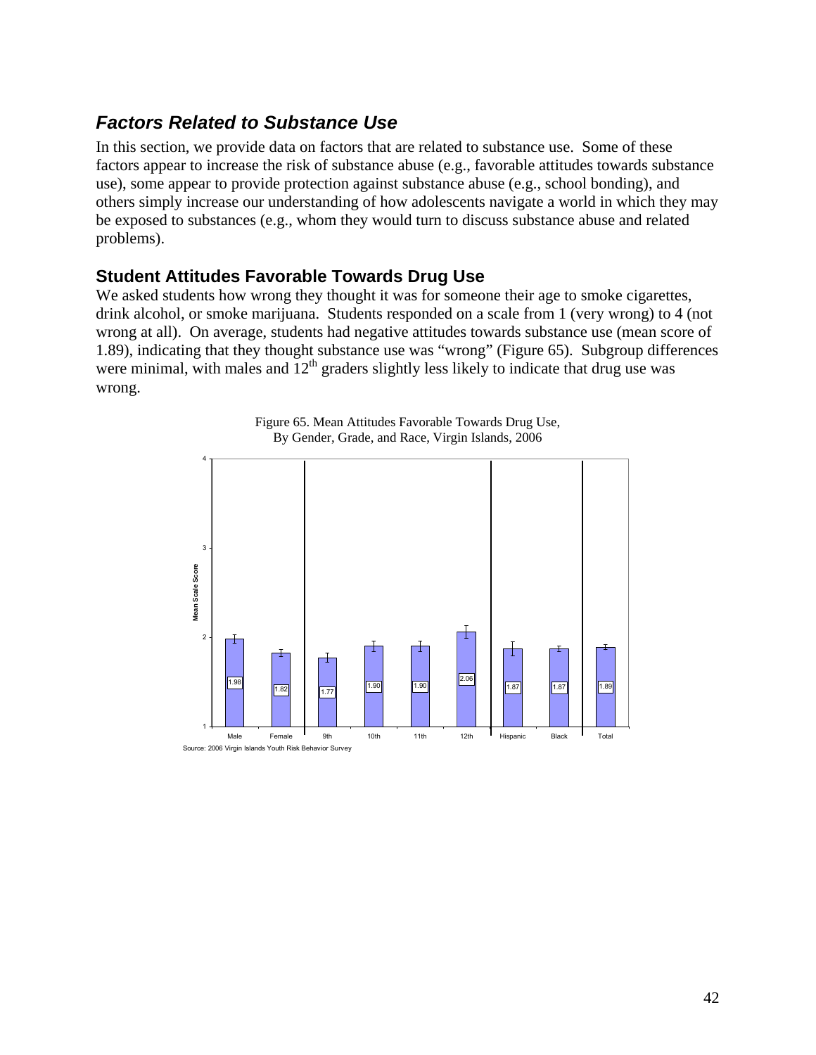## *Factors Related to Substance Use*

In this section, we provide data on factors that are related to substance use. Some of these factors appear to increase the risk of substance abuse (e.g., favorable attitudes towards substance use), some appear to provide protection against substance abuse (e.g., school bonding), and others simply increase our understanding of how adolescents navigate a world in which they may be exposed to substances (e.g., whom they would turn to discuss substance abuse and related problems).

### Student Attitudes Favorable Towards Drug Use

We asked students how wrong they thought it was for someone their age to smoke cigarettes, drink alcohol, or smoke marijuana. Students responded on a scale from 1 (very wrong) to 4 (not wrong at all). On average, students had negative attitudes towards substance use (mean score of 1.89), indicating that they thought substance use was "wrong" (Figure 65). Subgroup differences were minimal, with males and 12th graders slightly less likely to indicate that drug use was wrong.

Figure 65. Mean Attitudes Favorable Towards Drug Use, By Gender, Grade, and Race, Virgin Islands, 2006

| Group | Mean Scale Score |
|---|---|
| Male | 1.98 |
| Female | 1.82 |
| 9th | 1.77 |
| 10th | 1.90 |
| 11th | 1.90 |
| 12th | 2.06 |
| Hispanic | 1.87 |
| Black | 1.87 |
| Total | 1.89 |

Source: 2006 Virgin Islands Youth Risk Behavior Survey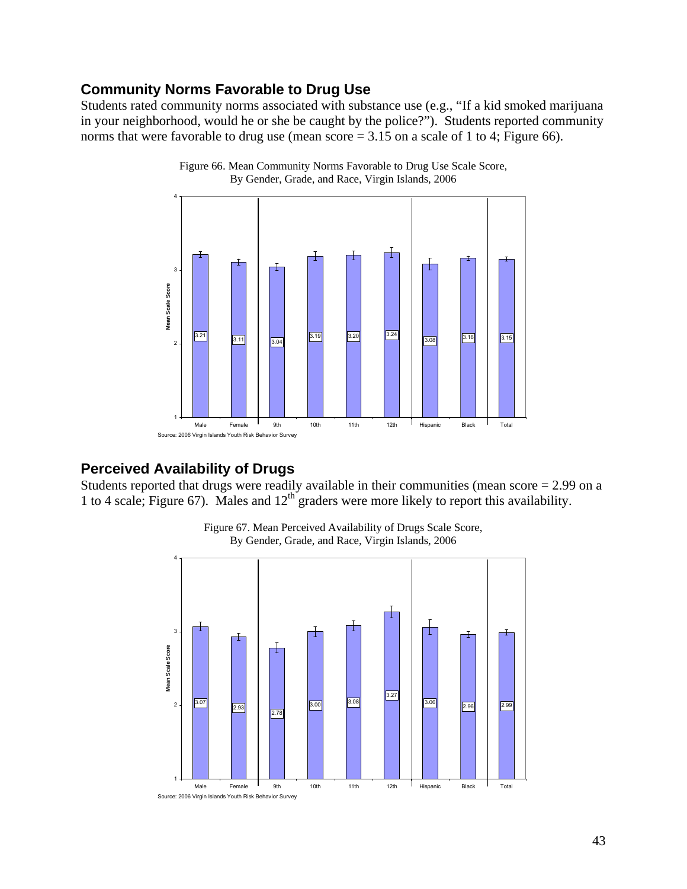## Community Norms Favorable to Drug Use

Students rated community norms associated with substance use (e.g., "If a kid smoked marijuana in your neighborhood, would he or she be caught by the police?"). Students reported community norms that were favorable to drug use (mean score = 3.15 on a scale of 1 to 4; Figure 66).

Figure 66. Mean Community Norms Favorable to Drug Use Scale Score, By Gender, Grade, and Race, Virgin Islands, 2006

| | Male | Female | 9th | 10th | 11th | 12th | Hispanic | Black | Total |
|---|---|---|---|---|---|---|---|---|---|
| Mean Scale Score | 3.21 | 3.11 | 3.04 | 3.19 | 3.20 | 3.24 | 3.08 | 3.16 | 3.15 |

Source: 2006 Virgin Islands Youth Risk Behavior Survey

## Perceived Availability of Drugs

Students reported that drugs were readily available in their communities (mean score = 2.99 on a 1 to 4 scale; Figure 67). Males and 12th graders were more likely to report this availability.

Figure 67. Mean Perceived Availability of Drugs Scale Score, By Gender, Grade, and Race, Virgin Islands, 2006

| | Male | Female | 9th | 10th | 11th | 12th | Hispanic | Black | Total |
|---|---|---|---|---|---|---|---|---|---|
| Mean Scale Score | 3.07 | 2.93 | 2.78 | 3.00 | 3.08 | 3.27 | 3.06 | 2.96 | 2.99 |

Source: 2006 Virgin Islands Youth Risk Behavior Survey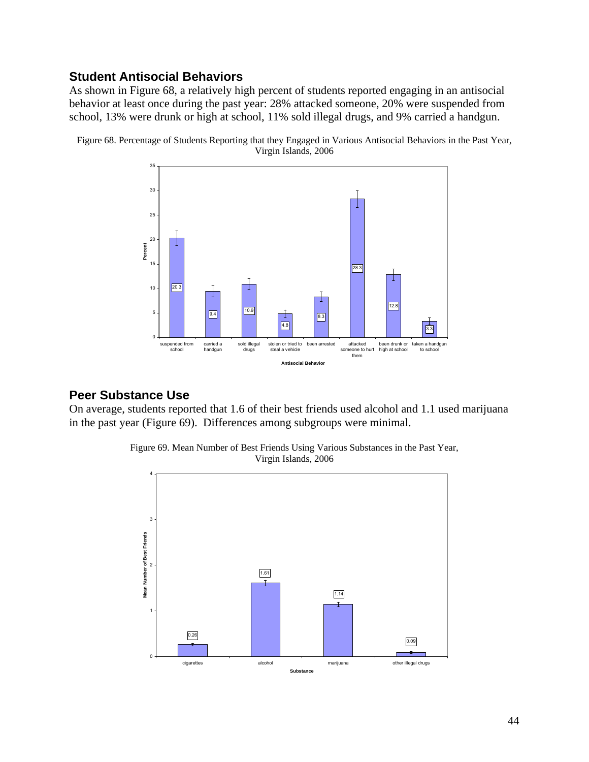## Student Antisocial Behaviors

As shown in Figure 68, a relatively high percent of students reported engaging in an antisocial behavior at least once during the past year: 28% attacked someone, 20% were suspended from school, 13% were drunk or high at school, 11% sold illegal drugs, and 9% carried a handgun.

Figure 68. Percentage of Students Reporting that they Engaged in Various Antisocial Behaviors in the Past Year, Virgin Islands, 2006

| Antisocial Behavior | Percent |
|---|---|
| suspended from school | 20.3 |
| carried a handgun | 9.4 |
| sold illegal drugs | 10.9 |
| stolen or tried to steal a vehicle | 4.8 |
| been arrested | 8.3 |
| attacked someone to hurt them | 28.3 |
| been drunk or high at school | 12.8 |
| taken a handgun to school | 3.3 |

## Peer Substance Use

On average, students reported that 1.6 of their best friends used alcohol and 1.1 used marijuana in the past year (Figure 69). Differences among subgroups were minimal.

Figure 69. Mean Number of Best Friends Using Various Substances in the Past Year, Virgin Islands, 2006

| Substance | Mean Number of Best Friends |
|---|---|
| cigarettes | 0.26 |
| alcohol | 1.61 |
| marijuana | 1.14 |
| other illegal drugs | 0.09 |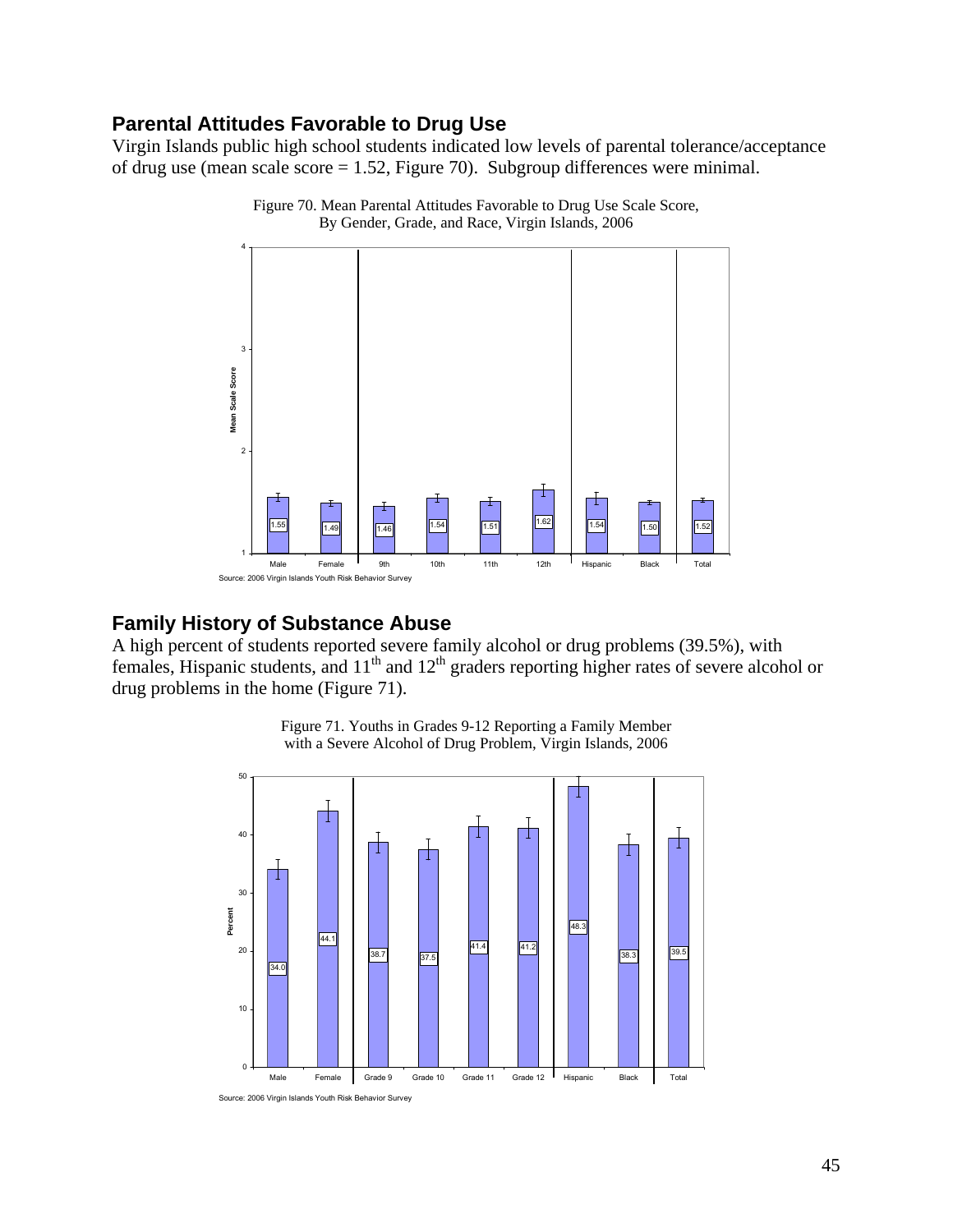## Parental Attitudes Favorable to Drug Use

Virgin Islands public high school students indicated low levels of parental tolerance/acceptance of drug use (mean scale score = 1.52, Figure 70). Subgroup differences were minimal.

Figure 70. Mean Parental Attitudes Favorable to Drug Use Scale Score, By Gender, Grade, and Race, Virgin Islands, 2006

| Group | Mean Scale Score |
|---|---|
| Male | 1.55 |
| Female | 1.49 |
| 9th | 1.46 |
| 10th | 1.54 |
| 11th | 1.51 |
| 12th | 1.62 |
| Hispanic | 1.54 |
| Black | 1.50 |
| Total | 1.52 |

Source: 2006 Virgin Islands Youth Risk Behavior Survey

## Family History of Substance Abuse

A high percent of students reported severe family alcohol or drug problems (39.5%), with females, Hispanic students, and 11th and 12th graders reporting higher rates of severe alcohol or drug problems in the home (Figure 71).

Figure 71. Youths in Grades 9-12 Reporting a Family Member with a Severe Alcohol of Drug Problem, Virgin Islands, 2006

| Group | Percent |
|---|---|
| Male | 34.0 |
| Female | 44.1 |
| Grade 9 | 38.7 |
| Grade 10 | 37.5 |
| Grade 11 | 41.4 |
| Grade 12 | 41.2 |
| Hispanic | 48.3 |
| Black | 38.3 |
| Total | 39.5 |

Source: 2006 Virgin Islands Youth Risk Behavior Survey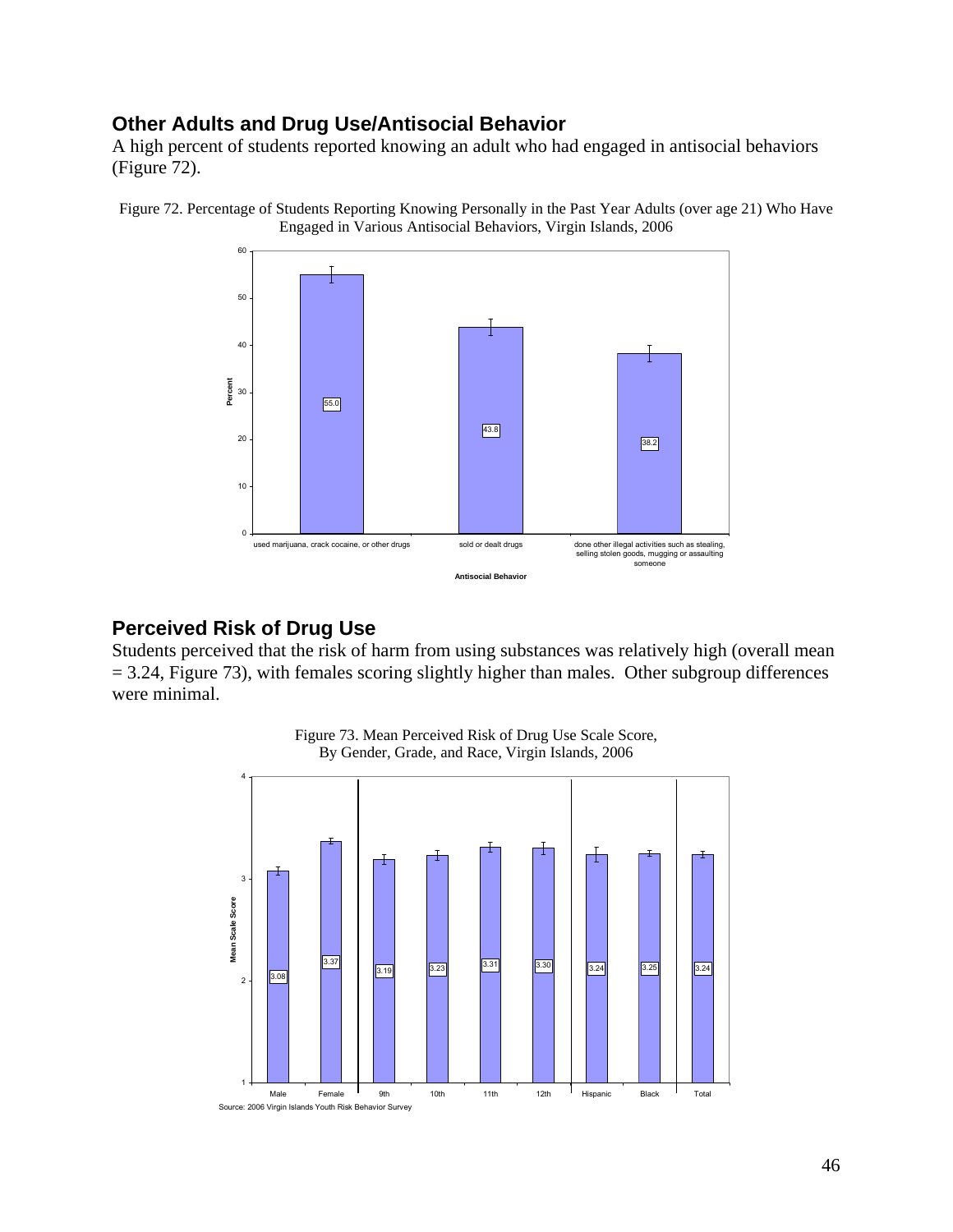## Other Adults and Drug Use/Antisocial Behavior

A high percent of students reported knowing an adult who had engaged in antisocial behaviors (Figure 72).

Figure 72. Percentage of Students Reporting Knowing Personally in the Past Year Adults (over age 21) Who Have Engaged in Various Antisocial Behaviors, Virgin Islands, 2006

| Antisocial Behavior | Percent |
|---|---|
| used marijuana, crack cocaine, or other drugs | 55.0 |
| sold or dealt drugs | 43.8 |
| done other illegal activities such as stealing, selling stolen goods, mugging or assaulting someone | 38.2 |

## Perceived Risk of Drug Use

Students perceived that the risk of harm from using substances was relatively high (overall mean = 3.24, Figure 73), with females scoring slightly higher than males. Other subgroup differences were minimal.

Figure 73. Mean Perceived Risk of Drug Use Scale Score, By Gender, Grade, and Race, Virgin Islands, 2006

| Group | Mean Scale Score |
|---|---|
| Male | 3.08 |
| Female | 3.37 |
| 9th | 3.19 |
| 10th | 3.23 |
| 11th | 3.31 |
| 12th | 3.30 |
| Hispanic | 3.24 |
| Black | 3.25 |
| Total | 3.24 |

Source: 2006 Virgin Islands Youth Risk Behavior Survey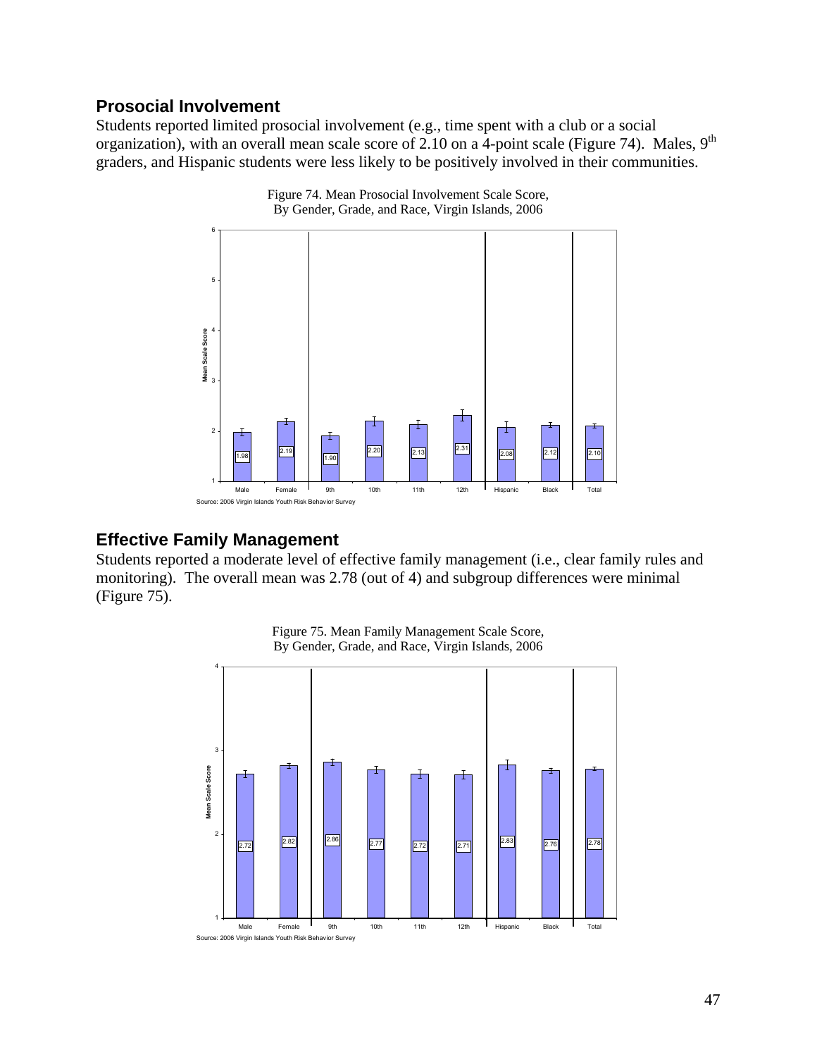## Prosocial Involvement

Students reported limited prosocial involvement (e.g., time spent with a club or a social organization), with an overall mean scale score of 2.10 on a 4-point scale (Figure 74). Males, 9th graders, and Hispanic students were less likely to be positively involved in their communities.

Figure 74. Mean Prosocial Involvement Scale Score, By Gender, Grade, and Race, Virgin Islands, 2006

| | Male | Female | 9th | 10th | 11th | 12th | Hispanic | Black | Total |
|---|---|---|---|---|---|---|---|---|---|
| Mean Scale Score | 1.98 | 2.19 | 1.90 | 2.20 | 2.13 | 2.31 | 2.08 | 2.12 | 2.10 |

Source: 2006 Virgin Islands Youth Risk Behavior Survey

## Effective Family Management

Students reported a moderate level of effective family management (i.e., clear family rules and monitoring). The overall mean was 2.78 (out of 4) and subgroup differences were minimal (Figure 75).

Figure 75. Mean Family Management Scale Score, By Gender, Grade, and Race, Virgin Islands, 2006

| | Male | Female | 9th | 10th | 11th | 12th | Hispanic | Black | Total |
|---|---|---|---|---|---|---|---|---|---|
| Mean Scale Score | 2.72 | 2.82 | 2.86 | 2.77 | 2.72 | 2.71 | 2.83 | 2.76 | 2.78 |

Source: 2006 Virgin Islands Youth Risk Behavior Survey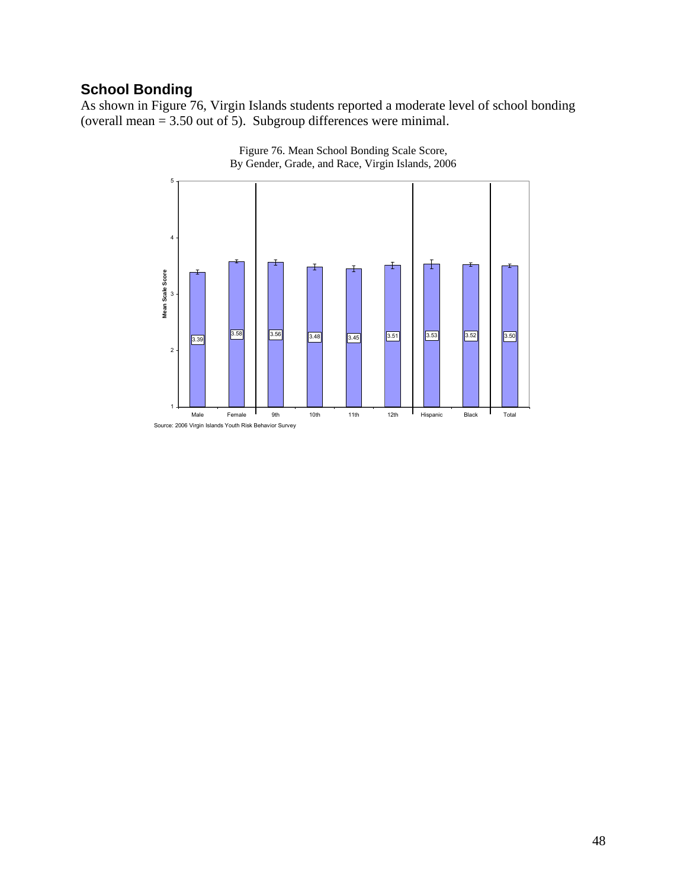## School Bonding

As shown in Figure 76, Virgin Islands students reported a moderate level of school bonding (overall mean = 3.50 out of 5). Subgroup differences were minimal.

Figure 76. Mean School Bonding Scale Score, By Gender, Grade, and Race, Virgin Islands, 2006

| Group | Mean Scale Score |
|---|---|
| Male | 3.39 |
| Female | 3.58 |
| 9th | 3.56 |
| 10th | 3.48 |
| 11th | 3.45 |
| 12th | 3.51 |
| Hispanic | 3.53 |
| Black | 3.52 |
| Total | 3.50 |

Source: 2006 Virgin Islands Youth Risk Behavior Survey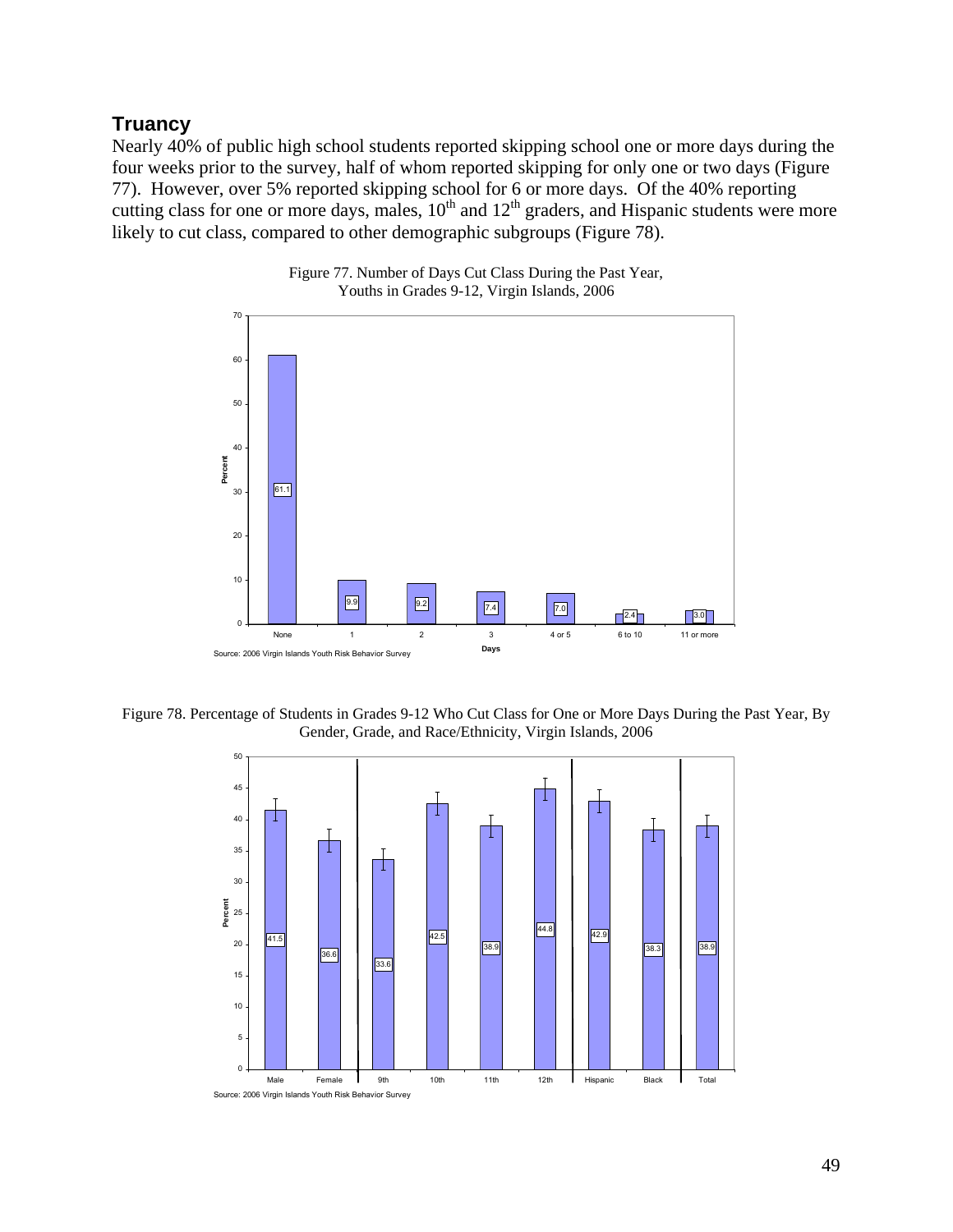## Truancy

Nearly 40% of public high school students reported skipping school one or more days during the four weeks prior to the survey, half of whom reported skipping for only one or two days (Figure 77). However, over 5% reported skipping school for 6 or more days. Of the 40% reporting cutting class for one or more days, males, 10th and 12th graders, and Hispanic students were more likely to cut class, compared to other demographic subgroups (Figure 78).

Figure 77. Number of Days Cut Class During the Past Year, Youths in Grades 9-12, Virgin Islands, 2006

| Days | Percent |
|---|---|
| None | 61.1 |
| 1 | 9.9 |
| 2 | 9.2 |
| 3 | 7.4 |
| 4 or 5 | 7.0 |
| 6 to 10 | 2.4 |
| 11 or more | 3.0 |

Source: 2006 Virgin Islands Youth Risk Behavior Survey

Figure 78. Percentage of Students in Grades 9-12 Who Cut Class for One or More Days During the Past Year, By Gender, Grade, and Race/Ethnicity, Virgin Islands, 2006

| Group | Percent |
|---|---|
| Male | 41.5 |
| Female | 36.6 |
| 9th | 33.6 |
| 10th | 42.5 |
| 11th | 38.9 |
| 12th | 44.8 |
| Hispanic | 42.9 |
| Black | 38.3 |
| Total | 38.9 |

Source: 2006 Virgin Islands Youth Risk Behavior Survey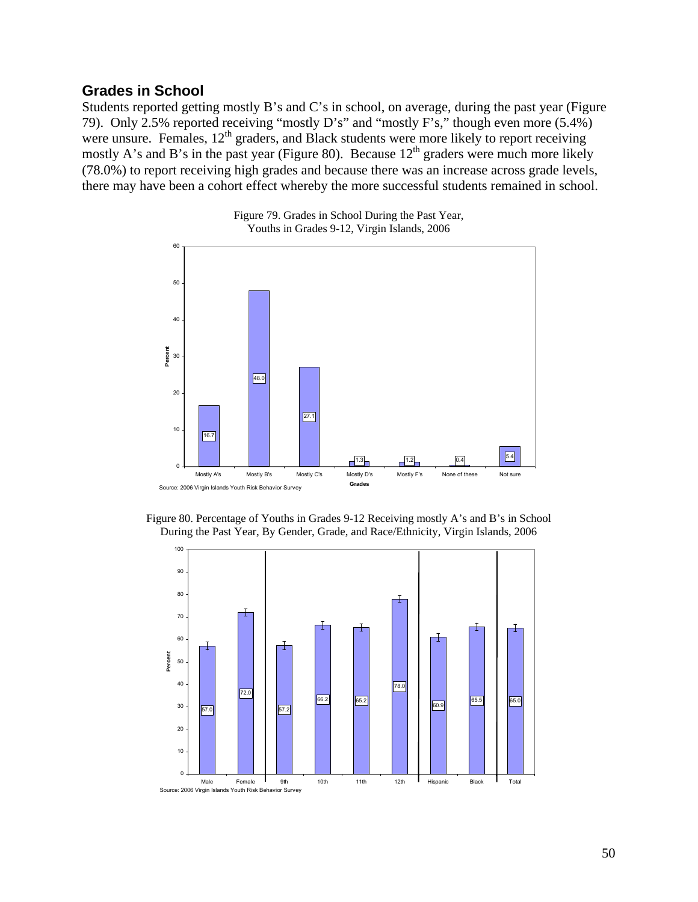## Grades in School

Students reported getting mostly B's and C's in school, on average, during the past year (Figure 79). Only 2.5% reported receiving "mostly D's" and "mostly F's," though even more (5.4%) were unsure. Females, 12th graders, and Black students were more likely to report receiving mostly A's and B's in the past year (Figure 80). Because 12th graders were much more likely (78.0%) to report receiving high grades and because there was an increase across grade levels, there may have been a cohort effect whereby the more successful students remained in school.

Figure 79. Grades in School During the Past Year, Youths in Grades 9-12, Virgin Islands, 2006

| Grades | Percent |
|---|---|
| Mostly A's | 16.7 |
| Mostly B's | 48.0 |
| Mostly C's | 27.1 |
| Mostly D's | 1.3 |
| Mostly F's | 1.2 |
| None of these | 0.4 |
| Not sure | 5.4 |

Source: 2006 Virgin Islands Youth Risk Behavior Survey

Figure 80. Percentage of Youths in Grades 9-12 Receiving mostly A's and B's in School During the Past Year, By Gender, Grade, and Race/Ethnicity, Virgin Islands, 2006

| Group | Percent |
|---|---|
| Male | 57.0 |
| Female | 72.0 |
| 9th | 57.2 |
| 10th | 66.2 |
| 11th | 65.2 |
| 12th | 78.0 |
| Hispanic | 60.9 |
| Black | 65.5 |
| Total | 65.0 |

Source: 2006 Virgin Islands Youth Risk Behavior Survey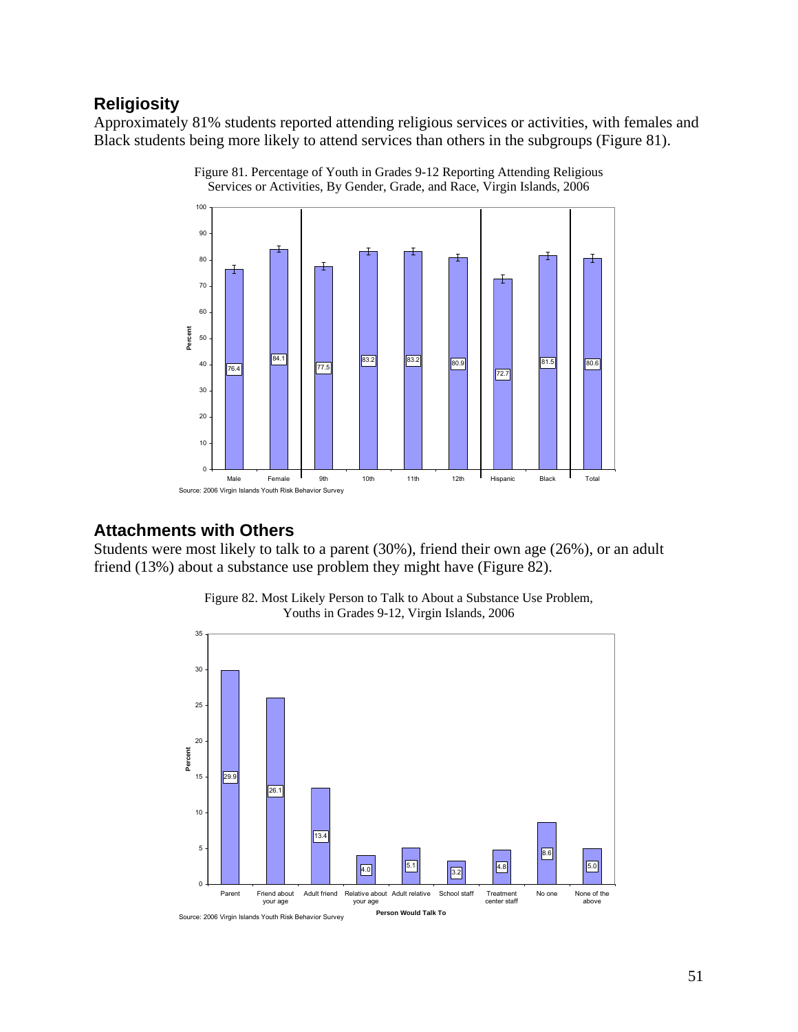## Religiosity

Approximately 81% students reported attending religious services or activities, with females and Black students being more likely to attend services than others in the subgroups (Figure 81).

Figure 81. Percentage of Youth in Grades 9-12 Reporting Attending Religious Services or Activities, By Gender, Grade, and Race, Virgin Islands, 2006

| | Male | Female | 9th | 10th | 11th | 12th | Hispanic | Black | Total |
|---|---|---|---|---|---|---|---|---|---|
| Percent | 76.4 | 84.1 | 77.5 | 83.2 | 83.2 | 80.9 | 72.7 | 81.5 | 80.6 |

Source: 2006 Virgin Islands Youth Risk Behavior Survey

## Attachments with Others

Students were most likely to talk to a parent (30%), friend their own age (26%), or an adult friend (13%) about a substance use problem they might have (Figure 82).

Figure 82. Most Likely Person to Talk to About a Substance Use Problem, Youths in Grades 9-12, Virgin Islands, 2006

| Person Would Talk To | Percent |
|---|---|
| Parent | 29.9 |
| Friend about your age | 26.1 |
| Adult friend | 13.4 |
| Relative about your age | 4.0 |
| Adult relative | 5.1 |
| School staff | 3.2 |
| Treatment center staff | 4.8 |
| No one | 8.6 |
| None of the above | 5.0 |

Source: 2006 Virgin Islands Youth Risk Behavior Survey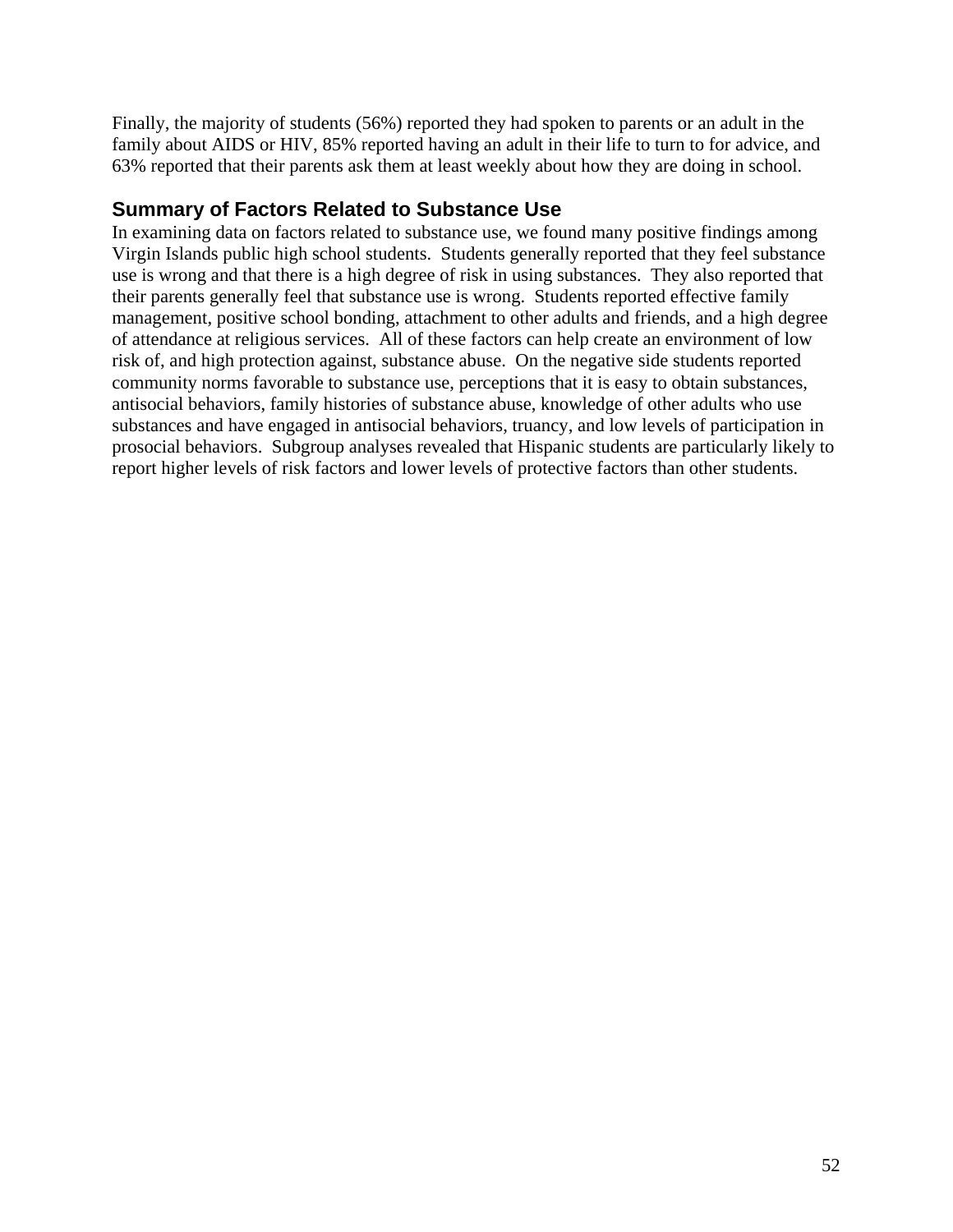Finally, the majority of students (56%) reported they had spoken to parents or an adult in the family about AIDS or HIV, 85% reported having an adult in their life to turn to for advice, and 63% reported that their parents ask them at least weekly about how they are doing in school.

## Summary of Factors Related to Substance Use

In examining data on factors related to substance use, we found many positive findings among Virgin Islands public high school students. Students generally reported that they feel substance use is wrong and that there is a high degree of risk in using substances. They also reported that their parents generally feel that substance use is wrong. Students reported effective family management, positive school bonding, attachment to other adults and friends, and a high degree of attendance at religious services. All of these factors can help create an environment of low risk of, and high protection against, substance abuse. On the negative side students reported community norms favorable to substance use, perceptions that it is easy to obtain substances, antisocial behaviors, family histories of substance abuse, knowledge of other adults who use substances and have engaged in antisocial behaviors, truancy, and low levels of participation in prosocial behaviors. Subgroup analyses revealed that Hispanic students are particularly likely to report higher levels of risk factors and lower levels of protective factors than other students.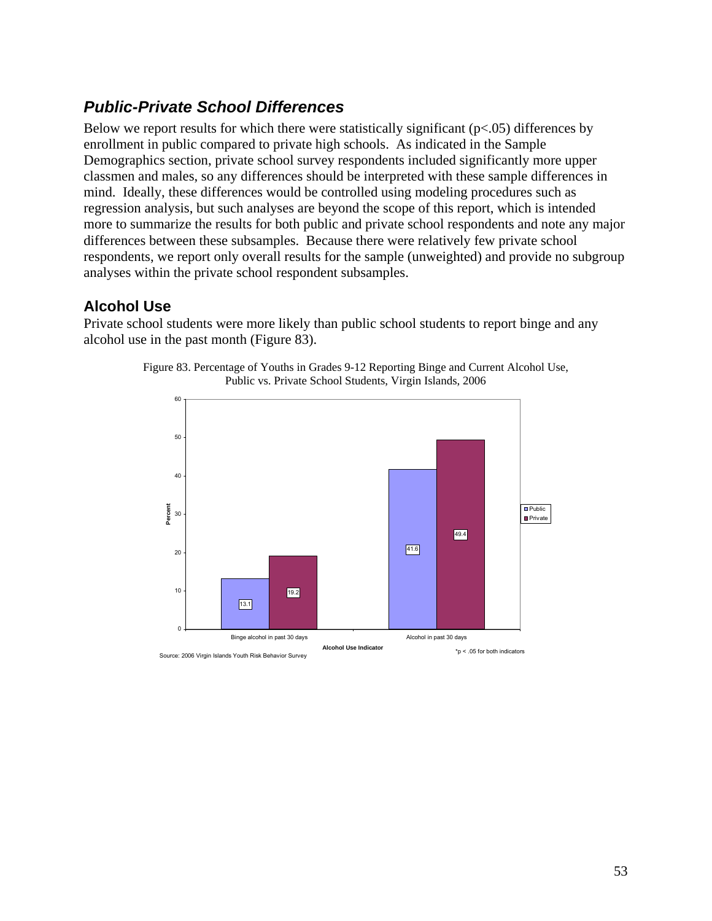## *Public-Private School Differences*

Below we report results for which there were statistically significant ($p<.05$) differences by enrollment in public compared to private high schools. As indicated in the Sample Demographics section, private school survey respondents included significantly more upper classmen and males, so any differences should be interpreted with these sample differences in mind. Ideally, these differences would be controlled using modeling procedures such as regression analysis, but such analyses are beyond the scope of this report, which is intended more to summarize the results for both public and private school respondents and note any major differences between these subsamples. Because there were relatively few private school respondents, we report only overall results for the sample (unweighted) and provide no subgroup analyses within the private school respondent subsamples.

### Alcohol Use

Private school students were more likely than public school students to report binge and any alcohol use in the past month (Figure 83).

Figure 83. Percentage of Youths in Grades 9-12 Reporting Binge and Current Alcohol Use, Public vs. Private School Students, Virgin Islands, 2006

| Alcohol Use Indicator | Public | Private |
|---|---|---|
| Binge alcohol in past 30 days | 13.1 | 19.2 |
| Alcohol in past 30 days | 41.6 | 49.4 |

*p < .05 for both indicators

Source: 2006 Virgin Islands Youth Risk Behavior Survey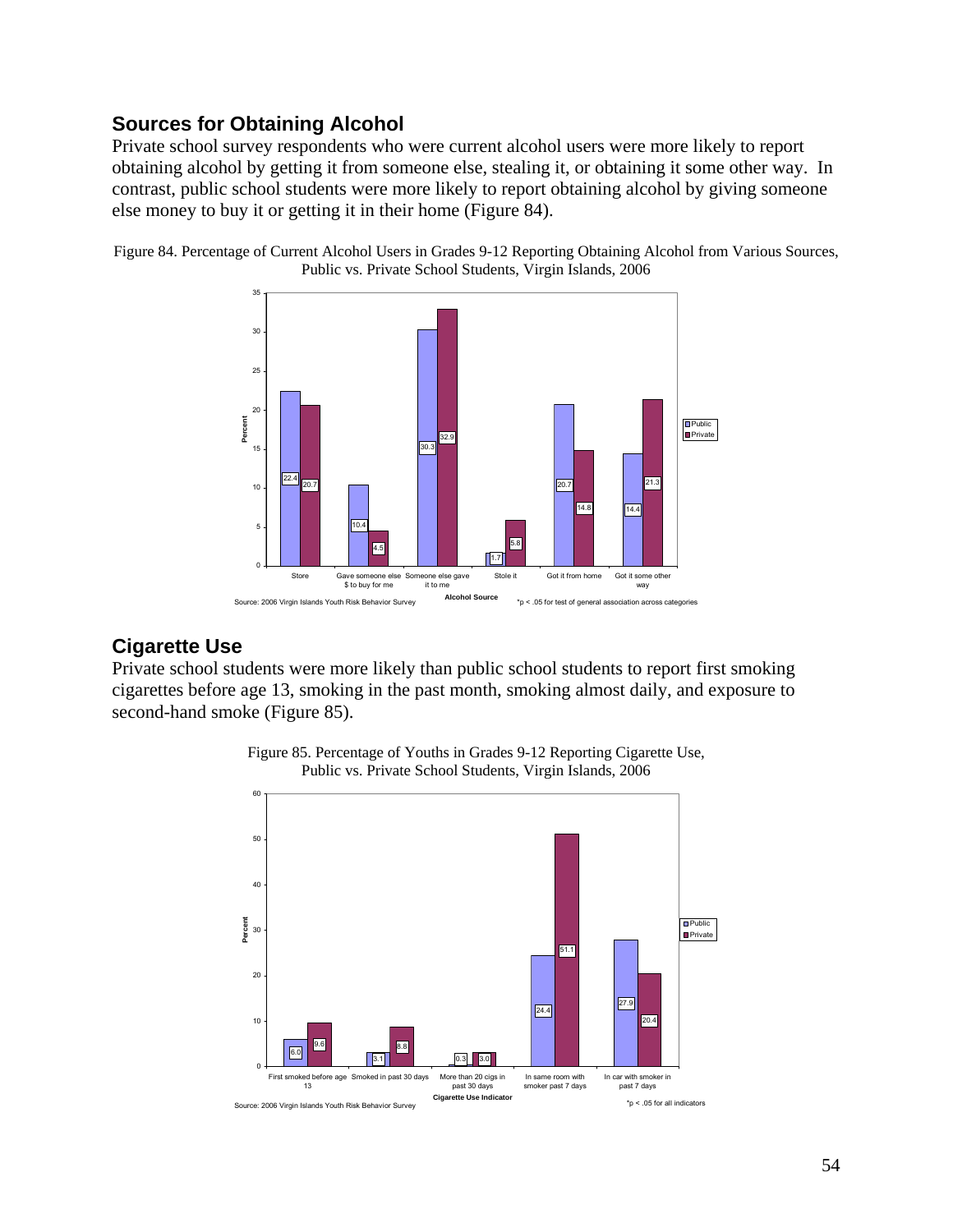## Sources for Obtaining Alcohol

Private school survey respondents who were current alcohol users were more likely to report obtaining alcohol by getting it from someone else, stealing it, or obtaining it some other way. In contrast, public school students were more likely to report obtaining alcohol by giving someone else money to buy it or getting it in their home (Figure 84).

Figure 84. Percentage of Current Alcohol Users in Grades 9-12 Reporting Obtaining Alcohol from Various Sources, Public vs. Private School Students, Virgin Islands, 2006

| Alcohol Source | Public | Private |
|---|---|---|
| Store | 22.4 | 20.7 |
| Gave someone else $ to buy for me | 10.4 | 4.5 |
| Someone else gave it to me | 30.3 | 32.9 |
| Stole it | 1.7 | 5.8 |
| Got it from home | 20.7 | 14.8 |
| Got it some other way | 14.4 | 21.3 |

Source: 2006 Virgin Islands Youth Risk Behavior Survey

*p < .05 for test of general association across categories

## Cigarette Use

Private school students were more likely than public school students to report first smoking cigarettes before age 13, smoking in the past month, smoking almost daily, and exposure to second-hand smoke (Figure 85).

Figure 85. Percentage of Youths in Grades 9-12 Reporting Cigarette Use, Public vs. Private School Students, Virgin Islands, 2006

| Cigarette Use Indicator | Public | Private |
|---|---|---|
| First smoked before age 13 | 6.0 | 9.6 |
| Smoked in past 30 days | 3.1 | 8.8 |
| More than 20 cigs in past 30 days | 0.3 | 3.0 |
| In same room with smoker past 7 days | 24.4 | 51.1 |
| In car with smoker in past 7 days | 27.9 | 20.4 |

Source: 2006 Virgin Islands Youth Risk Behavior Survey

*p < .05 for all indicators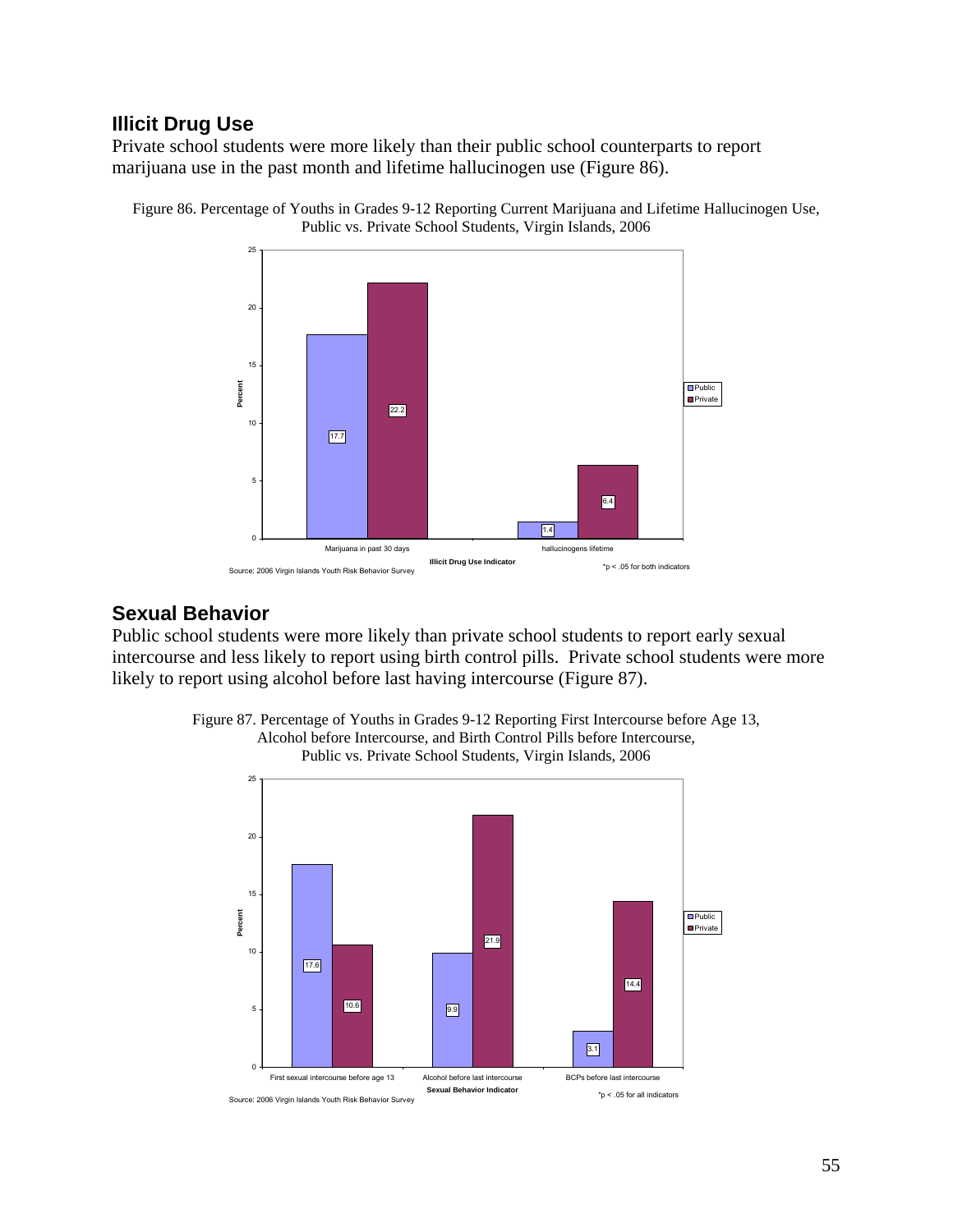## Illicit Drug Use

Private school students were more likely than their public school counterparts to report marijuana use in the past month and lifetime hallucinogen use (Figure 86).

Figure 86. Percentage of Youths in Grades 9-12 Reporting Current Marijuana and Lifetime Hallucinogen Use, Public vs. Private School Students, Virgin Islands, 2006

| Illicit Drug Use Indicator | Public | Private |
|---|---|---|
| Marijuana in past 30 days | 17.7 | 22.2 |
| hallucinogens lifetime | 1.4 | 6.4 |

Source: 2006 Virgin Islands Youth Risk Behavior Survey

*p < .05 for both indicators

## Sexual Behavior

Public school students were more likely than private school students to report early sexual intercourse and less likely to report using birth control pills. Private school students were more likely to report using alcohol before last having intercourse (Figure 87).

Figure 87. Percentage of Youths in Grades 9-12 Reporting First Intercourse before Age 13, Alcohol before Intercourse, and Birth Control Pills before Intercourse, Public vs. Private School Students, Virgin Islands, 2006

| Sexual Behavior Indicator | Public | Private |
|---|---|---|
| First sexual intercourse before age 13 | 17.6 | 10.6 |
| Alcohol before last intercourse | 9.9 | 21.9 |
| BCPs before last intercourse | 3.1 | 14.4 |

Source: 2006 Virgin Islands Youth Risk Behavior Survey

*p < .05 for all indicators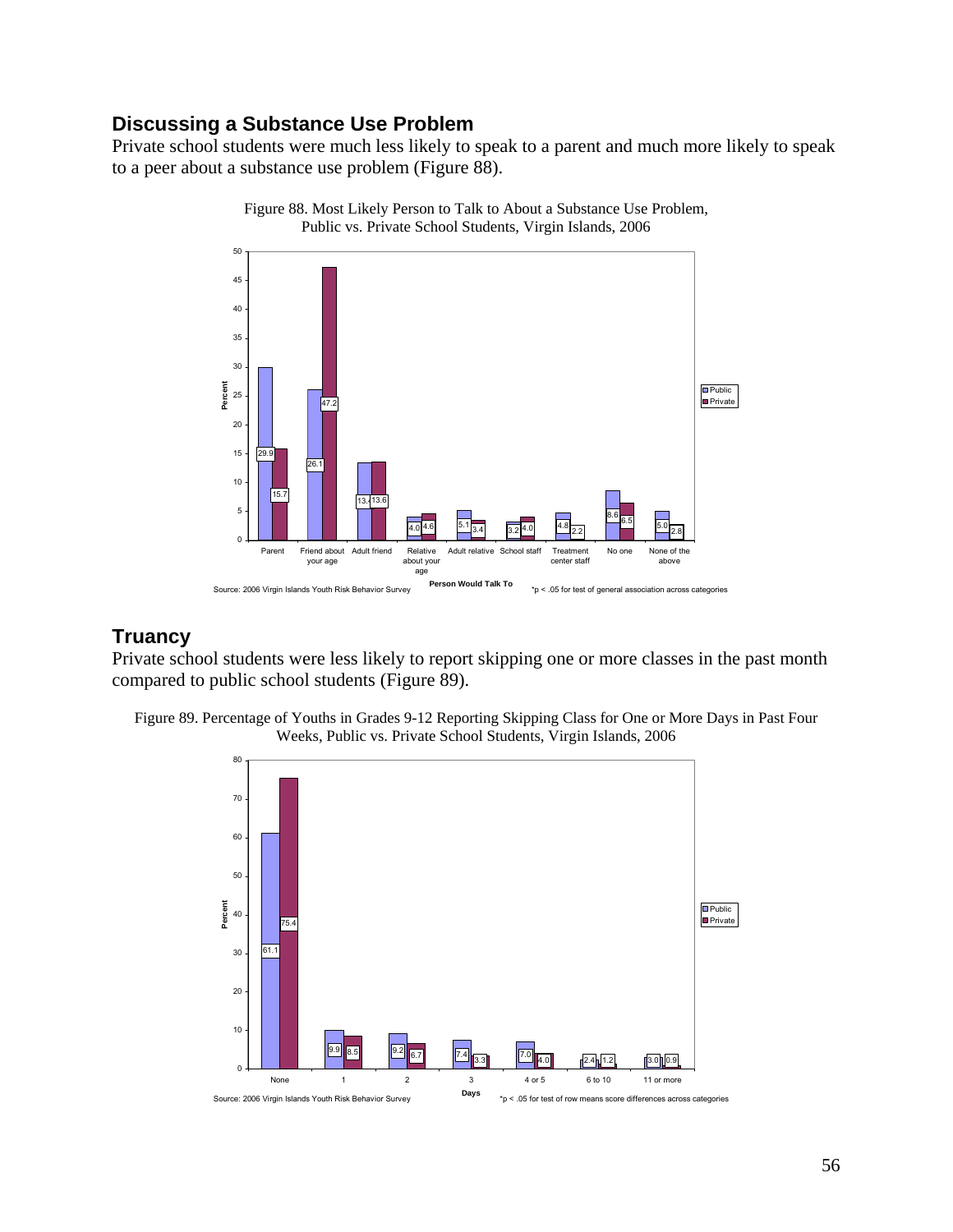## Discussing a Substance Use Problem

Private school students were much less likely to speak to a parent and much more likely to speak to a peer about a substance use problem (Figure 88).

Figure 88. Most Likely Person to Talk to About a Substance Use Problem, Public vs. Private School Students, Virgin Islands, 2006

| Person Would Talk To | Public | Private |
|---|---|---|
| Parent | 29.9 | 15.7 |
| Friend about your age | 26.1 | 47.2 |
| Adult friend | 13.4 | 13.6 |
| Relative about your age | 4.0 | 4.6 |
| Adult relative | 5.1 | 3.4 |
| School staff | 3.2 | 4.0 |
| Treatment center staff | 4.8 | 2.2 |
| No one | 8.6 | 6.5 |
| None of the above | 5.0 | 2.8 |

Source: 2006 Virgin Islands Youth Risk Behavior Survey

*p < .05 for test of general association across categories

## Truancy

Private school students were less likely to report skipping one or more classes in the past month compared to public school students (Figure 89).

Figure 89. Percentage of Youths in Grades 9-12 Reporting Skipping Class for One or More Days in Past Four Weeks, Public vs. Private School Students, Virgin Islands, 2006

| Days | Public | Private |
|---|---|---|
| None | 61.1 | 75.4 |
| 1 | 9.9 | 8.5 |
| 2 | 9.2 | 6.7 |
| 3 | 7.4 | 3.3 |
| 4 or 5 | 7.0 | 4.0 |
| 6 to 10 | 2.4 | 1.2 |
| 11 or more | 3.0 | 0.9 |

Source: 2006 Virgin Islands Youth Risk Behavior Survey

*p < .05 for test of row means score differences across categories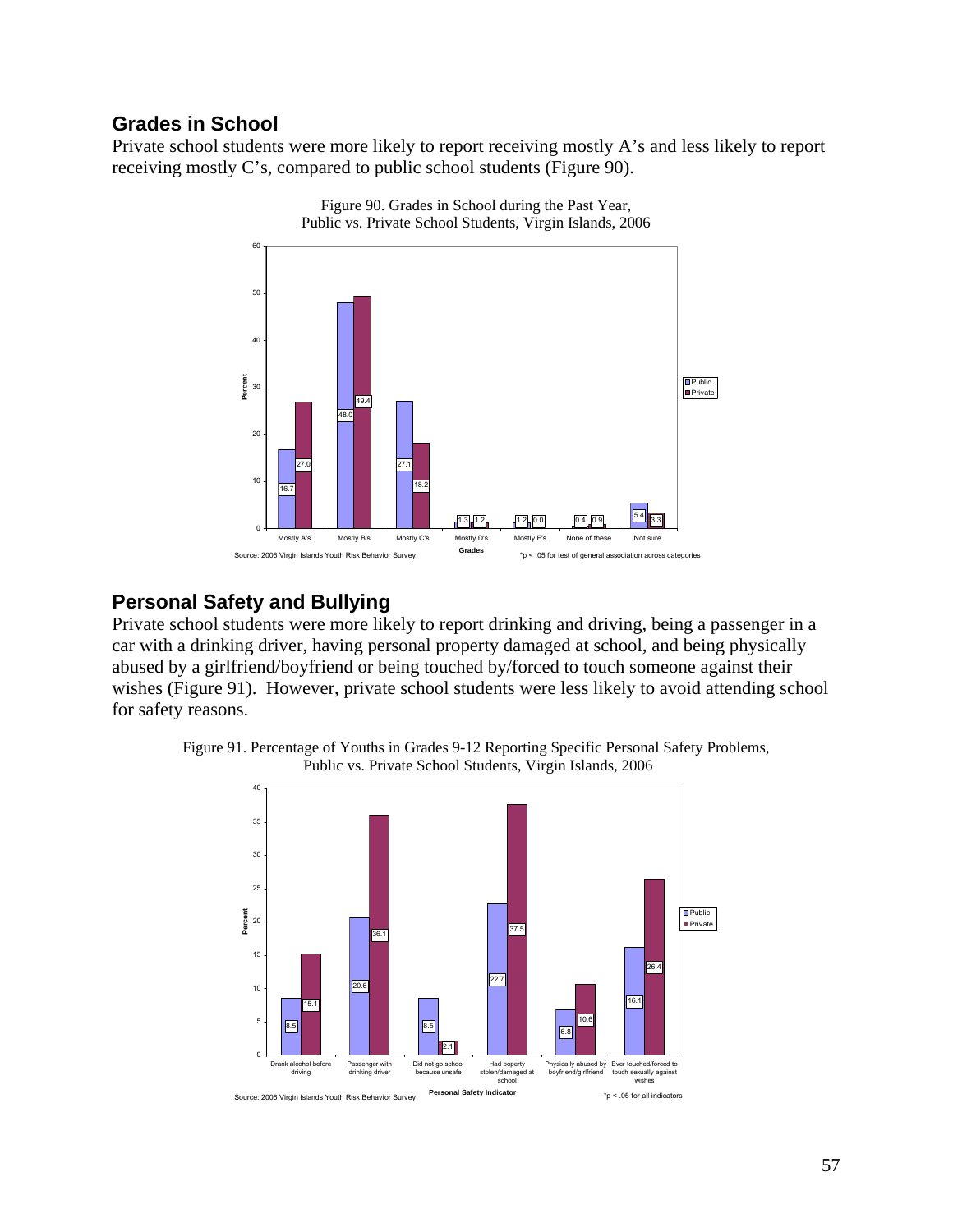## Grades in School

Private school students were more likely to report receiving mostly A's and less likely to report receiving mostly C's, compared to public school students (Figure 90).

Figure 90. Grades in School during the Past Year, Public vs. Private School Students, Virgin Islands, 2006

| Grades | Public | Private |
| --- | --- | --- |
| Mostly A's | 16.7 | 27.0 |
| Mostly B's | 48.0 | 49.4 |
| Mostly C's | 27.1 | 18.2 |
| Mostly D's | 1.3 | 1.2 |
| Mostly F's | 1.2 | 0.0 |
| None of these | 0.4 | 0.9 |
| Not sure | 5.4 | 3.3 |

Source: 2006 Virgin Islands Youth Risk Behavior Survey

*p < .05 for test of general association across categories

## Personal Safety and Bullying

Private school students were more likely to report drinking and driving, being a passenger in a car with a drinking driver, having personal property damaged at school, and being physically abused by a girlfriend/boyfriend or being touched by/forced to touch someone against their wishes (Figure 91). However, private school students were less likely to avoid attending school for safety reasons.

Figure 91. Percentage of Youths in Grades 9-12 Reporting Specific Personal Safety Problems, Public vs. Private School Students, Virgin Islands, 2006

| Personal Safety Indicator | Public | Private |
| --- | --- | --- |
| Drank alcohol before driving | 8.5 | 15.1 |
| Passenger with drinking driver | 20.6 | 36.1 |
| Did not go school because unsafe | 8.5 | 2.1 |
| Had poperty stolen/damaged at school | 22.7 | 37.5 |
| Physically abused by boyfriend/girlfriend | 6.8 | 10.6 |
| Ever touched/forced to touch sexually against wishes | 16.1 | 26.4 |

Source: 2006 Virgin Islands Youth Risk Behavior Survey

*p < .05 for all indicators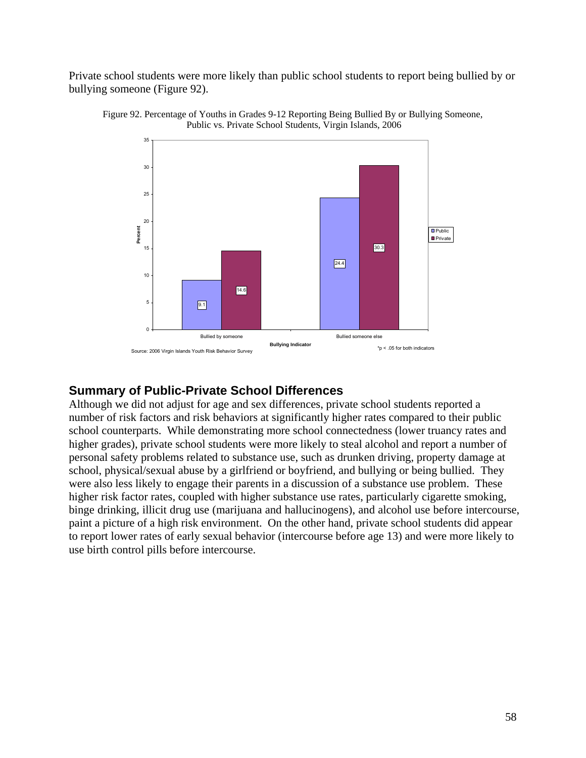Private school students were more likely than public school students to report being bullied by or bullying someone (Figure 92).

Figure 92. Percentage of Youths in Grades 9-12 Reporting Being Bullied By or Bullying Someone, Public vs. Private School Students, Virgin Islands, 2006

| Bullying Indicator | Public | Private |
|---|---|---|
| Bullied by someone | 9.1 | 14.6 |
| Bullied someone else | 24.4 | 30.3 |

Source: 2006 Virgin Islands Youth Risk Behavior Survey

*$p < .05$ for both indicators

## Summary of Public-Private School Differences

Although we did not adjust for age and sex differences, private school students reported a number of risk factors and risk behaviors at significantly higher rates compared to their public school counterparts. While demonstrating more school connectedness (lower truancy rates and higher grades), private school students were more likely to steal alcohol and report a number of personal safety problems related to substance use, such as drunken driving, property damage at school, physical/sexual abuse by a girlfriend or boyfriend, and bullying or being bullied. They were also less likely to engage their parents in a discussion of a substance use problem. These higher risk factor rates, coupled with higher substance use rates, particularly cigarette smoking, binge drinking, illicit drug use (marijuana and hallucinogens), and alcohol use before intercourse, paint a picture of a high risk environment. On the other hand, private school students did appear to report lower rates of early sexual behavior (intercourse before age 13) and were more likely to use birth control pills before intercourse.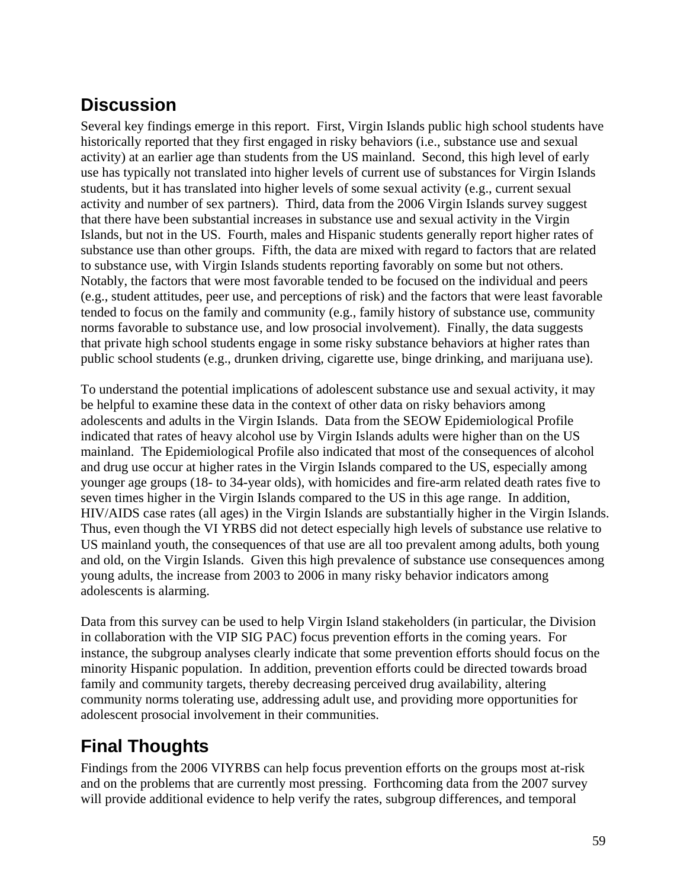## Discussion

Several key findings emerge in this report. First, Virgin Islands public high school students have historically reported that they first engaged in risky behaviors (i.e., substance use and sexual activity) at an earlier age than students from the US mainland. Second, this high level of early use has typically not translated into higher levels of current use of substances for Virgin Islands students, but it has translated into higher levels of some sexual activity (e.g., current sexual activity and number of sex partners). Third, data from the 2006 Virgin Islands survey suggest that there have been substantial increases in substance use and sexual activity in the Virgin Islands, but not in the US. Fourth, males and Hispanic students generally report higher rates of substance use than other groups. Fifth, the data are mixed with regard to factors that are related to substance use, with Virgin Islands students reporting favorably on some but not others. Notably, the factors that were most favorable tended to be focused on the individual and peers (e.g., student attitudes, peer use, and perceptions of risk) and the factors that were least favorable tended to focus on the family and community (e.g., family history of substance use, community norms favorable to substance use, and low prosocial involvement). Finally, the data suggests that private high school students engage in some risky substance behaviors at higher rates than public school students (e.g., drunken driving, cigarette use, binge drinking, and marijuana use).

To understand the potential implications of adolescent substance use and sexual activity, it may be helpful to examine these data in the context of other data on risky behaviors among adolescents and adults in the Virgin Islands. Data from the SEOW Epidemiological Profile indicated that rates of heavy alcohol use by Virgin Islands adults were higher than on the US mainland. The Epidemiological Profile also indicated that most of the consequences of alcohol and drug use occur at higher rates in the Virgin Islands compared to the US, especially among younger age groups (18- to 34-year olds), with homicides and fire-arm related death rates five to seven times higher in the Virgin Islands compared to the US in this age range. In addition, HIV/AIDS case rates (all ages) in the Virgin Islands are substantially higher in the Virgin Islands. Thus, even though the VI YRBS did not detect especially high levels of substance use relative to US mainland youth, the consequences of that use are all too prevalent among adults, both young and old, on the Virgin Islands. Given this high prevalence of substance use consequences among young adults, the increase from 2003 to 2006 in many risky behavior indicators among adolescents is alarming.

Data from this survey can be used to help Virgin Island stakeholders (in particular, the Division in collaboration with the VIP SIG PAC) focus prevention efforts in the coming years. For instance, the subgroup analyses clearly indicate that some prevention efforts should focus on the minority Hispanic population. In addition, prevention efforts could be directed towards broad family and community targets, thereby decreasing perceived drug availability, altering community norms tolerating use, addressing adult use, and providing more opportunities for adolescent prosocial involvement in their communities.

## Final Thoughts

Findings from the 2006 VIYRBS can help focus prevention efforts on the groups most at-risk and on the problems that are currently most pressing. Forthcoming data from the 2007 survey will provide additional evidence to help verify the rates, subgroup differences, and temporal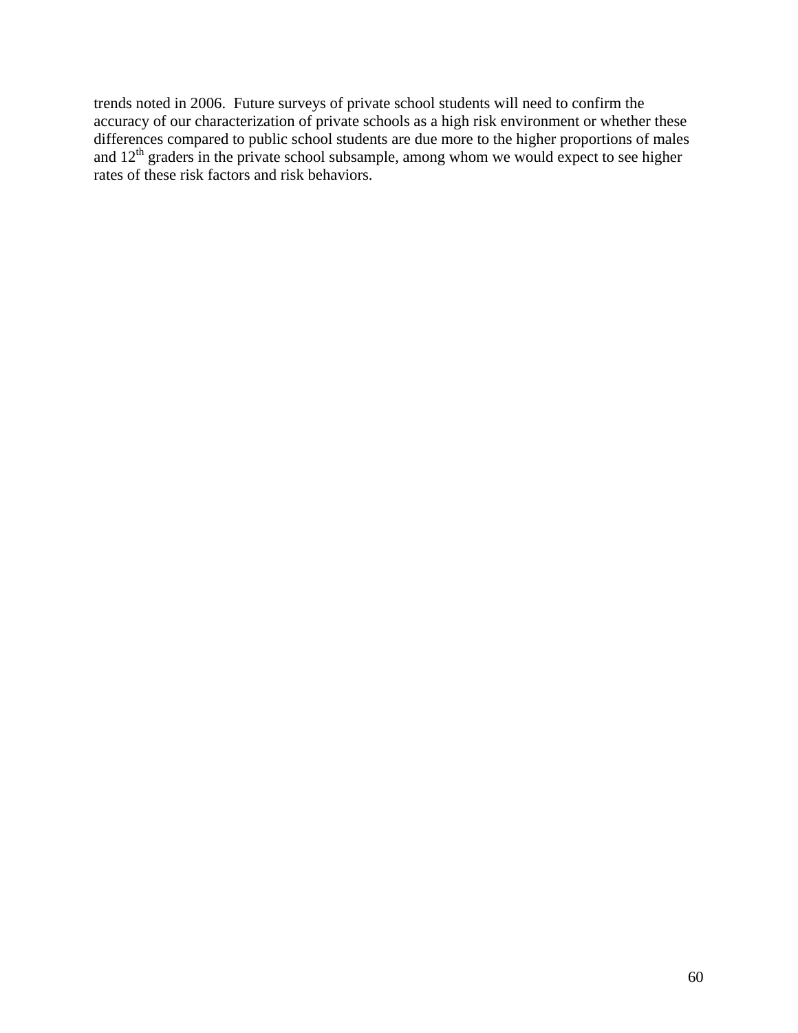trends noted in 2006. Future surveys of private school students will need to confirm the accuracy of our characterization of private schools as a high risk environment or whether these differences compared to public school students are due more to the higher proportions of males and 12th graders in the private school subsample, among whom we would expect to see higher rates of these risk factors and risk behaviors.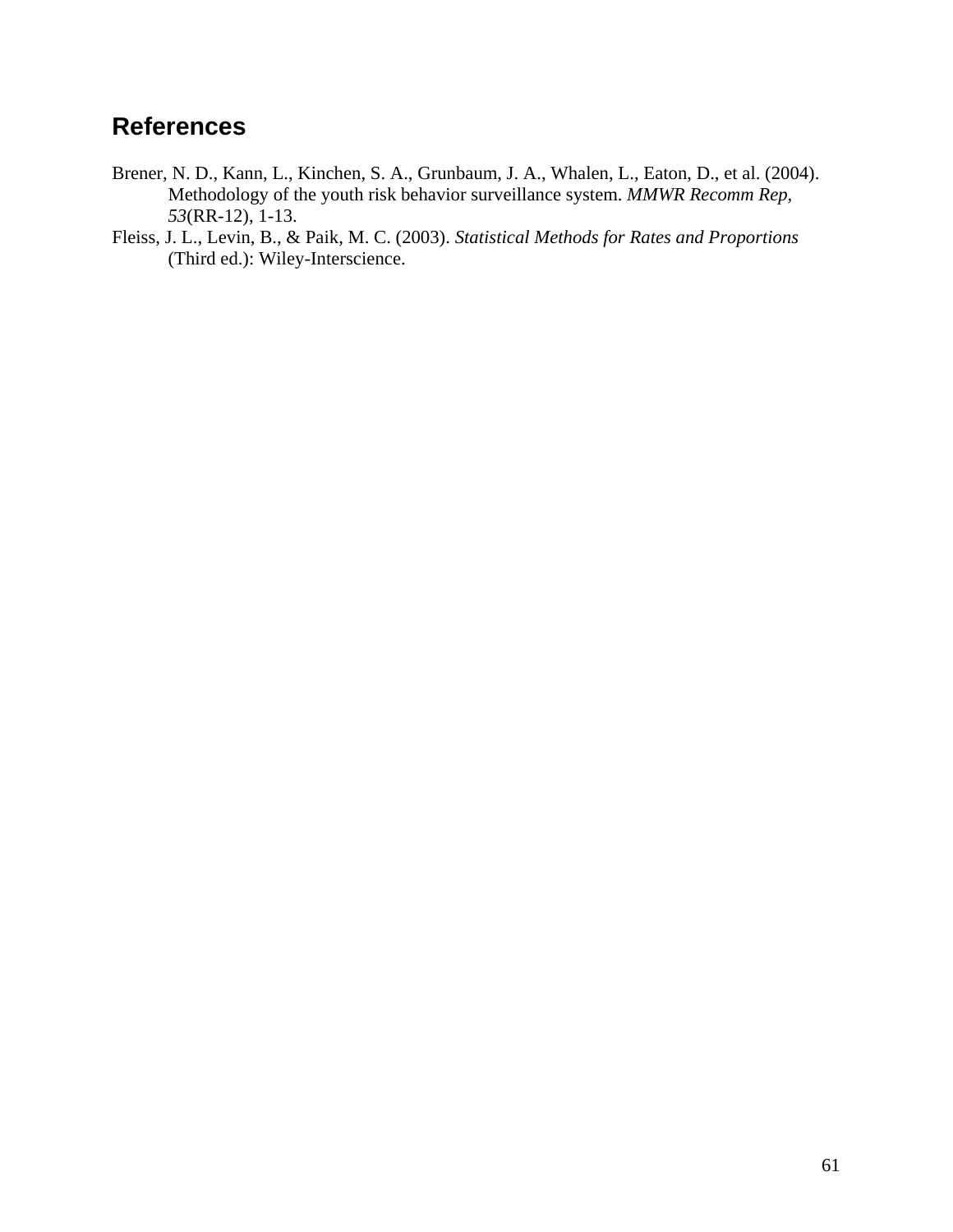## References

Brener, N. D., Kann, L., Kinchen, S. A., Grunbaum, J. A., Whalen, L., Eaton, D., et al. (2004). Methodology of the youth risk behavior surveillance system. *MMWR Recomm Rep, 53*(RR-12), 1-13.

Fleiss, J. L., Levin, B., & Paik, M. C. (2003). *Statistical Methods for Rates and Proportions* (Third ed.): Wiley-Interscience.